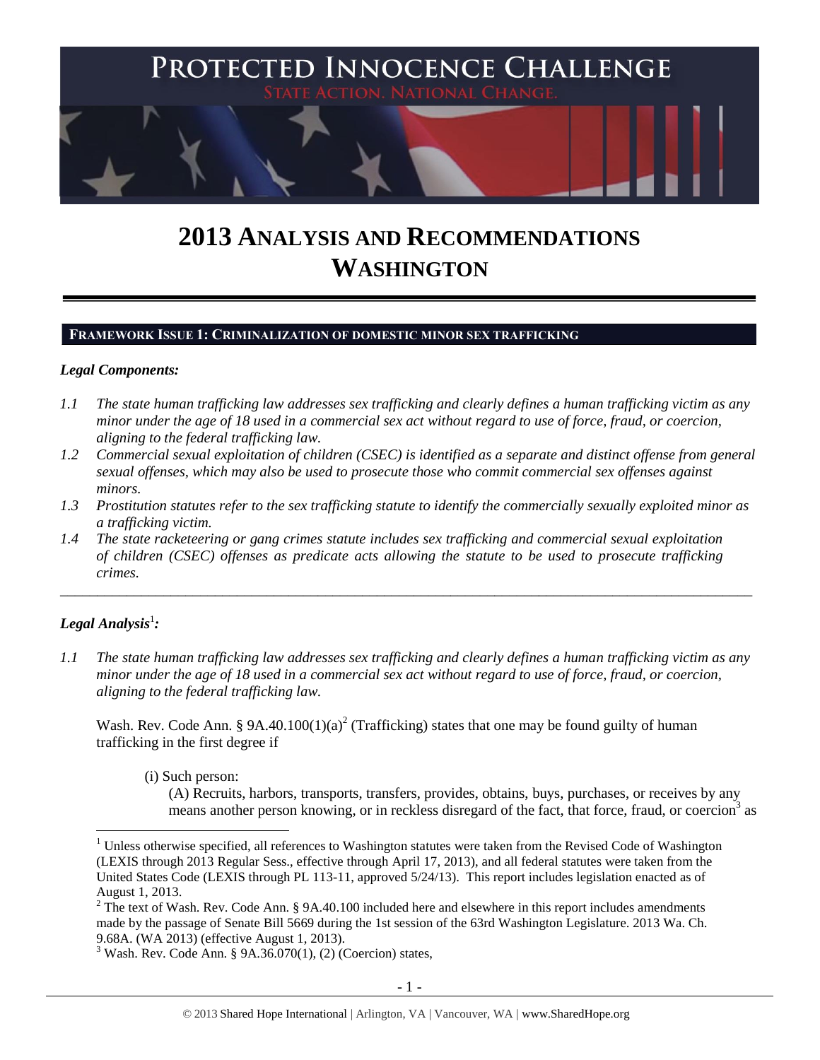# PROTECTED INNOCENCE CHALLENGE

STATE ACTION. NATIONAL CHANGE.

# 2013 ANALYSIS AND RECOMMENDATIONS WASHINGTON

## FRAMEWORK ISSUE 1: CRIMINALIZATION OF DOMESTIC MINOR SEX TRAFFICKING

***Legal Components:***

*1.1 The state human trafficking law addresses sex trafficking and clearly defines a human trafficking victim as any minor under the age of 18 used in a commercial sex act without regard to use of force, fraud, or coercion, aligning to the federal trafficking law.*

*1.2 Commercial sexual exploitation of children (CSEC) is identified as a separate and distinct offense from general sexual offenses, which may also be used to prosecute those who commit commercial sex offenses against minors.*

*1.3 Prostitution statutes refer to the sex trafficking statute to identify the commercially sexually exploited minor as a trafficking victim.*

*1.4 The state racketeering or gang crimes statute includes sex trafficking and commercial sexual exploitation of children (CSEC) offenses as predicate acts allowing the statute to be used to prosecute trafficking crimes.*

---

***Legal Analysis***[1]***:***

*1.1 The state human trafficking law addresses sex trafficking and clearly defines a human trafficking victim as any minor under the age of 18 used in a commercial sex act without regard to use of force, fraud, or coercion, aligning to the federal trafficking law.*

Wash. Rev. Code Ann. § 9A.40.100(1)(a)[2] (Trafficking) states that one may be found guilty of human trafficking in the first degree if

(i) Such person:

(A) Recruits, harbors, transports, transfers, provides, obtains, buys, purchases, or receives by any means another person knowing, or in reckless disregard of the fact, that force, fraud, or coercion[3] as

---

[1] Unless otherwise specified, all references to Washington statutes were taken from the Revised Code of Washington (LEXIS through 2013 Regular Sess., effective through April 17, 2013), and all federal statutes were taken from the United States Code (LEXIS through PL 113-11, approved 5/24/13). This report includes legislation enacted as of August 1, 2013.

[2] The text of Wash. Rev. Code Ann. § 9A.40.100 included here and elsewhere in this report includes amendments made by the passage of Senate Bill 5669 during the 1st session of the 63rd Washington Legislature. 2013 Wa. Ch. 9.68A. (WA 2013) (effective August 1, 2013).

[3] Wash. Rev. Code Ann. § 9A.36.070(1), (2) (Coercion) states,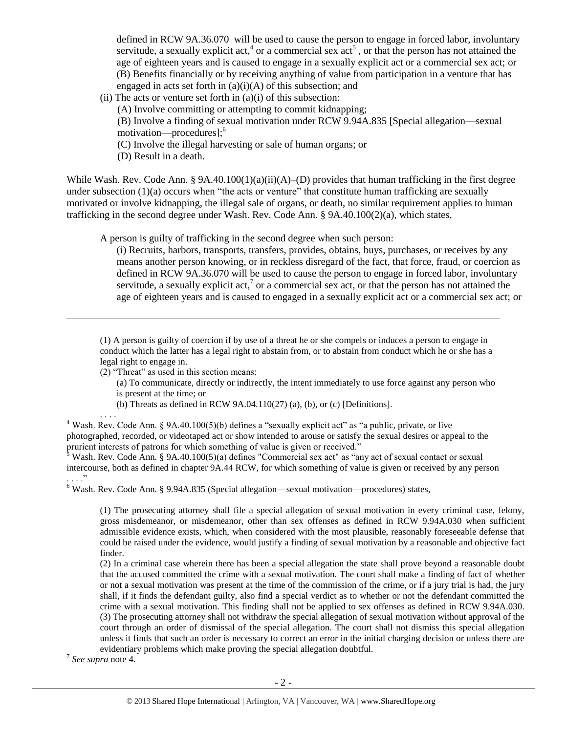defined in RCW 9A.36.070 will be used to cause the person to engage in forced labor, involuntary servitude, a sexually explicit act,[4] or a commercial sex act[5] , or that the person has not attained the age of eighteen years and is caused to engage in a sexually explicit act or a commercial sex act; or

(B) Benefits financially or by receiving anything of value from participation in a venture that has engaged in acts set forth in (a)(i)(A) of this subsection; and

(ii) The acts or venture set forth in (a)(i) of this subsection:

(A) Involve committing or attempting to commit kidnapping;

(B) Involve a finding of sexual motivation under RCW 9.94A.835 [Special allegation—sexual motivation—procedures];[6]

(C) Involve the illegal harvesting or sale of human organs; or

(D) Result in a death.

While Wash. Rev. Code Ann. § 9A.40.100(1)(a)(ii)(A)–(D) provides that human trafficking in the first degree under subsection (1)(a) occurs when "the acts or venture" that constitute human trafficking are sexually motivated or involve kidnapping, the illegal sale of organs, or death, no similar requirement applies to human trafficking in the second degree under Wash. Rev. Code Ann. § 9A.40.100(2)(a), which states,

> A person is guilty of trafficking in the second degree when such person:
>
> (i) Recruits, harbors, transports, transfers, provides, obtains, buys, purchases, or receives by any means another person knowing, or in reckless disregard of the fact, that force, fraud, or coercion as defined in RCW 9A.36.070 will be used to cause the person to engage in forced labor, involuntary servitude, a sexually explicit act,[7] or a commercial sex act, or that the person has not attained the age of eighteen years and is caused to engaged in a sexually explicit act or a commercial sex act; or

---

(1) A person is guilty of coercion if by use of a threat he or she compels or induces a person to engage in conduct which the latter has a legal right to abstain from, or to abstain from conduct which he or she has a legal right to engage in.

(2) "Threat" as used in this section means:

(a) To communicate, directly or indirectly, the intent immediately to use force against any person who is present at the time; or

(b) Threats as defined in RCW 9A.04.110(27) (a), (b), or (c) [Definitions].

. . . .

[4] Wash. Rev. Code Ann. § 9A.40.100(5)(b) defines a "sexually explicit act" as "a public, private, or live photographed, recorded, or videotaped act or show intended to arouse or satisfy the sexual desires or appeal to the prurient interests of patrons for which something of value is given or received."

[5] Wash. Rev. Code Ann. § 9A.40.100(5)(a) defines "Commercial sex act" as "any act of sexual contact or sexual intercourse, both as defined in chapter 9A.44 RCW, for which something of value is given or received by any person . . . ."

[6] Wash. Rev. Code Ann. § 9.94A.835 (Special allegation—sexual motivation—procedures) states,

> (1) The prosecuting attorney shall file a special allegation of sexual motivation in every criminal case, felony, gross misdemeanor, or misdemeanor, other than sex offenses as defined in RCW 9.94A.030 when sufficient admissible evidence exists, which, when considered with the most plausible, reasonably foreseeable defense that could be raised under the evidence, would justify a finding of sexual motivation by a reasonable and objective fact finder.
>
> (2) In a criminal case wherein there has been a special allegation the state shall prove beyond a reasonable doubt that the accused committed the crime with a sexual motivation. The court shall make a finding of fact of whether or not a sexual motivation was present at the time of the commission of the crime, or if a jury trial is had, the jury shall, if it finds the defendant guilty, also find a special verdict as to whether or not the defendant committed the crime with a sexual motivation. This finding shall not be applied to sex offenses as defined in RCW 9.94A.030.
>
> (3) The prosecuting attorney shall not withdraw the special allegation of sexual motivation without approval of the court through an order of dismissal of the special allegation. The court shall not dismiss this special allegation unless it finds that such an order is necessary to correct an error in the initial charging decision or unless there are evidentiary problems which make proving the special allegation doubtful.

[7] *See supra* note 4.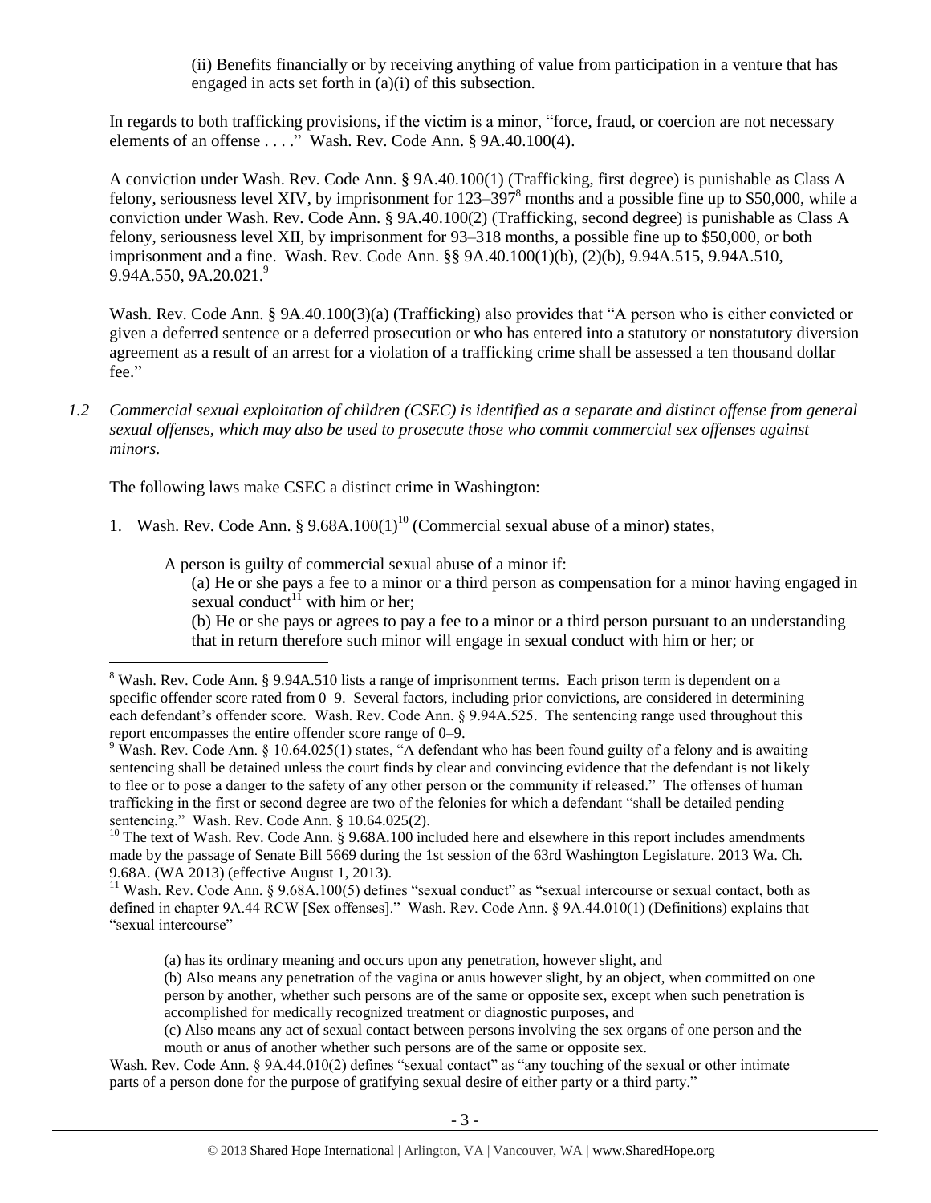(ii) Benefits financially or by receiving anything of value from participation in a venture that has engaged in acts set forth in (a)(i) of this subsection.

In regards to both trafficking provisions, if the victim is a minor, "force, fraud, or coercion are not necessary elements of an offense . . . ." Wash. Rev. Code Ann. § 9A.40.100(4).

A conviction under Wash. Rev. Code Ann. § 9A.40.100(1) (Trafficking, first degree) is punishable as Class A felony, seriousness level XIV, by imprisonment for 123–397[8] months and a possible fine up to $50,000, while a conviction under Wash. Rev. Code Ann. § 9A.40.100(2) (Trafficking, second degree) is punishable as Class A felony, seriousness level XII, by imprisonment for 93–318 months, a possible fine up to $50,000, or both imprisonment and a fine. Wash. Rev. Code Ann. §§ 9A.40.100(1)(b), (2)(b), 9.94A.515, 9.94A.510, 9.94A.550, 9A.20.021.[9]

Wash. Rev. Code Ann. § 9A.40.100(3)(a) (Trafficking) also provides that "A person who is either convicted or given a deferred sentence or a deferred prosecution or who has entered into a statutory or nonstatutory diversion agreement as a result of an arrest for a violation of a trafficking crime shall be assessed a ten thousand dollar fee."

*1.2 Commercial sexual exploitation of children (CSEC) is identified as a separate and distinct offense from general sexual offenses, which may also be used to prosecute those who commit commercial sex offenses against minors.*

The following laws make CSEC a distinct crime in Washington:

1. Wash. Rev. Code Ann. § 9.68A.100(1)[10] (Commercial sexual abuse of a minor) states,

   A person is guilty of commercial sexual abuse of a minor if:
   
   (a) He or she pays a fee to a minor or a third person as compensation for a minor having engaged in sexual conduct[11] with him or her;
   
   (b) He or she pays or agrees to pay a fee to a minor or a third person pursuant to an understanding that in return therefore such minor will engage in sexual conduct with him or her; or

---

[8] Wash. Rev. Code Ann. § 9.94A.510 lists a range of imprisonment terms. Each prison term is dependent on a specific offender score rated from 0–9. Several factors, including prior convictions, are considered in determining each defendant's offender score. Wash. Rev. Code Ann. § 9.94A.525. The sentencing range used throughout this report encompasses the entire offender score range of 0–9.

[9] Wash. Rev. Code Ann. § 10.64.025(1) states, "A defendant who has been found guilty of a felony and is awaiting sentencing shall be detained unless the court finds by clear and convincing evidence that the defendant is not likely to flee or to pose a danger to the safety of any other person or the community if released." The offenses of human trafficking in the first or second degree are two of the felonies for which a defendant "shall be detailed pending sentencing." Wash. Rev. Code Ann. § 10.64.025(2).

[10] The text of Wash. Rev. Code Ann. § 9.68A.100 included here and elsewhere in this report includes amendments made by the passage of Senate Bill 5669 during the 1st session of the 63rd Washington Legislature. 2013 Wa. Ch. 9.68A. (WA 2013) (effective August 1, 2013).

[11] Wash. Rev. Code Ann. § 9.68A.100(5) defines "sexual conduct" as "sexual intercourse or sexual contact, both as defined in chapter 9A.44 RCW [Sex offenses]." Wash. Rev. Code Ann. § 9A.44.010(1) (Definitions) explains that "sexual intercourse"

> (a) has its ordinary meaning and occurs upon any penetration, however slight, and
>
> (b) Also means any penetration of the vagina or anus however slight, by an object, when committed on one person by another, whether such persons are of the same or opposite sex, except when such penetration is accomplished for medically recognized treatment or diagnostic purposes, and
>
> (c) Also means any act of sexual contact between persons involving the sex organs of one person and the mouth or anus of another whether such persons are of the same or opposite sex.

Wash. Rev. Code Ann. § 9A.44.010(2) defines "sexual contact" as "any touching of the sexual or other intimate parts of a person done for the purpose of gratifying sexual desire of either party or a third party."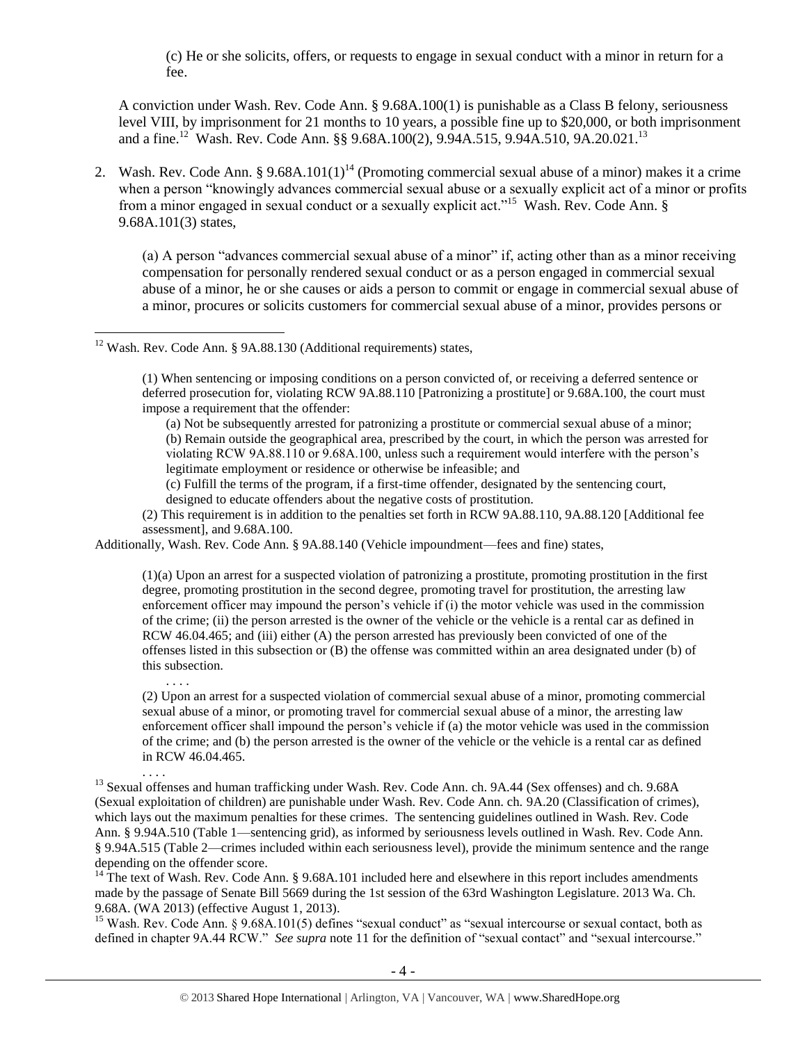(c) He or she solicits, offers, or requests to engage in sexual conduct with a minor in return for a fee.

A conviction under Wash. Rev. Code Ann. § 9.68A.100(1) is punishable as a Class B felony, seriousness level VIII, by imprisonment for 21 months to 10 years, a possible fine up to $20,000, or both imprisonment and a fine.[12] Wash. Rev. Code Ann. §§ 9.68A.100(2), 9.94A.515, 9.94A.510, 9A.20.021.[13]

2. Wash. Rev. Code Ann. § 9.68A.101(1)[14] (Promoting commercial sexual abuse of a minor) makes it a crime when a person "knowingly advances commercial sexual abuse or a sexually explicit act of a minor or profits from a minor engaged in sexual conduct or a sexually explicit act."[15] Wash. Rev. Code Ann. § 9.68A.101(3) states,

   (a) A person "advances commercial sexual abuse of a minor" if, acting other than as a minor receiving compensation for personally rendered sexual conduct or as a person engaged in commercial sexual abuse of a minor, he or she causes or aids a person to commit or engage in commercial sexual abuse of a minor, procures or solicits customers for commercial sexual abuse of a minor, provides persons or

---

[12] Wash. Rev. Code Ann. § 9A.88.130 (Additional requirements) states,

> (1) When sentencing or imposing conditions on a person convicted of, or receiving a deferred sentence or deferred prosecution for, violating RCW 9A.88.110 [Patronizing a prostitute] or 9.68A.100, the court must impose a requirement that the offender:
>
> (a) Not be subsequently arrested for patronizing a prostitute or commercial sexual abuse of a minor;
>
> (b) Remain outside the geographical area, prescribed by the court, in which the person was arrested for violating RCW 9A.88.110 or 9.68A.100, unless such a requirement would interfere with the person's legitimate employment or residence or otherwise be infeasible; and
>
> (c) Fulfill the terms of the program, if a first-time offender, designated by the sentencing court, designed to educate offenders about the negative costs of prostitution.
>
> (2) This requirement is in addition to the penalties set forth in RCW 9A.88.110, 9A.88.120 [Additional fee assessment], and 9.68A.100.

Additionally, Wash. Rev. Code Ann. § 9A.88.140 (Vehicle impoundment—fees and fine) states,

> (1)(a) Upon an arrest for a suspected violation of patronizing a prostitute, promoting prostitution in the first degree, promoting prostitution in the second degree, promoting travel for prostitution, the arresting law enforcement officer may impound the person's vehicle if (i) the motor vehicle was used in the commission of the crime; (ii) the person arrested is the owner of the vehicle or the vehicle is a rental car as defined in RCW 46.04.465; and (iii) either (A) the person arrested has previously been convicted of one of the offenses listed in this subsection or (B) the offense was committed within an area designated under (b) of this subsection.
>
> . . . .
>
> (2) Upon an arrest for a suspected violation of commercial sexual abuse of a minor, promoting commercial sexual abuse of a minor, or promoting travel for commercial sexual abuse of a minor, the arresting law enforcement officer shall impound the person's vehicle if (a) the motor vehicle was used in the commission of the crime; and (b) the person arrested is the owner of the vehicle or the vehicle is a rental car as defined in RCW 46.04.465.
>
> . . . .

[13] Sexual offenses and human trafficking under Wash. Rev. Code Ann. ch. 9A.44 (Sex offenses) and ch. 9.68A (Sexual exploitation of children) are punishable under Wash. Rev. Code Ann. ch. 9A.20 (Classification of crimes), which lays out the maximum penalties for these crimes. The sentencing guidelines outlined in Wash. Rev. Code Ann. § 9.94A.510 (Table 1—sentencing grid), as informed by seriousness levels outlined in Wash. Rev. Code Ann. § 9.94A.515 (Table 2—crimes included within each seriousness level), provide the minimum sentence and the range depending on the offender score.

[14] The text of Wash. Rev. Code Ann. § 9.68A.101 included here and elsewhere in this report includes amendments made by the passage of Senate Bill 5669 during the 1st session of the 63rd Washington Legislature. 2013 Wa. Ch. 9.68A. (WA 2013) (effective August 1, 2013).

[15] Wash. Rev. Code Ann. § 9.68A.101(5) defines "sexual conduct" as "sexual intercourse or sexual contact, both as defined in chapter 9A.44 RCW." *See supra* note 11 for the definition of "sexual contact" and "sexual intercourse."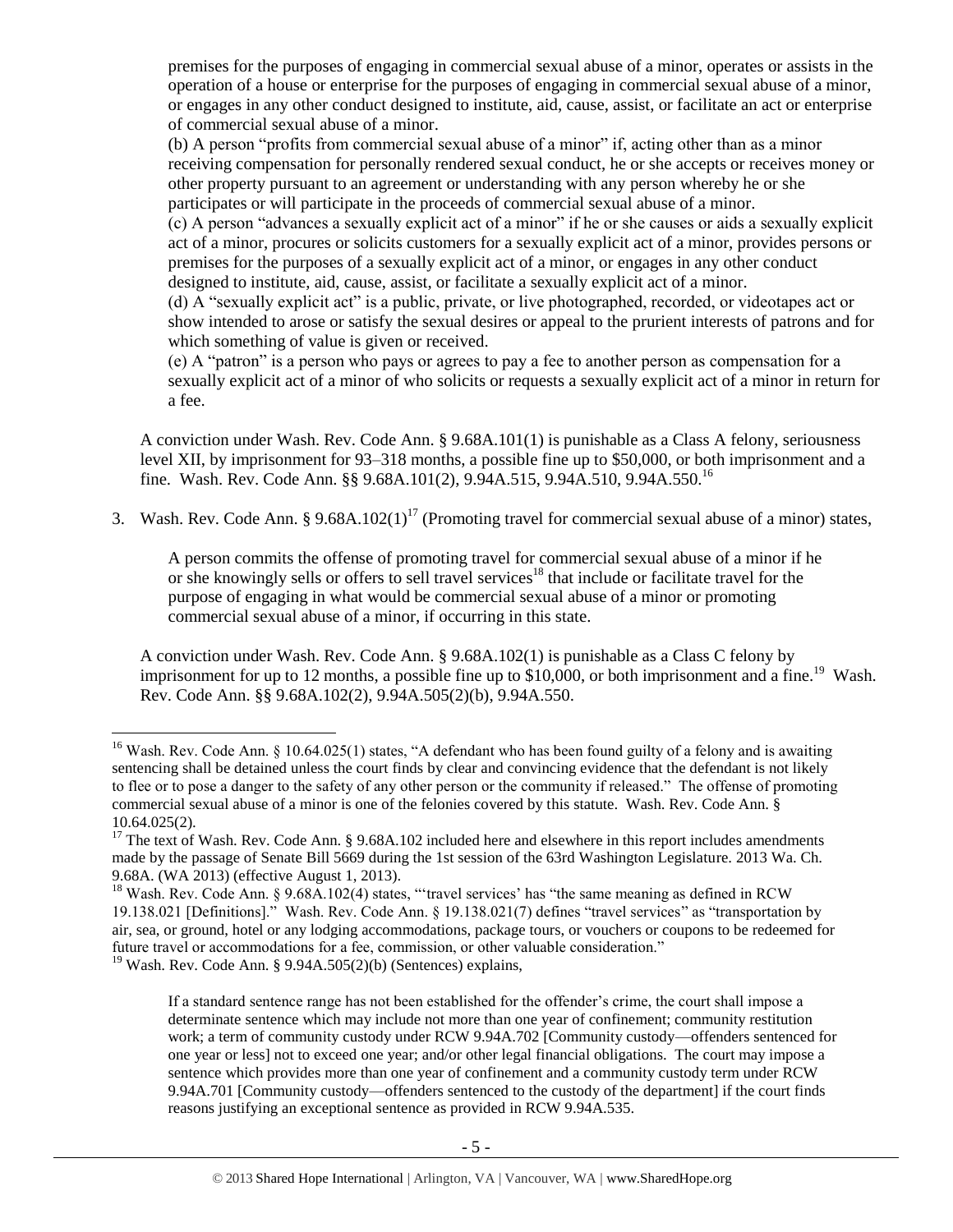premises for the purposes of engaging in commercial sexual abuse of a minor, operates or assists in the operation of a house or enterprise for the purposes of engaging in commercial sexual abuse of a minor, or engages in any other conduct designed to institute, aid, cause, assist, or facilitate an act or enterprise of commercial sexual abuse of a minor.

(b) A person "profits from commercial sexual abuse of a minor" if, acting other than as a minor receiving compensation for personally rendered sexual conduct, he or she accepts or receives money or other property pursuant to an agreement or understanding with any person whereby he or she participates or will participate in the proceeds of commercial sexual abuse of a minor.

(c) A person "advances a sexually explicit act of a minor" if he or she causes or aids a sexually explicit act of a minor, procures or solicits customers for a sexually explicit act of a minor, provides persons or premises for the purposes of a sexually explicit act of a minor, or engages in any other conduct designed to institute, aid, cause, assist, or facilitate a sexually explicit act of a minor.

(d) A "sexually explicit act" is a public, private, or live photographed, recorded, or videotapes act or show intended to arose or satisfy the sexual desires or appeal to the prurient interests of patrons and for which something of value is given or received.

(e) A "patron" is a person who pays or agrees to pay a fee to another person as compensation for a sexually explicit act of a minor of who solicits or requests a sexually explicit act of a minor in return for a fee.

A conviction under Wash. Rev. Code Ann. § 9.68A.101(1) is punishable as a Class A felony, seriousness level XII, by imprisonment for 93–318 months, a possible fine up to $50,000, or both imprisonment and a fine. Wash. Rev. Code Ann. §§ 9.68A.101(2), 9.94A.515, 9.94A.510, 9.94A.550.[16]

3. Wash. Rev. Code Ann. § 9.68A.102(1)[17] (Promoting travel for commercial sexual abuse of a minor) states,

   A person commits the offense of promoting travel for commercial sexual abuse of a minor if he or she knowingly sells or offers to sell travel services[18] that include or facilitate travel for the purpose of engaging in what would be commercial sexual abuse of a minor or promoting commercial sexual abuse of a minor, if occurring in this state.

   A conviction under Wash. Rev. Code Ann. § 9.68A.102(1) is punishable as a Class C felony by imprisonment for up to 12 months, a possible fine up to $10,000, or both imprisonment and a fine.[19] Wash. Rev. Code Ann. §§ 9.68A.102(2), 9.94A.505(2)(b), 9.94A.550.

---

[16] Wash. Rev. Code Ann. § 10.64.025(1) states, "A defendant who has been found guilty of a felony and is awaiting sentencing shall be detained unless the court finds by clear and convincing evidence that the defendant is not likely to flee or to pose a danger to the safety of any other person or the community if released." The offense of promoting commercial sexual abuse of a minor is one of the felonies covered by this statute. Wash. Rev. Code Ann. § 10.64.025(2).

[17] The text of Wash. Rev. Code Ann. § 9.68A.102 included here and elsewhere in this report includes amendments made by the passage of Senate Bill 5669 during the 1st session of the 63rd Washington Legislature. 2013 Wa. Ch. 9.68A. (WA 2013) (effective August 1, 2013).

[18] Wash. Rev. Code Ann. § 9.68A.102(4) states, "'travel services' has "the same meaning as defined in RCW 19.138.021 [Definitions]." Wash. Rev. Code Ann. § 19.138.021(7) defines "travel services" as "transportation by air, sea, or ground, hotel or any lodging accommodations, package tours, or vouchers or coupons to be redeemed for future travel or accommodations for a fee, commission, or other valuable consideration."

[19] Wash. Rev. Code Ann. § 9.94A.505(2)(b) (Sentences) explains,

> If a standard sentence range has not been established for the offender's crime, the court shall impose a determinate sentence which may include not more than one year of confinement; community restitution work; a term of community custody under RCW 9.94A.702 [Community custody—offenders sentenced for one year or less] not to exceed one year; and/or other legal financial obligations. The court may impose a sentence which provides more than one year of confinement and a community custody term under RCW 9.94A.701 [Community custody—offenders sentenced to the custody of the department] if the court finds reasons justifying an exceptional sentence as provided in RCW 9.94A.535.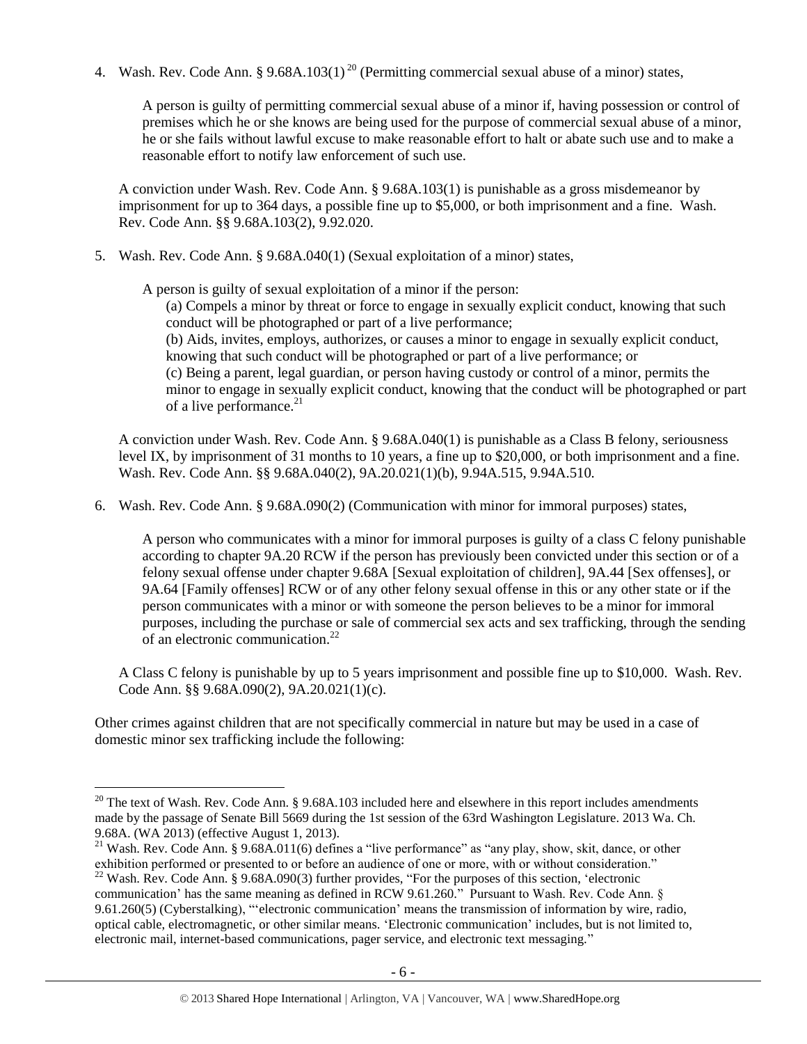4. Wash. Rev. Code Ann. § 9.68A.103(1)[20] (Permitting commercial sexual abuse of a minor) states,

   > A person is guilty of permitting commercial sexual abuse of a minor if, having possession or control of premises which he or she knows are being used for the purpose of commercial sexual abuse of a minor, he or she fails without lawful excuse to make reasonable effort to halt or abate such use and to make a reasonable effort to notify law enforcement of such use.

   A conviction under Wash. Rev. Code Ann. § 9.68A.103(1) is punishable as a gross misdemeanor by imprisonment for up to 364 days, a possible fine up to $5,000, or both imprisonment and a fine. Wash. Rev. Code Ann. §§ 9.68A.103(2), 9.92.020.

5. Wash. Rev. Code Ann. § 9.68A.040(1) (Sexual exploitation of a minor) states,

   > A person is guilty of sexual exploitation of a minor if the person:
   > (a) Compels a minor by threat or force to engage in sexually explicit conduct, knowing that such conduct will be photographed or part of a live performance;
   > (b) Aids, invites, employs, authorizes, or causes a minor to engage in sexually explicit conduct, knowing that such conduct will be photographed or part of a live performance; or
   > (c) Being a parent, legal guardian, or person having custody or control of a minor, permits the minor to engage in sexually explicit conduct, knowing that the conduct will be photographed or part of a live performance.[21]

   A conviction under Wash. Rev. Code Ann. § 9.68A.040(1) is punishable as a Class B felony, seriousness level IX, by imprisonment of 31 months to 10 years, a fine up to $20,000, or both imprisonment and a fine. Wash. Rev. Code Ann. §§ 9.68A.040(2), 9A.20.021(1)(b), 9.94A.515, 9.94A.510.

6. Wash. Rev. Code Ann. § 9.68A.090(2) (Communication with minor for immoral purposes) states,

   > A person who communicates with a minor for immoral purposes is guilty of a class C felony punishable according to chapter 9A.20 RCW if the person has previously been convicted under this section or of a felony sexual offense under chapter 9.68A [Sexual exploitation of children], 9A.44 [Sex offenses], or 9A.64 [Family offenses] RCW or of any other felony sexual offense in this or any other state or if the person communicates with a minor or with someone the person believes to be a minor for immoral purposes, including the purchase or sale of commercial sex acts and sex trafficking, through the sending of an electronic communication.[22]

   A Class C felony is punishable by up to 5 years imprisonment and possible fine up to $10,000. Wash. Rev. Code Ann. §§ 9.68A.090(2), 9A.20.021(1)(c).

Other crimes against children that are not specifically commercial in nature but may be used in a case of domestic minor sex trafficking include the following:

---

[20] The text of Wash. Rev. Code Ann. § 9.68A.103 included here and elsewhere in this report includes amendments made by the passage of Senate Bill 5669 during the 1st session of the 63rd Washington Legislature. 2013 Wa. Ch. 9.68A. (WA 2013) (effective August 1, 2013).

[21] Wash. Rev. Code Ann. § 9.68A.011(6) defines a "live performance" as "any play, show, skit, dance, or other exhibition performed or presented to or before an audience of one or more, with or without consideration."

[22] Wash. Rev. Code Ann. § 9.68A.090(3) further provides, "For the purposes of this section, 'electronic communication' has the same meaning as defined in RCW 9.61.260." Pursuant to Wash. Rev. Code Ann. § 9.61.260(5) (Cyberstalking), "'electronic communication' means the transmission of information by wire, radio, optical cable, electromagnetic, or other similar means. 'Electronic communication' includes, but is not limited to, electronic mail, internet-based communications, pager service, and electronic text messaging."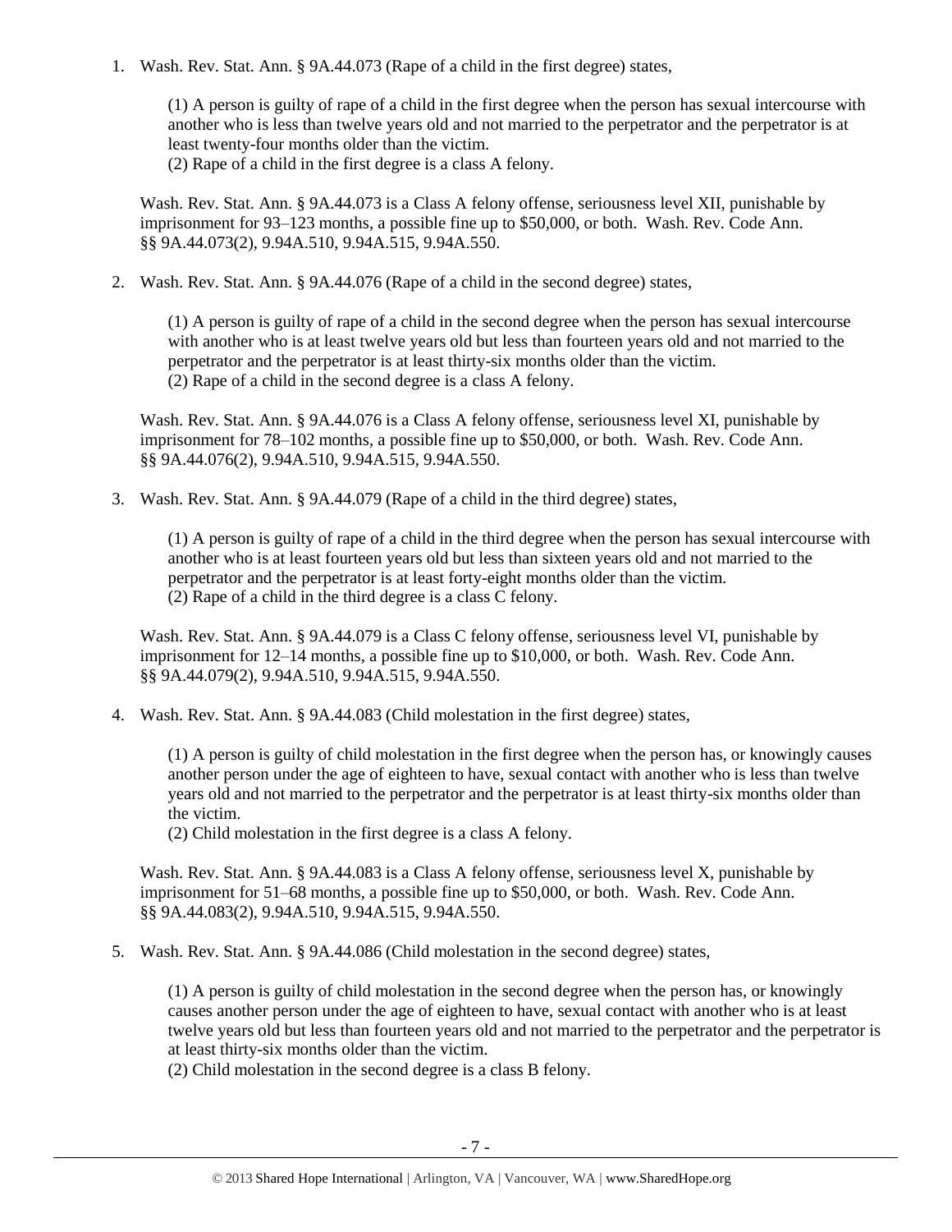1. Wash. Rev. Stat. Ann. § 9A.44.073 (Rape of a child in the first degree) states,

   (1) A person is guilty of rape of a child in the first degree when the person has sexual intercourse with another who is less than twelve years old and not married to the perpetrator and the perpetrator is at least twenty-four months older than the victim.
   (2) Rape of a child in the first degree is a class A felony.

   Wash. Rev. Stat. Ann. § 9A.44.073 is a Class A felony offense, seriousness level XII, punishable by imprisonment for 93–123 months, a possible fine up to $50,000, or both. Wash. Rev. Code Ann. §§ 9A.44.073(2), 9.94A.510, 9.94A.515, 9.94A.550.

2. Wash. Rev. Stat. Ann. § 9A.44.076 (Rape of a child in the second degree) states,

   (1) A person is guilty of rape of a child in the second degree when the person has sexual intercourse with another who is at least twelve years old but less than fourteen years old and not married to the perpetrator and the perpetrator is at least thirty-six months older than the victim.
   (2) Rape of a child in the second degree is a class A felony.

   Wash. Rev. Stat. Ann. § 9A.44.076 is a Class A felony offense, seriousness level XI, punishable by imprisonment for 78–102 months, a possible fine up to $50,000, or both. Wash. Rev. Code Ann. §§ 9A.44.076(2), 9.94A.510, 9.94A.515, 9.94A.550.

3. Wash. Rev. Stat. Ann. § 9A.44.079 (Rape of a child in the third degree) states,

   (1) A person is guilty of rape of a child in the third degree when the person has sexual intercourse with another who is at least fourteen years old but less than sixteen years old and not married to the perpetrator and the perpetrator is at least forty-eight months older than the victim.
   (2) Rape of a child in the third degree is a class C felony.

   Wash. Rev. Stat. Ann. § 9A.44.079 is a Class C felony offense, seriousness level VI, punishable by imprisonment for 12–14 months, a possible fine up to $10,000, or both. Wash. Rev. Code Ann. §§ 9A.44.079(2), 9.94A.510, 9.94A.515, 9.94A.550.

4. Wash. Rev. Stat. Ann. § 9A.44.083 (Child molestation in the first degree) states,

   (1) A person is guilty of child molestation in the first degree when the person has, or knowingly causes another person under the age of eighteen to have, sexual contact with another who is less than twelve years old and not married to the perpetrator and the perpetrator is at least thirty-six months older than the victim.
   (2) Child molestation in the first degree is a class A felony.

   Wash. Rev. Stat. Ann. § 9A.44.083 is a Class A felony offense, seriousness level X, punishable by imprisonment for 51–68 months, a possible fine up to $50,000, or both. Wash. Rev. Code Ann. §§ 9A.44.083(2), 9.94A.510, 9.94A.515, 9.94A.550.

5. Wash. Rev. Stat. Ann. § 9A.44.086 (Child molestation in the second degree) states,

   (1) A person is guilty of child molestation in the second degree when the person has, or knowingly causes another person under the age of eighteen to have, sexual contact with another who is at least twelve years old but less than fourteen years old and not married to the perpetrator and the perpetrator is at least thirty-six months older than the victim.
   (2) Child molestation in the second degree is a class B felony.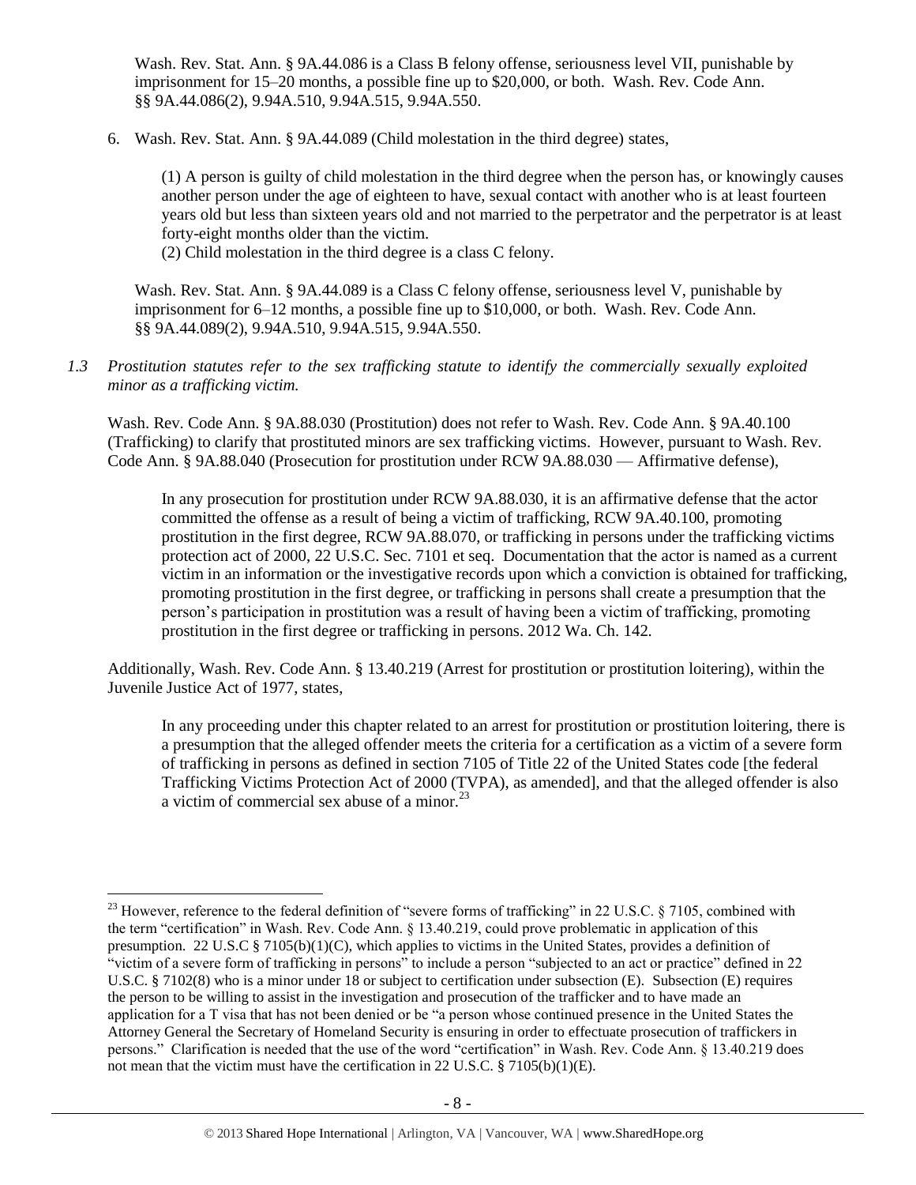Wash. Rev. Stat. Ann. § 9A.44.086 is a Class B felony offense, seriousness level VII, punishable by imprisonment for 15–20 months, a possible fine up to $20,000, or both. Wash. Rev. Code Ann. §§ 9A.44.086(2), 9.94A.510, 9.94A.515, 9.94A.550.

6. Wash. Rev. Stat. Ann. § 9A.44.089 (Child molestation in the third degree) states,

   > (1) A person is guilty of child molestation in the third degree when the person has, or knowingly causes another person under the age of eighteen to have, sexual contact with another who is at least fourteen years old but less than sixteen years old and not married to the perpetrator and the perpetrator is at least forty-eight months older than the victim.
   > (2) Child molestation in the third degree is a class C felony.

   Wash. Rev. Stat. Ann. § 9A.44.089 is a Class C felony offense, seriousness level V, punishable by imprisonment for 6–12 months, a possible fine up to $10,000, or both. Wash. Rev. Code Ann. §§ 9A.44.089(2), 9.94A.510, 9.94A.515, 9.94A.550.

*1.3 Prostitution statutes refer to the sex trafficking statute to identify the commercially sexually exploited minor as a trafficking victim.*

Wash. Rev. Code Ann. § 9A.88.030 (Prostitution) does not refer to Wash. Rev. Code Ann. § 9A.40.100 (Trafficking) to clarify that prostituted minors are sex trafficking victims. However, pursuant to Wash. Rev. Code Ann. § 9A.88.040 (Prosecution for prostitution under RCW 9A.88.030 — Affirmative defense),

> In any prosecution for prostitution under RCW 9A.88.030, it is an affirmative defense that the actor committed the offense as a result of being a victim of trafficking, RCW 9A.40.100, promoting prostitution in the first degree, RCW 9A.88.070, or trafficking in persons under the trafficking victims protection act of 2000, 22 U.S.C. Sec. 7101 et seq. Documentation that the actor is named as a current victim in an information or the investigative records upon which a conviction is obtained for trafficking, promoting prostitution in the first degree, or trafficking in persons shall create a presumption that the person's participation in prostitution was a result of having been a victim of trafficking, promoting prostitution in the first degree or trafficking in persons. 2012 Wa. Ch. 142.

Additionally, Wash. Rev. Code Ann. § 13.40.219 (Arrest for prostitution or prostitution loitering), within the Juvenile Justice Act of 1977, states,

> In any proceeding under this chapter related to an arrest for prostitution or prostitution loitering, there is a presumption that the alleged offender meets the criteria for a certification as a victim of a severe form of trafficking in persons as defined in section 7105 of Title 22 of the United States code [the federal Trafficking Victims Protection Act of 2000 (TVPA), as amended], and that the alleged offender is also a victim of commercial sex abuse of a minor.[23]

---

[23] However, reference to the federal definition of "severe forms of trafficking" in 22 U.S.C. § 7105, combined with the term "certification" in Wash. Rev. Code Ann. § 13.40.219, could prove problematic in application of this presumption. 22 U.S.C § 7105(b)(1)(C), which applies to victims in the United States, provides a definition of "victim of a severe form of trafficking in persons" to include a person "subjected to an act or practice" defined in 22 U.S.C. § 7102(8) who is a minor under 18 or subject to certification under subsection (E). Subsection (E) requires the person to be willing to assist in the investigation and prosecution of the trafficker and to have made an application for a T visa that has not been denied or be "a person whose continued presence in the United States the Attorney General the Secretary of Homeland Security is ensuring in order to effectuate prosecution of traffickers in persons." Clarification is needed that the use of the word "certification" in Wash. Rev. Code Ann. § 13.40.219 does not mean that the victim must have the certification in 22 U.S.C. § 7105(b)(1)(E).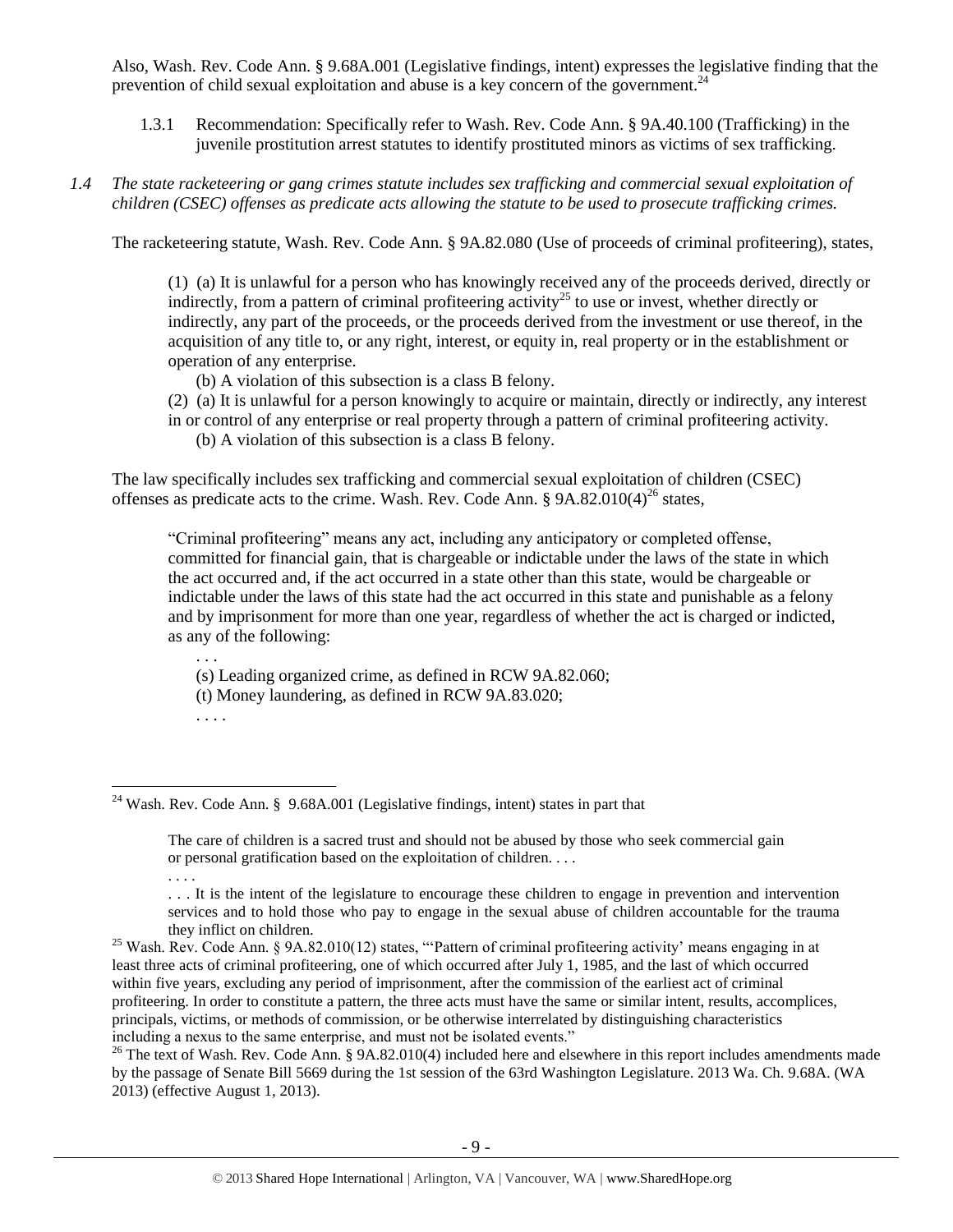Also, Wash. Rev. Code Ann. § 9.68A.001 (Legislative findings, intent) expresses the legislative finding that the prevention of child sexual exploitation and abuse is a key concern of the government.[24]

1.3.1 Recommendation: Specifically refer to Wash. Rev. Code Ann. § 9A.40.100 (Trafficking) in the juvenile prostitution arrest statutes to identify prostituted minors as victims of sex trafficking.

*1.4 The state racketeering or gang crimes statute includes sex trafficking and commercial sexual exploitation of children (CSEC) offenses as predicate acts allowing the statute to be used to prosecute trafficking crimes.*

The racketeering statute, Wash. Rev. Code Ann. § 9A.82.080 (Use of proceeds of criminal profiteering), states,

> (1) (a) It is unlawful for a person who has knowingly received any of the proceeds derived, directly or indirectly, from a pattern of criminal profiteering activity[25] to use or invest, whether directly or indirectly, any part of the proceeds, or the proceeds derived from the investment or use thereof, in the acquisition of any title to, or any right, interest, or equity in, real property or in the establishment or operation of any enterprise.
>
> (b) A violation of this subsection is a class B felony.
>
> (2) (a) It is unlawful for a person knowingly to acquire or maintain, directly or indirectly, any interest in or control of any enterprise or real property through a pattern of criminal profiteering activity.
>
> (b) A violation of this subsection is a class B felony.

The law specifically includes sex trafficking and commercial sexual exploitation of children (CSEC) offenses as predicate acts to the crime. Wash. Rev. Code Ann. § 9A.82.010(4)[26] states,

> "Criminal profiteering" means any act, including any anticipatory or completed offense, committed for financial gain, that is chargeable or indictable under the laws of the state in which the act occurred and, if the act occurred in a state other than this state, would be chargeable or indictable under the laws of this state had the act occurred in this state and punishable as a felony and by imprisonment for more than one year, regardless of whether the act is charged or indicted, as any of the following:
>
> . . .
>
> (s) Leading organized crime, as defined in RCW 9A.82.060;
>
> (t) Money laundering, as defined in RCW 9A.83.020;
>
> . . . .

---

[24] Wash. Rev. Code Ann. § 9.68A.001 (Legislative findings, intent) states in part that

> The care of children is a sacred trust and should not be abused by those who seek commercial gain or personal gratification based on the exploitation of children. . . .
>
> . . . .
>
> . . . It is the intent of the legislature to encourage these children to engage in prevention and intervention services and to hold those who pay to engage in the sexual abuse of children accountable for the trauma they inflict on children.

[25] Wash. Rev. Code Ann. § 9A.82.010(12) states, "'Pattern of criminal profiteering activity' means engaging in at least three acts of criminal profiteering, one of which occurred after July 1, 1985, and the last of which occurred within five years, excluding any period of imprisonment, after the commission of the earliest act of criminal profiteering. In order to constitute a pattern, the three acts must have the same or similar intent, results, accomplices, principals, victims, or methods of commission, or be otherwise interrelated by distinguishing characteristics including a nexus to the same enterprise, and must not be isolated events."

[26] The text of Wash. Rev. Code Ann. § 9A.82.010(4) included here and elsewhere in this report includes amendments made by the passage of Senate Bill 5669 during the 1st session of the 63rd Washington Legislature. 2013 Wa. Ch. 9.68A. (WA 2013) (effective August 1, 2013).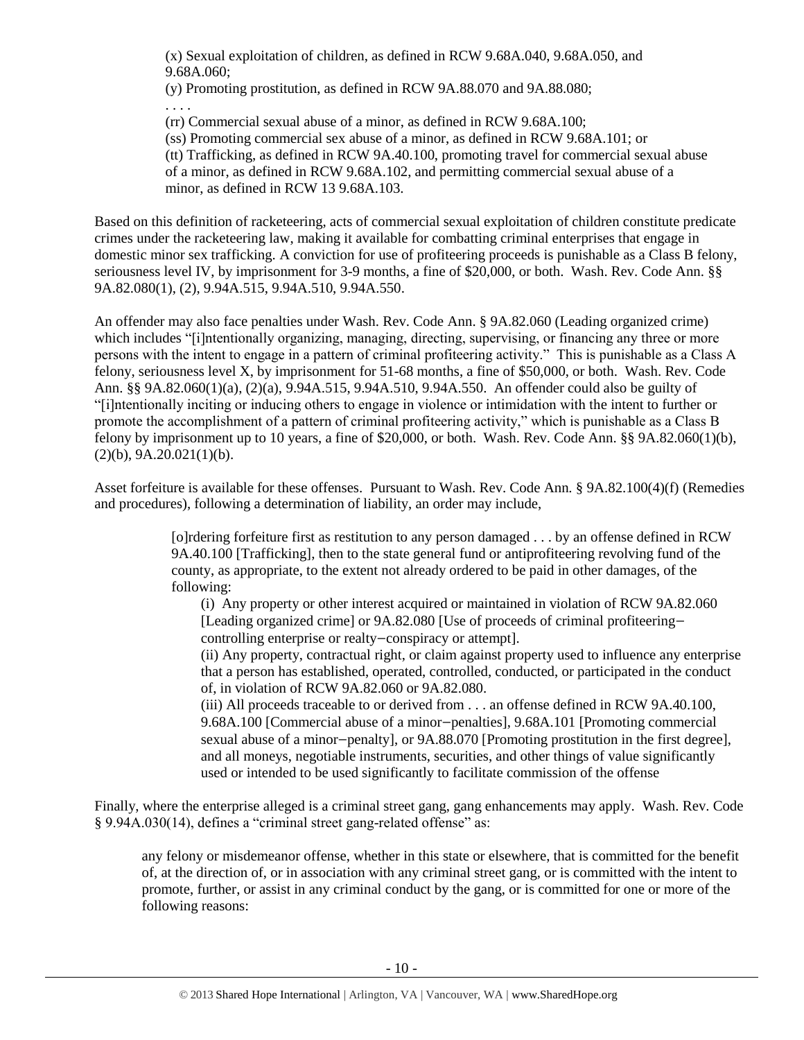> (x) Sexual exploitation of children, as defined in RCW 9.68A.040, 9.68A.050, and 9.68A.060;
> (y) Promoting prostitution, as defined in RCW 9A.88.070 and 9A.88.080;
> . . . .
> (rr) Commercial sexual abuse of a minor, as defined in RCW 9.68A.100;
> (ss) Promoting commercial sex abuse of a minor, as defined in RCW 9.68A.101; or
> (tt) Trafficking, as defined in RCW 9A.40.100, promoting travel for commercial sexual abuse of a minor, as defined in RCW 9.68A.102, and permitting commercial sexual abuse of a minor, as defined in RCW 13 9.68A.103.

Based on this definition of racketeering, acts of commercial sexual exploitation of children constitute predicate crimes under the racketeering law, making it available for combatting criminal enterprises that engage in domestic minor sex trafficking. A conviction for use of profiteering proceeds is punishable as a Class B felony, seriousness level IV, by imprisonment for 3-9 months, a fine of $20,000, or both. Wash. Rev. Code Ann. §§ 9A.82.080(1), (2), 9.94A.515, 9.94A.510, 9.94A.550.

An offender may also face penalties under Wash. Rev. Code Ann. § 9A.82.060 (Leading organized crime) which includes "[i]ntentionally organizing, managing, directing, supervising, or financing any three or more persons with the intent to engage in a pattern of criminal profiteering activity." This is punishable as a Class A felony, seriousness level X, by imprisonment for 51-68 months, a fine of $50,000, or both. Wash. Rev. Code Ann. §§ 9A.82.060(1)(a), (2)(a), 9.94A.515, 9.94A.510, 9.94A.550. An offender could also be guilty of "[i]ntentionally inciting or inducing others to engage in violence or intimidation with the intent to further or promote the accomplishment of a pattern of criminal profiteering activity," which is punishable as a Class B felony by imprisonment up to 10 years, a fine of $20,000, or both. Wash. Rev. Code Ann. §§ 9A.82.060(1)(b), (2)(b), 9A.20.021(1)(b).

Asset forfeiture is available for these offenses. Pursuant to Wash. Rev. Code Ann. § 9A.82.100(4)(f) (Remedies and procedures), following a determination of liability, an order may include,

> [o]rdering forfeiture first as restitution to any person damaged . . . by an offense defined in RCW 9A.40.100 [Trafficking], then to the state general fund or antiprofiteering revolving fund of the county, as appropriate, to the extent not already ordered to be paid in other damages, of the following:
>
> (i) Any property or other interest acquired or maintained in violation of RCW 9A.82.060 [Leading organized crime] or 9A.82.080 [Use of proceeds of criminal profiteering—controlling enterprise or realty—conspiracy or attempt].
>
> (ii) Any property, contractual right, or claim against property used to influence any enterprise that a person has established, operated, controlled, conducted, or participated in the conduct of, in violation of RCW 9A.82.060 or 9A.82.080.
>
> (iii) All proceeds traceable to or derived from . . . an offense defined in RCW 9A.40.100, 9.68A.100 [Commercial abuse of a minor—penalties], 9.68A.101 [Promoting commercial sexual abuse of a minor—penalty], or 9A.88.070 [Promoting prostitution in the first degree], and all moneys, negotiable instruments, securities, and other things of value significantly used or intended to be used significantly to facilitate commission of the offense

Finally, where the enterprise alleged is a criminal street gang, gang enhancements may apply. Wash. Rev. Code § 9.94A.030(14), defines a "criminal street gang-related offense" as:

> any felony or misdemeanor offense, whether in this state or elsewhere, that is committed for the benefit of, at the direction of, or in association with any criminal street gang, or is committed with the intent to promote, further, or assist in any criminal conduct by the gang, or is committed for one or more of the following reasons: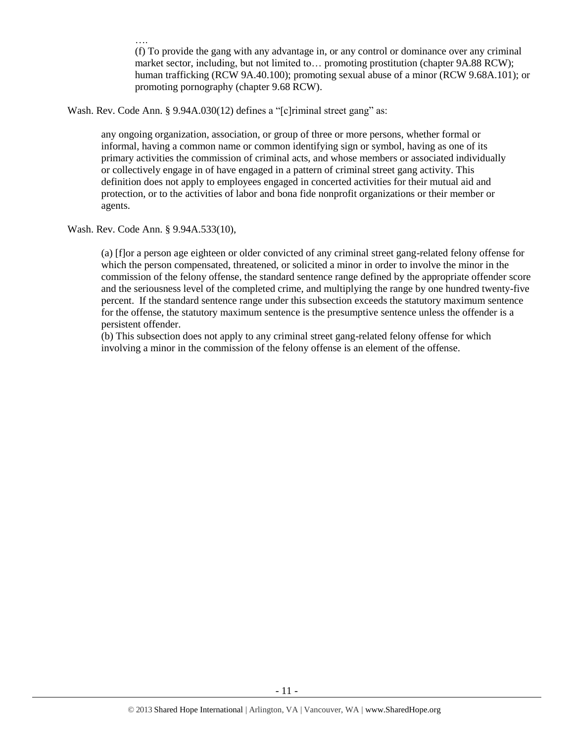….

> (f) To provide the gang with any advantage in, or any control or dominance over any criminal market sector, including, but not limited to… promoting prostitution (chapter 9A.88 RCW); human trafficking (RCW 9A.40.100); promoting sexual abuse of a minor (RCW 9.68A.101); or promoting pornography (chapter 9.68 RCW).

Wash. Rev. Code Ann. § 9.94A.030(12) defines a "[c]riminal street gang" as:

> any ongoing organization, association, or group of three or more persons, whether formal or informal, having a common name or common identifying sign or symbol, having as one of its primary activities the commission of criminal acts, and whose members or associated individually or collectively engage in of have engaged in a pattern of criminal street gang activity. This definition does not apply to employees engaged in concerted activities for their mutual aid and protection, or to the activities of labor and bona fide nonprofit organizations or their member or agents.

Wash. Rev. Code Ann. § 9.94A.533(10),

> (a) [f]or a person age eighteen or older convicted of any criminal street gang-related felony offense for which the person compensated, threatened, or solicited a minor in order to involve the minor in the commission of the felony offense, the standard sentence range defined by the appropriate offender score and the seriousness level of the completed crime, and multiplying the range by one hundred twenty-five percent. If the standard sentence range under this subsection exceeds the statutory maximum sentence for the offense, the statutory maximum sentence is the presumptive sentence unless the offender is a persistent offender.
> (b) This subsection does not apply to any criminal street gang-related felony offense for which involving a minor in the commission of the felony offense is an element of the offense.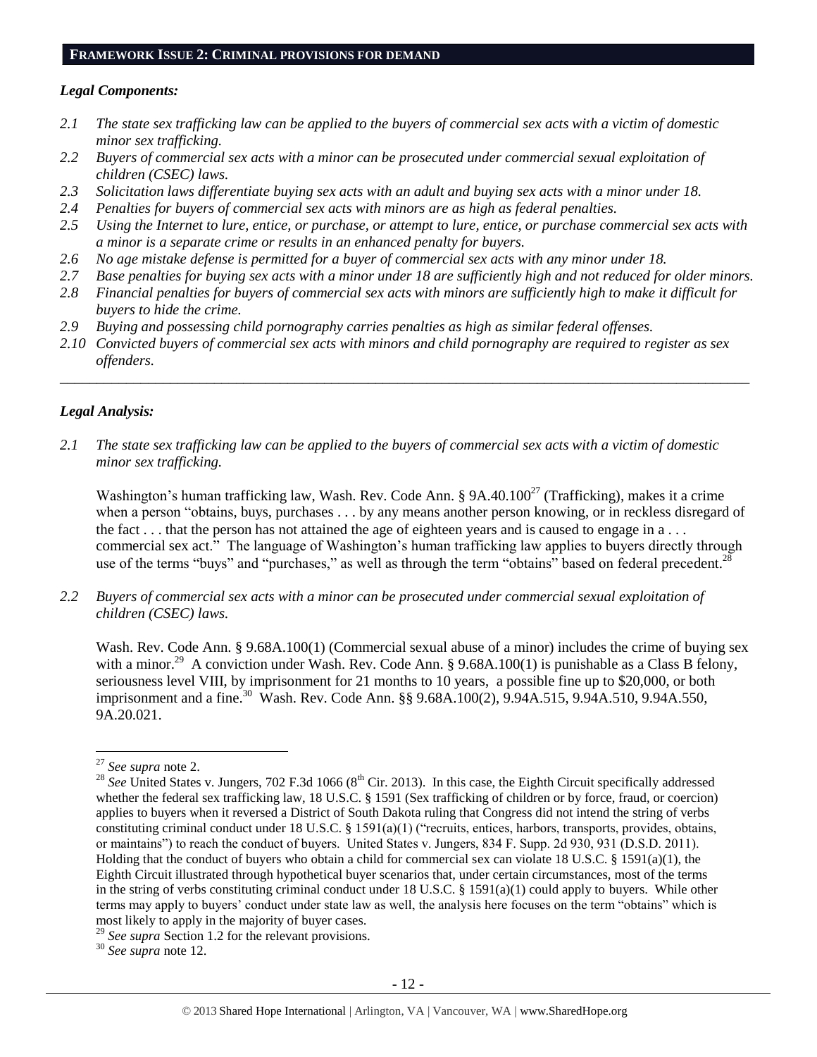## FRAMEWORK ISSUE 2: CRIMINAL PROVISIONS FOR DEMAND

### *Legal Components:*

*2.1 The state sex trafficking law can be applied to the buyers of commercial sex acts with a victim of domestic minor sex trafficking.*

*2.2 Buyers of commercial sex acts with a minor can be prosecuted under commercial sexual exploitation of children (CSEC) laws.*

*2.3 Solicitation laws differentiate buying sex acts with an adult and buying sex acts with a minor under 18.*

*2.4 Penalties for buyers of commercial sex acts with minors are as high as federal penalties.*

*2.5 Using the Internet to lure, entice, or purchase, or attempt to lure, entice, or purchase commercial sex acts with a minor is a separate crime or results in an enhanced penalty for buyers.*

*2.6 No age mistake defense is permitted for a buyer of commercial sex acts with any minor under 18.*

*2.7 Base penalties for buying sex acts with a minor under 18 are sufficiently high and not reduced for older minors.*

*2.8 Financial penalties for buyers of commercial sex acts with minors are sufficiently high to make it difficult for buyers to hide the crime.*

*2.9 Buying and possessing child pornography carries penalties as high as similar federal offenses.*

*2.10 Convicted buyers of commercial sex acts with minors and child pornography are required to register as sex offenders.*

---

### *Legal Analysis:*

*2.1 The state sex trafficking law can be applied to the buyers of commercial sex acts with a victim of domestic minor sex trafficking.*

Washington's human trafficking law, Wash. Rev. Code Ann. § 9A.40.100[27] (Trafficking), makes it a crime when a person "obtains, buys, purchases . . . by any means another person knowing, or in reckless disregard of the fact . . . that the person has not attained the age of eighteen years and is caused to engage in a . . . commercial sex act." The language of Washington's human trafficking law applies to buyers directly through use of the terms "buys" and "purchases," as well as through the term "obtains" based on federal precedent.[28]

*2.2 Buyers of commercial sex acts with a minor can be prosecuted under commercial sexual exploitation of children (CSEC) laws.*

Wash. Rev. Code Ann. § 9.68A.100(1) (Commercial sexual abuse of a minor) includes the crime of buying sex with a minor.[29] A conviction under Wash. Rev. Code Ann. § 9.68A.100(1) is punishable as a Class B felony, seriousness level VIII, by imprisonment for 21 months to 10 years, a possible fine up to $20,000, or both imprisonment and a fine.[30] Wash. Rev. Code Ann. §§ 9.68A.100(2), 9.94A.515, 9.94A.510, 9.94A.550, 9A.20.021.

---

[27] *See supra* note 2.

[28] *See* United States v. Jungers, 702 F.3d 1066 (8th Cir. 2013). In this case, the Eighth Circuit specifically addressed whether the federal sex trafficking law, 18 U.S.C. § 1591 (Sex trafficking of children or by force, fraud, or coercion) applies to buyers when it reversed a District of South Dakota ruling that Congress did not intend the string of verbs constituting criminal conduct under 18 U.S.C. § 1591(a)(1) ("recruits, entices, harbors, transports, provides, obtains, or maintains") to reach the conduct of buyers. United States v. Jungers, 834 F. Supp. 2d 930, 931 (D.S.D. 2011). Holding that the conduct of buyers who obtain a child for commercial sex can violate 18 U.S.C. § 1591(a)(1), the Eighth Circuit illustrated through hypothetical buyer scenarios that, under certain circumstances, most of the terms in the string of verbs constituting criminal conduct under 18 U.S.C. § 1591(a)(1) could apply to buyers. While other terms may apply to buyers' conduct under state law as well, the analysis here focuses on the term "obtains" which is most likely to apply in the majority of buyer cases.

[29] *See supra* Section 1.2 for the relevant provisions.

[30] *See supra* note 12.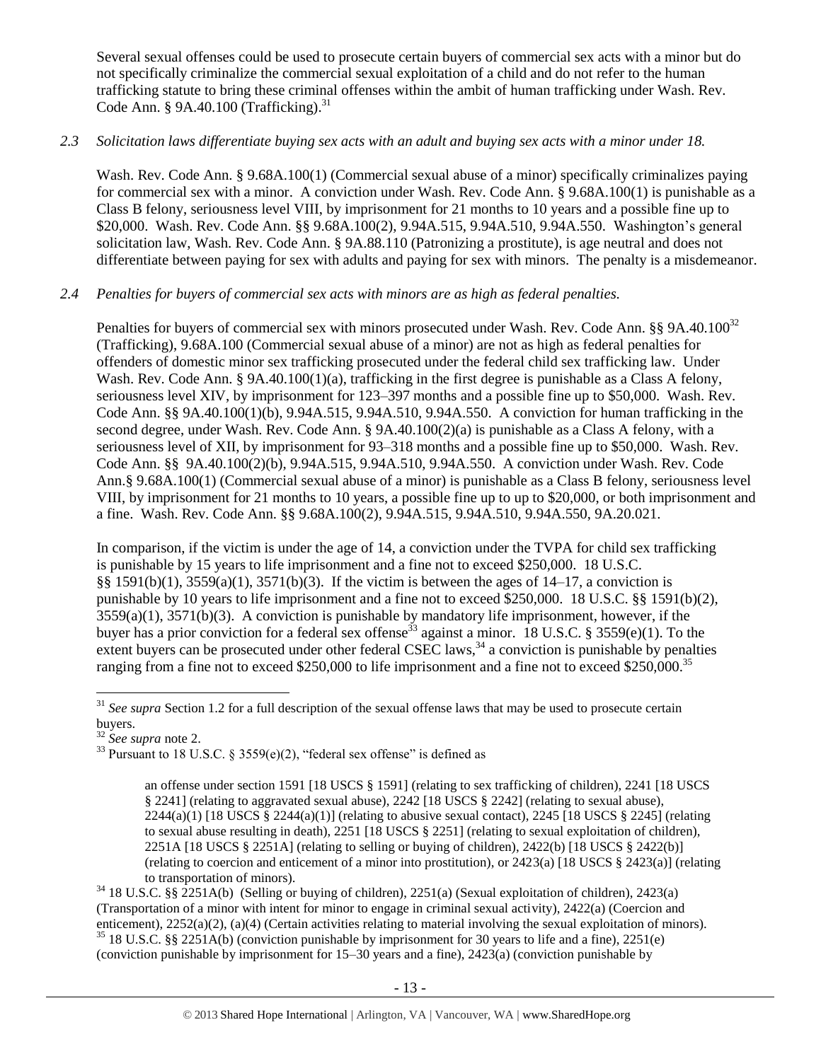Several sexual offenses could be used to prosecute certain buyers of commercial sex acts with a minor but do not specifically criminalize the commercial sexual exploitation of a child and do not refer to the human trafficking statute to bring these criminal offenses within the ambit of human trafficking under Wash. Rev. Code Ann. § 9A.40.100 (Trafficking).[31]

*2.3 Solicitation laws differentiate buying sex acts with an adult and buying sex acts with a minor under 18.*

Wash. Rev. Code Ann. § 9.68A.100(1) (Commercial sexual abuse of a minor) specifically criminalizes paying for commercial sex with a minor. A conviction under Wash. Rev. Code Ann. § 9.68A.100(1) is punishable as a Class B felony, seriousness level VIII, by imprisonment for 21 months to 10 years and a possible fine up to $20,000. Wash. Rev. Code Ann. §§ 9.68A.100(2), 9.94A.515, 9.94A.510, 9.94A.550. Washington's general solicitation law, Wash. Rev. Code Ann. § 9A.88.110 (Patronizing a prostitute), is age neutral and does not differentiate between paying for sex with adults and paying for sex with minors. The penalty is a misdemeanor.

*2.4 Penalties for buyers of commercial sex acts with minors are as high as federal penalties.*

Penalties for buyers of commercial sex with minors prosecuted under Wash. Rev. Code Ann. §§ 9A.40.100[32] (Trafficking), 9.68A.100 (Commercial sexual abuse of a minor) are not as high as federal penalties for offenders of domestic minor sex trafficking prosecuted under the federal child sex trafficking law. Under Wash. Rev. Code Ann. § 9A.40.100(1)(a), trafficking in the first degree is punishable as a Class A felony, seriousness level XIV, by imprisonment for 123–397 months and a possible fine up to $50,000. Wash. Rev. Code Ann. §§ 9A.40.100(1)(b), 9.94A.515, 9.94A.510, 9.94A.550. A conviction for human trafficking in the second degree, under Wash. Rev. Code Ann. § 9A.40.100(2)(a) is punishable as a Class A felony, with a seriousness level of XII, by imprisonment for 93–318 months and a possible fine up to $50,000. Wash. Rev. Code Ann. §§ 9A.40.100(2)(b), 9.94A.515, 9.94A.510, 9.94A.550. A conviction under Wash. Rev. Code Ann.§ 9.68A.100(1) (Commercial sexual abuse of a minor) is punishable as a Class B felony, seriousness level VIII, by imprisonment for 21 months to 10 years, a possible fine up to up to $20,000, or both imprisonment and a fine. Wash. Rev. Code Ann. §§ 9.68A.100(2), 9.94A.515, 9.94A.510, 9.94A.550, 9A.20.021.

In comparison, if the victim is under the age of 14, a conviction under the TVPA for child sex trafficking is punishable by 15 years to life imprisonment and a fine not to exceed $250,000. 18 U.S.C. §§ 1591(b)(1), 3559(a)(1), 3571(b)(3). If the victim is between the ages of 14–17, a conviction is punishable by 10 years to life imprisonment and a fine not to exceed $250,000. 18 U.S.C. §§ 1591(b)(2), 3559(a)(1), 3571(b)(3). A conviction is punishable by mandatory life imprisonment, however, if the buyer has a prior conviction for a federal sex offense[33] against a minor. 18 U.S.C. § 3559(e)(1). To the extent buyers can be prosecuted under other federal CSEC laws,[34] a conviction is punishable by penalties ranging from a fine not to exceed $250,000 to life imprisonment and a fine not to exceed $250,000.[35]

---

[31] *See supra* Section 1.2 for a full description of the sexual offense laws that may be used to prosecute certain buyers.

[32] *See supra* note 2.

[33] Pursuant to 18 U.S.C. § 3559(e)(2), "federal sex offense" is defined as

> an offense under section 1591 [18 USCS § 1591] (relating to sex trafficking of children), 2241 [18 USCS § 2241] (relating to aggravated sexual abuse), 2242 [18 USCS § 2242] (relating to sexual abuse), 2244(a)(1) [18 USCS § 2244(a)(1)] (relating to abusive sexual contact), 2245 [18 USCS § 2245] (relating to sexual abuse resulting in death), 2251 [18 USCS § 2251] (relating to sexual exploitation of children), 2251A [18 USCS § 2251A] (relating to selling or buying of children), 2422(b) [18 USCS § 2422(b)] (relating to coercion and enticement of a minor into prostitution), or 2423(a) [18 USCS § 2423(a)] (relating to transportation of minors).

[34] 18 U.S.C. §§ 2251A(b) (Selling or buying of children), 2251(a) (Sexual exploitation of children), 2423(a) (Transportation of a minor with intent for minor to engage in criminal sexual activity), 2422(a) (Coercion and enticement), 2252(a)(2), (a)(4) (Certain activities relating to material involving the sexual exploitation of minors).

[35] 18 U.S.C. §§ 2251A(b) (conviction punishable by imprisonment for 30 years to life and a fine), 2251(e) (conviction punishable by imprisonment for 15–30 years and a fine), 2423(a) (conviction punishable by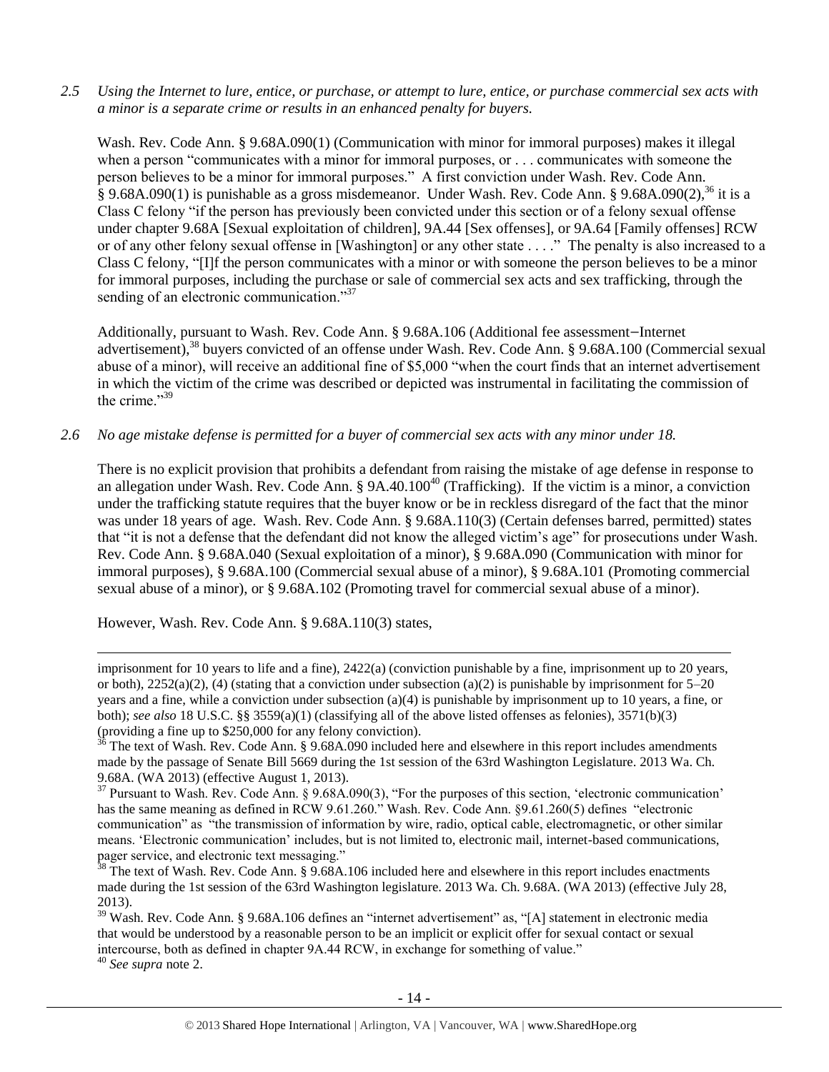*2.5 Using the Internet to lure, entice, or purchase, or attempt to lure, entice, or purchase commercial sex acts with a minor is a separate crime or results in an enhanced penalty for buyers.*

Wash. Rev. Code Ann. § 9.68A.090(1) (Communication with minor for immoral purposes) makes it illegal when a person "communicates with a minor for immoral purposes, or . . . communicates with someone the person believes to be a minor for immoral purposes." A first conviction under Wash. Rev. Code Ann. § 9.68A.090(1) is punishable as a gross misdemeanor. Under Wash. Rev. Code Ann. § 9.68A.090(2),[36] it is a Class C felony "if the person has previously been convicted under this section or of a felony sexual offense under chapter 9.68A [Sexual exploitation of children], 9A.44 [Sex offenses], or 9A.64 [Family offenses] RCW or of any other felony sexual offense in [Washington] or any other state . . . ." The penalty is also increased to a Class C felony, "[I]f the person communicates with a minor or with someone the person believes to be a minor for immoral purposes, including the purchase or sale of commercial sex acts and sex trafficking, through the sending of an electronic communication."[37]

Additionally, pursuant to Wash. Rev. Code Ann. § 9.68A.106 (Additional fee assessment−Internet advertisement),[38] buyers convicted of an offense under Wash. Rev. Code Ann. § 9.68A.100 (Commercial sexual abuse of a minor), will receive an additional fine of $5,000 "when the court finds that an internet advertisement in which the victim of the crime was described or depicted was instrumental in facilitating the commission of the crime."[39]

*2.6 No age mistake defense is permitted for a buyer of commercial sex acts with any minor under 18.*

There is no explicit provision that prohibits a defendant from raising the mistake of age defense in response to an allegation under Wash. Rev. Code Ann. § 9A.40.100[40] (Trafficking). If the victim is a minor, a conviction under the trafficking statute requires that the buyer know or be in reckless disregard of the fact that the minor was under 18 years of age. Wash. Rev. Code Ann. § 9.68A.110(3) (Certain defenses barred, permitted) states that "it is not a defense that the defendant did not know the alleged victim's age" for prosecutions under Wash. Rev. Code Ann. § 9.68A.040 (Sexual exploitation of a minor), § 9.68A.090 (Communication with minor for immoral purposes), § 9.68A.100 (Commercial sexual abuse of a minor), § 9.68A.101 (Promoting commercial sexual abuse of a minor), or § 9.68A.102 (Promoting travel for commercial sexual abuse of a minor).

However, Wash. Rev. Code Ann. § 9.68A.110(3) states,

---

imprisonment for 10 years to life and a fine), 2422(a) (conviction punishable by a fine, imprisonment up to 20 years, or both), 2252(a)(2), (4) (stating that a conviction under subsection (a)(2) is punishable by imprisonment for 5–20 years and a fine, while a conviction under subsection (a)(4) is punishable by imprisonment up to 10 years, a fine, or both); *see also* 18 U.S.C. §§ 3559(a)(1) (classifying all of the above listed offenses as felonies), 3571(b)(3) (providing a fine up to $250,000 for any felony conviction).

[36] The text of Wash. Rev. Code Ann. § 9.68A.090 included here and elsewhere in this report includes amendments made by the passage of Senate Bill 5669 during the 1st session of the 63rd Washington Legislature. 2013 Wa. Ch. 9.68A. (WA 2013) (effective August 1, 2013).

[37] Pursuant to Wash. Rev. Code Ann. § 9.68A.090(3), "For the purposes of this section, 'electronic communication' has the same meaning as defined in RCW 9.61.260." Wash. Rev. Code Ann. §9.61.260(5) defines "electronic communication" as "the transmission of information by wire, radio, optical cable, electromagnetic, or other similar means. 'Electronic communication' includes, but is not limited to, electronic mail, internet-based communications, pager service, and electronic text messaging."

[38] The text of Wash. Rev. Code Ann. § 9.68A.106 included here and elsewhere in this report includes enactments made during the 1st session of the 63rd Washington legislature. 2013 Wa. Ch. 9.68A. (WA 2013) (effective July 28, 2013).

[39] Wash. Rev. Code Ann. § 9.68A.106 defines an "internet advertisement" as, "[A] statement in electronic media that would be understood by a reasonable person to be an implicit or explicit offer for sexual contact or sexual intercourse, both as defined in chapter 9A.44 RCW, in exchange for something of value."

[40] *See supra* note 2.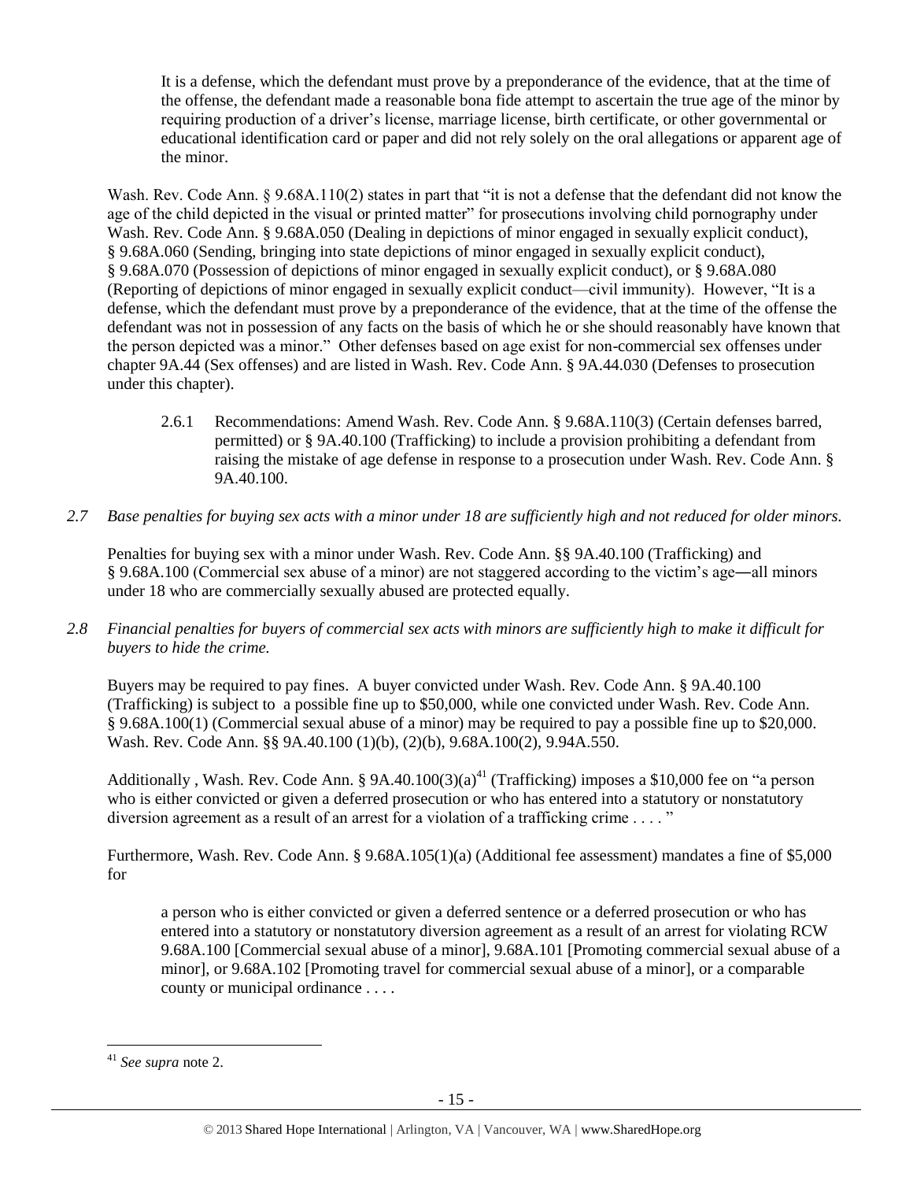> It is a defense, which the defendant must prove by a preponderance of the evidence, that at the time of the offense, the defendant made a reasonable bona fide attempt to ascertain the true age of the minor by requiring production of a driver's license, marriage license, birth certificate, or other governmental or educational identification card or paper and did not rely solely on the oral allegations or apparent age of the minor.

Wash. Rev. Code Ann. § 9.68A.110(2) states in part that "it is not a defense that the defendant did not know the age of the child depicted in the visual or printed matter" for prosecutions involving child pornography under Wash. Rev. Code Ann. § 9.68A.050 (Dealing in depictions of minor engaged in sexually explicit conduct), § 9.68A.060 (Sending, bringing into state depictions of minor engaged in sexually explicit conduct), § 9.68A.070 (Possession of depictions of minor engaged in sexually explicit conduct), or § 9.68A.080 (Reporting of depictions of minor engaged in sexually explicit conduct—civil immunity). However, "It is a defense, which the defendant must prove by a preponderance of the evidence, that at the time of the offense the defendant was not in possession of any facts on the basis of which he or she should reasonably have known that the person depicted was a minor." Other defenses based on age exist for non-commercial sex offenses under chapter 9A.44 (Sex offenses) and are listed in Wash. Rev. Code Ann. § 9A.44.030 (Defenses to prosecution under this chapter).

> 2.6.1 Recommendations: Amend Wash. Rev. Code Ann. § 9.68A.110(3) (Certain defenses barred, permitted) or § 9A.40.100 (Trafficking) to include a provision prohibiting a defendant from raising the mistake of age defense in response to a prosecution under Wash. Rev. Code Ann. § 9A.40.100.

*2.7 Base penalties for buying sex acts with a minor under 18 are sufficiently high and not reduced for older minors.*

Penalties for buying sex with a minor under Wash. Rev. Code Ann. §§ 9A.40.100 (Trafficking) and § 9.68A.100 (Commercial sex abuse of a minor) are not staggered according to the victim's age―all minors under 18 who are commercially sexually abused are protected equally.

*2.8 Financial penalties for buyers of commercial sex acts with minors are sufficiently high to make it difficult for buyers to hide the crime.*

Buyers may be required to pay fines. A buyer convicted under Wash. Rev. Code Ann. § 9A.40.100 (Trafficking) is subject to a possible fine up to $50,000, while one convicted under Wash. Rev. Code Ann. § 9.68A.100(1) (Commercial sexual abuse of a minor) may be required to pay a possible fine up to $20,000. Wash. Rev. Code Ann. §§ 9A.40.100 (1)(b), (2)(b), 9.68A.100(2), 9.94A.550.

Additionally , Wash. Rev. Code Ann. § 9A.40.100(3)(a)[41] (Trafficking) imposes a $10,000 fee on "a person who is either convicted or given a deferred prosecution or who has entered into a statutory or nonstatutory diversion agreement as a result of an arrest for a violation of a trafficking crime . . . . "

Furthermore, Wash. Rev. Code Ann. § 9.68A.105(1)(a) (Additional fee assessment) mandates a fine of $5,000 for

> a person who is either convicted or given a deferred sentence or a deferred prosecution or who has entered into a statutory or nonstatutory diversion agreement as a result of an arrest for violating RCW 9.68A.100 [Commercial sexual abuse of a minor], 9.68A.101 [Promoting commercial sexual abuse of a minor], or 9.68A.102 [Promoting travel for commercial sexual abuse of a minor], or a comparable county or municipal ordinance . . . .

[41] *See supra* note 2.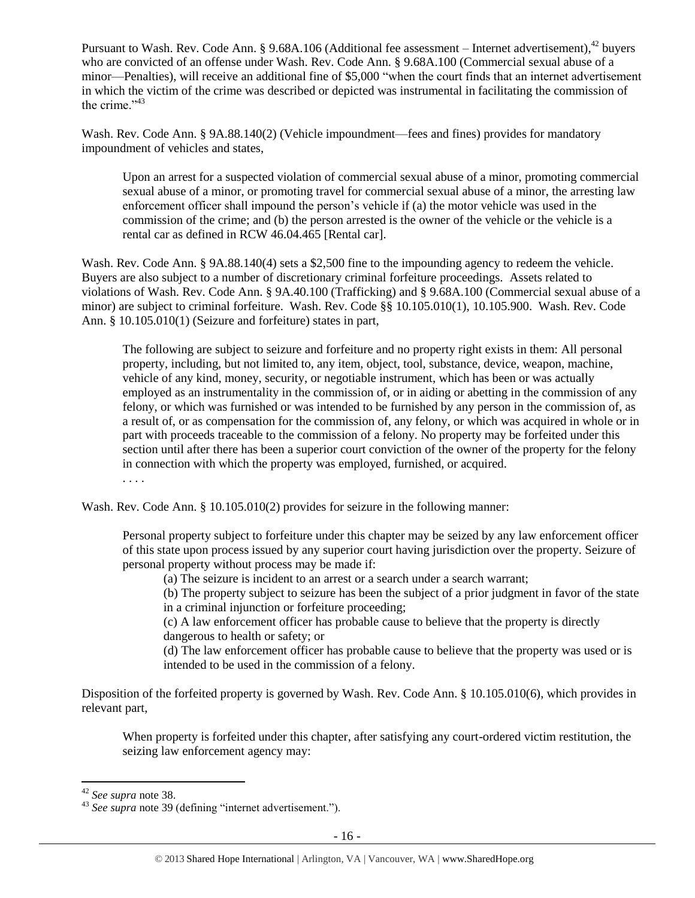Pursuant to Wash. Rev. Code Ann. § 9.68A.106 (Additional fee assessment – Internet advertisement),[42] buyers who are convicted of an offense under Wash. Rev. Code Ann. § 9.68A.100 (Commercial sexual abuse of a minor—Penalties), will receive an additional fine of $5,000 "when the court finds that an internet advertisement in which the victim of the crime was described or depicted was instrumental in facilitating the commission of the crime."[43]

Wash. Rev. Code Ann. § 9A.88.140(2) (Vehicle impoundment—fees and fines) provides for mandatory impoundment of vehicles and states,

> Upon an arrest for a suspected violation of commercial sexual abuse of a minor, promoting commercial sexual abuse of a minor, or promoting travel for commercial sexual abuse of a minor, the arresting law enforcement officer shall impound the person's vehicle if (a) the motor vehicle was used in the commission of the crime; and (b) the person arrested is the owner of the vehicle or the vehicle is a rental car as defined in RCW 46.04.465 [Rental car].

Wash. Rev. Code Ann. § 9A.88.140(4) sets a $2,500 fine to the impounding agency to redeem the vehicle. Buyers are also subject to a number of discretionary criminal forfeiture proceedings. Assets related to violations of Wash. Rev. Code Ann. § 9A.40.100 (Trafficking) and § 9.68A.100 (Commercial sexual abuse of a minor) are subject to criminal forfeiture. Wash. Rev. Code §§ 10.105.010(1), 10.105.900. Wash. Rev. Code Ann. § 10.105.010(1) (Seizure and forfeiture) states in part,

> The following are subject to seizure and forfeiture and no property right exists in them: All personal property, including, but not limited to, any item, object, tool, substance, device, weapon, machine, vehicle of any kind, money, security, or negotiable instrument, which has been or was actually employed as an instrumentality in the commission of, or in aiding or abetting in the commission of any felony, or which was furnished or was intended to be furnished by any person in the commission of, as a result of, or as compensation for the commission of, any felony, or which was acquired in whole or in part with proceeds traceable to the commission of a felony. No property may be forfeited under this section until after there has been a superior court conviction of the owner of the property for the felony in connection with which the property was employed, furnished, or acquired.
>
> . . . .

Wash. Rev. Code Ann. § 10.105.010(2) provides for seizure in the following manner:

> Personal property subject to forfeiture under this chapter may be seized by any law enforcement officer of this state upon process issued by any superior court having jurisdiction over the property. Seizure of personal property without process may be made if:
>
> (a) The seizure is incident to an arrest or a search under a search warrant;
>
> (b) The property subject to seizure has been the subject of a prior judgment in favor of the state in a criminal injunction or forfeiture proceeding;
>
> (c) A law enforcement officer has probable cause to believe that the property is directly dangerous to health or safety; or
>
> (d) The law enforcement officer has probable cause to believe that the property was used or is intended to be used in the commission of a felony.

Disposition of the forfeited property is governed by Wash. Rev. Code Ann. § 10.105.010(6), which provides in relevant part,

> When property is forfeited under this chapter, after satisfying any court-ordered victim restitution, the seizing law enforcement agency may:

---

[42] *See supra* note 38.

[43] *See supra* note 39 (defining "internet advertisement.").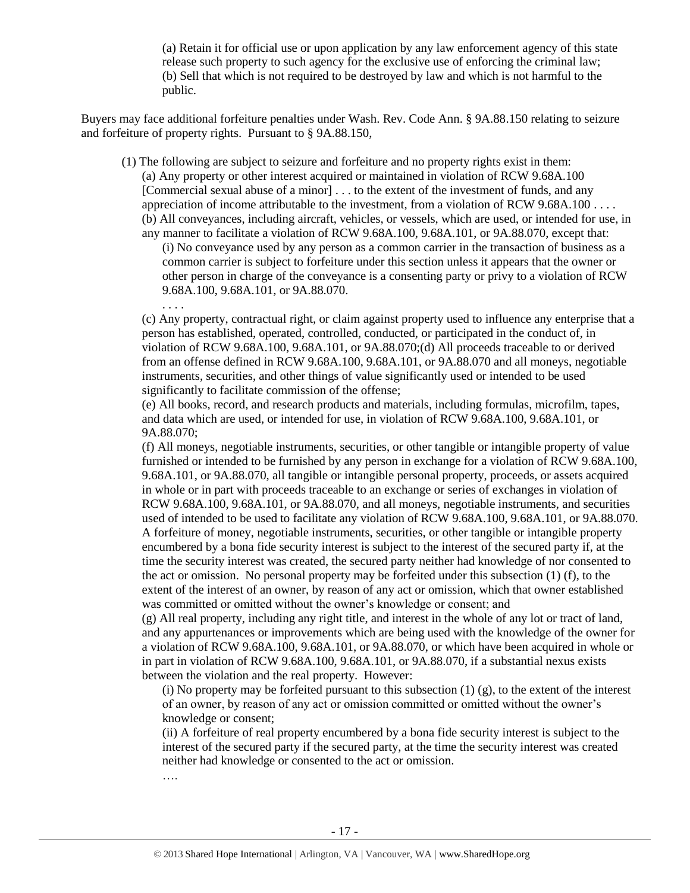(a) Retain it for official use or upon application by any law enforcement agency of this state release such property to such agency for the exclusive use of enforcing the criminal law;
(b) Sell that which is not required to be destroyed by law and which is not harmful to the public.

Buyers may face additional forfeiture penalties under Wash. Rev. Code Ann. § 9A.88.150 relating to seizure and forfeiture of property rights. Pursuant to § 9A.88.150,

> (1) The following are subject to seizure and forfeiture and no property rights exist in them:
>
> (a) Any property or other interest acquired or maintained in violation of RCW 9.68A.100 [Commercial sexual abuse of a minor] . . . to the extent of the investment of funds, and any appreciation of income attributable to the investment, from a violation of RCW 9.68A.100 . . . .
>
> (b) All conveyances, including aircraft, vehicles, or vessels, which are used, or intended for use, in any manner to facilitate a violation of RCW 9.68A.100, 9.68A.101, or 9A.88.070, except that:
>
> > (i) No conveyance used by any person as a common carrier in the transaction of business as a common carrier is subject to forfeiture under this section unless it appears that the owner or other person in charge of the conveyance is a consenting party or privy to a violation of RCW 9.68A.100, 9.68A.101, or 9A.88.070.
> >
> > . . . .
>
> (c) Any property, contractual right, or claim against property used to influence any enterprise that a person has established, operated, controlled, conducted, or participated in the conduct of, in violation of RCW 9.68A.100, 9.68A.101, or 9A.88.070;(d) All proceeds traceable to or derived from an offense defined in RCW 9.68A.100, 9.68A.101, or 9A.88.070 and all moneys, negotiable instruments, securities, and other things of value significantly used or intended to be used significantly to facilitate commission of the offense;
>
> (e) All books, record, and research products and materials, including formulas, microfilm, tapes, and data which are used, or intended for use, in violation of RCW 9.68A.100, 9.68A.101, or 9A.88.070;
>
> (f) All moneys, negotiable instruments, securities, or other tangible or intangible property of value furnished or intended to be furnished by any person in exchange for a violation of RCW 9.68A.100, 9.68A.101, or 9A.88.070, all tangible or intangible personal property, proceeds, or assets acquired in whole or in part with proceeds traceable to an exchange or series of exchanges in violation of RCW 9.68A.100, 9.68A.101, or 9A.88.070, and all moneys, negotiable instruments, and securities used of intended to be used to facilitate any violation of RCW 9.68A.100, 9.68A.101, or 9A.88.070. A forfeiture of money, negotiable instruments, securities, or other tangible or intangible property encumbered by a bona fide security interest is subject to the interest of the secured party if, at the time the security interest was created, the secured party neither had knowledge of nor consented to the act or omission. No personal property may be forfeited under this subsection (1) (f), to the extent of the interest of an owner, by reason of any act or omission, which that owner established was committed or omitted without the owner's knowledge or consent; and
>
> (g) All real property, including any right title, and interest in the whole of any lot or tract of land, and any appurtenances or improvements which are being used with the knowledge of the owner for a violation of RCW 9.68A.100, 9.68A.101, or 9A.88.070, or which have been acquired in whole or in part in violation of RCW 9.68A.100, 9.68A.101, or 9A.88.070, if a substantial nexus exists between the violation and the real property. However:
>
> > (i) No property may be forfeited pursuant to this subsection (1) (g), to the extent of the interest of an owner, by reason of any act or omission committed or omitted without the owner's knowledge or consent;
> >
> > (ii) A forfeiture of real property encumbered by a bona fide security interest is subject to the interest of the secured party if the secured party, at the time the security interest was created neither had knowledge or consented to the act or omission.
> >
> > ….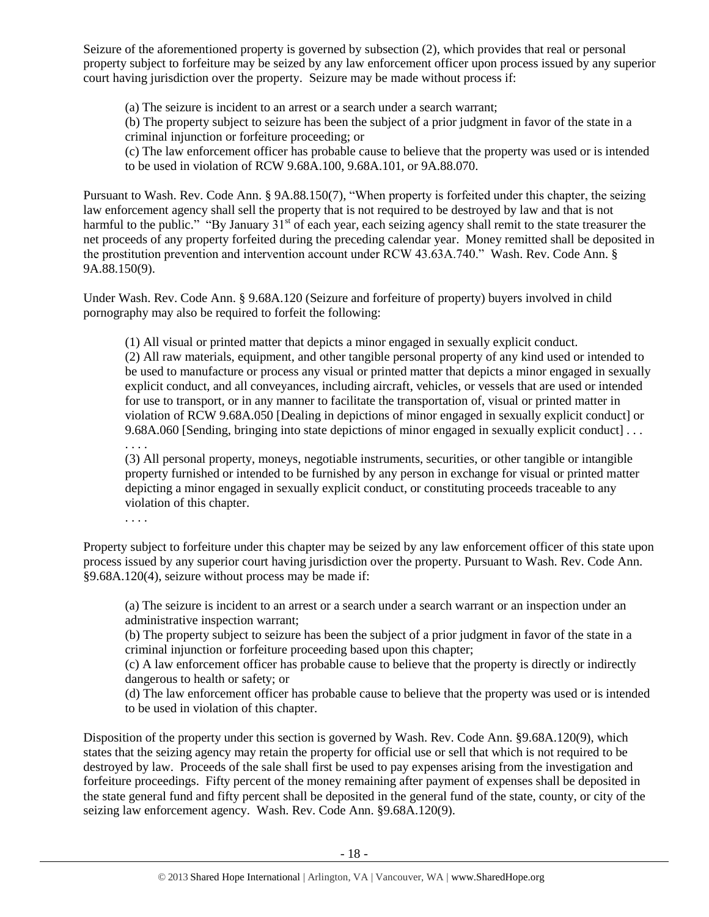Seizure of the aforementioned property is governed by subsection (2), which provides that real or personal property subject to forfeiture may be seized by any law enforcement officer upon process issued by any superior court having jurisdiction over the property. Seizure may be made without process if:

> (a) The seizure is incident to an arrest or a search under a search warrant;
> (b) The property subject to seizure has been the subject of a prior judgment in favor of the state in a criminal injunction or forfeiture proceeding; or
> (c) The law enforcement officer has probable cause to believe that the property was used or is intended to be used in violation of RCW 9.68A.100, 9.68A.101, or 9A.88.070.

Pursuant to Wash. Rev. Code Ann. § 9A.88.150(7), "When property is forfeited under this chapter, the seizing law enforcement agency shall sell the property that is not required to be destroyed by law and that is not harmful to the public." "By January 31st of each year, each seizing agency shall remit to the state treasurer the net proceeds of any property forfeited during the preceding calendar year. Money remitted shall be deposited in the prostitution prevention and intervention account under RCW 43.63A.740." Wash. Rev. Code Ann. § 9A.88.150(9).

Under Wash. Rev. Code Ann. § 9.68A.120 (Seizure and forfeiture of property) buyers involved in child pornography may also be required to forfeit the following:

> (1) All visual or printed matter that depicts a minor engaged in sexually explicit conduct.
> (2) All raw materials, equipment, and other tangible personal property of any kind used or intended to be used to manufacture or process any visual or printed matter that depicts a minor engaged in sexually explicit conduct, and all conveyances, including aircraft, vehicles, or vessels that are used or intended for use to transport, or in any manner to facilitate the transportation of, visual or printed matter in violation of RCW 9.68A.050 [Dealing in depictions of minor engaged in sexually explicit conduct] or 9.68A.060 [Sending, bringing into state depictions of minor engaged in sexually explicit conduct] . . . . . . .
> (3) All personal property, moneys, negotiable instruments, securities, or other tangible or intangible property furnished or intended to be furnished by any person in exchange for visual or printed matter depicting a minor engaged in sexually explicit conduct, or constituting proceeds traceable to any violation of this chapter.
> . . . .

Property subject to forfeiture under this chapter may be seized by any law enforcement officer of this state upon process issued by any superior court having jurisdiction over the property. Pursuant to Wash. Rev. Code Ann. §9.68A.120(4), seizure without process may be made if:

> (a) The seizure is incident to an arrest or a search under a search warrant or an inspection under an administrative inspection warrant;
> (b) The property subject to seizure has been the subject of a prior judgment in favor of the state in a criminal injunction or forfeiture proceeding based upon this chapter;
> (c) A law enforcement officer has probable cause to believe that the property is directly or indirectly dangerous to health or safety; or
> (d) The law enforcement officer has probable cause to believe that the property was used or is intended to be used in violation of this chapter.

Disposition of the property under this section is governed by Wash. Rev. Code Ann. §9.68A.120(9), which states that the seizing agency may retain the property for official use or sell that which is not required to be destroyed by law. Proceeds of the sale shall first be used to pay expenses arising from the investigation and forfeiture proceedings. Fifty percent of the money remaining after payment of expenses shall be deposited in the state general fund and fifty percent shall be deposited in the general fund of the state, county, or city of the seizing law enforcement agency. Wash. Rev. Code Ann. §9.68A.120(9).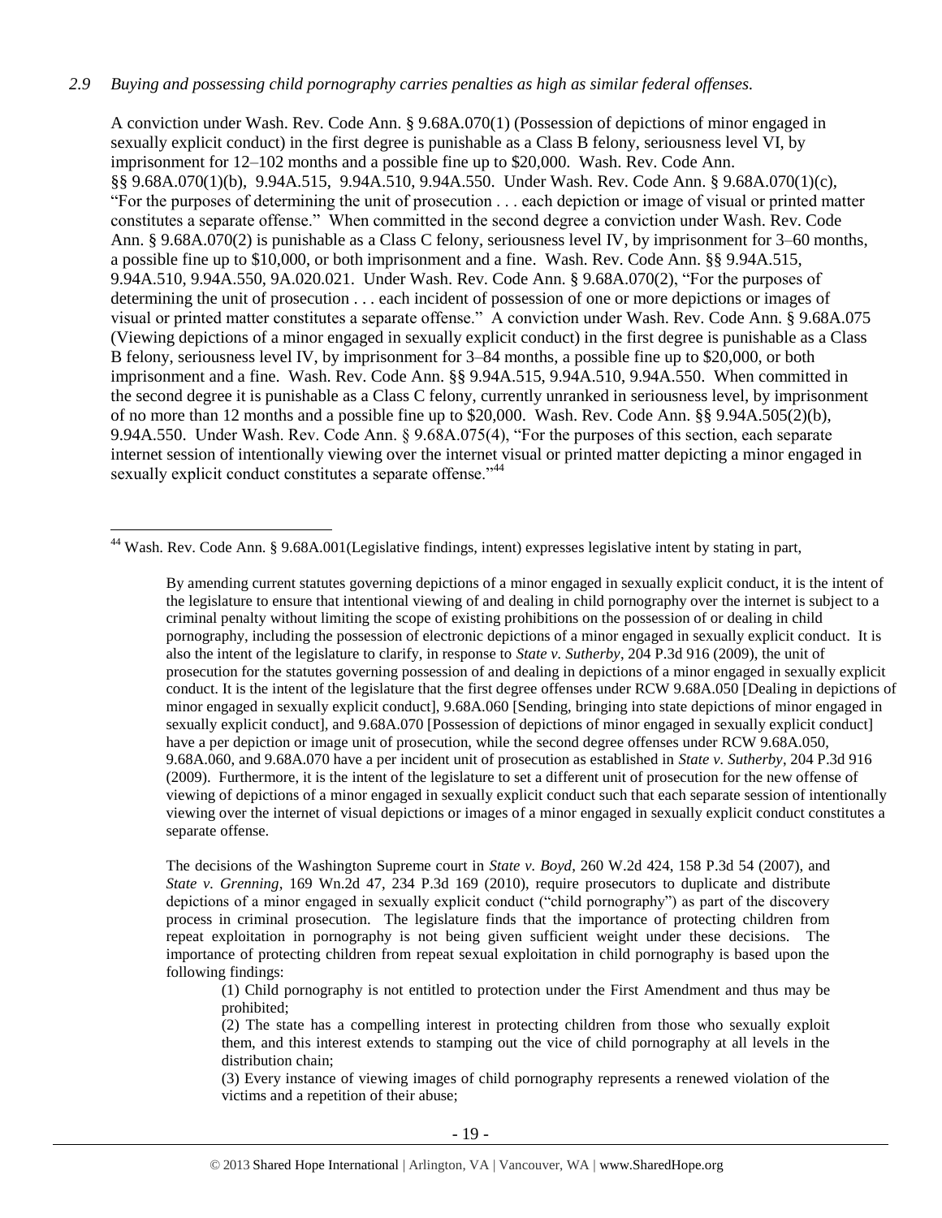*2.9 Buying and possessing child pornography carries penalties as high as similar federal offenses.*

A conviction under Wash. Rev. Code Ann. § 9.68A.070(1) (Possession of depictions of minor engaged in sexually explicit conduct) in the first degree is punishable as a Class B felony, seriousness level VI, by imprisonment for 12–102 months and a possible fine up to $20,000. Wash. Rev. Code Ann. §§ 9.68A.070(1)(b), 9.94A.515, 9.94A.510, 9.94A.550. Under Wash. Rev. Code Ann. § 9.68A.070(1)(c), "For the purposes of determining the unit of prosecution . . . each depiction or image of visual or printed matter constitutes a separate offense." When committed in the second degree a conviction under Wash. Rev. Code Ann. § 9.68A.070(2) is punishable as a Class C felony, seriousness level IV, by imprisonment for 3–60 months, a possible fine up to $10,000, or both imprisonment and a fine. Wash. Rev. Code Ann. §§ 9.94A.515, 9.94A.510, 9.94A.550, 9A.020.021. Under Wash. Rev. Code Ann. § 9.68A.070(2), "For the purposes of determining the unit of prosecution . . . each incident of possession of one or more depictions or images of visual or printed matter constitutes a separate offense." A conviction under Wash. Rev. Code Ann. § 9.68A.075 (Viewing depictions of a minor engaged in sexually explicit conduct) in the first degree is punishable as a Class B felony, seriousness level IV, by imprisonment for 3–84 months, a possible fine up to $20,000, or both imprisonment and a fine. Wash. Rev. Code Ann. §§ 9.94A.515, 9.94A.510, 9.94A.550. When committed in the second degree it is punishable as a Class C felony, currently unranked in seriousness level, by imprisonment of no more than 12 months and a possible fine up to $20,000. Wash. Rev. Code Ann. §§ 9.94A.505(2)(b), 9.94A.550. Under Wash. Rev. Code Ann. § 9.68A.075(4), "For the purposes of this section, each separate internet session of intentionally viewing over the internet visual or printed matter depicting a minor engaged in sexually explicit conduct constitutes a separate offense."[44]

---

[44] Wash. Rev. Code Ann. § 9.68A.001(Legislative findings, intent) expresses legislative intent by stating in part,

> By amending current statutes governing depictions of a minor engaged in sexually explicit conduct, it is the intent of the legislature to ensure that intentional viewing of and dealing in child pornography over the internet is subject to a criminal penalty without limiting the scope of existing prohibitions on the possession of or dealing in child pornography, including the possession of electronic depictions of a minor engaged in sexually explicit conduct. It is also the intent of the legislature to clarify, in response to *State v. Sutherby*, 204 P.3d 916 (2009), the unit of prosecution for the statutes governing possession of and dealing in depictions of a minor engaged in sexually explicit conduct. It is the intent of the legislature that the first degree offenses under RCW 9.68A.050 [Dealing in depictions of minor engaged in sexually explicit conduct], 9.68A.060 [Sending, bringing into state depictions of minor engaged in sexually explicit conduct], and 9.68A.070 [Possession of depictions of minor engaged in sexually explicit conduct] have a per depiction or image unit of prosecution, while the second degree offenses under RCW 9.68A.050, 9.68A.060, and 9.68A.070 have a per incident unit of prosecution as established in *State v. Sutherby*, 204 P.3d 916 (2009). Furthermore, it is the intent of the legislature to set a different unit of prosecution for the new offense of viewing of depictions of a minor engaged in sexually explicit conduct such that each separate session of intentionally viewing over the internet of visual depictions or images of a minor engaged in sexually explicit conduct constitutes a separate offense.
>
> The decisions of the Washington Supreme court in *State v. Boyd*, 260 W.2d 424, 158 P.3d 54 (2007), and *State v. Grenning*, 169 Wn.2d 47, 234 P.3d 169 (2010), require prosecutors to duplicate and distribute depictions of a minor engaged in sexually explicit conduct ("child pornography") as part of the discovery process in criminal prosecution. The legislature finds that the importance of protecting children from repeat exploitation in pornography is not being given sufficient weight under these decisions. The importance of protecting children from repeat sexual exploitation in child pornography is based upon the following findings:
>
> (1) Child pornography is not entitled to protection under the First Amendment and thus may be prohibited;
>
> (2) The state has a compelling interest in protecting children from those who sexually exploit them, and this interest extends to stamping out the vice of child pornography at all levels in the distribution chain;
>
> (3) Every instance of viewing images of child pornography represents a renewed violation of the victims and a repetition of their abuse;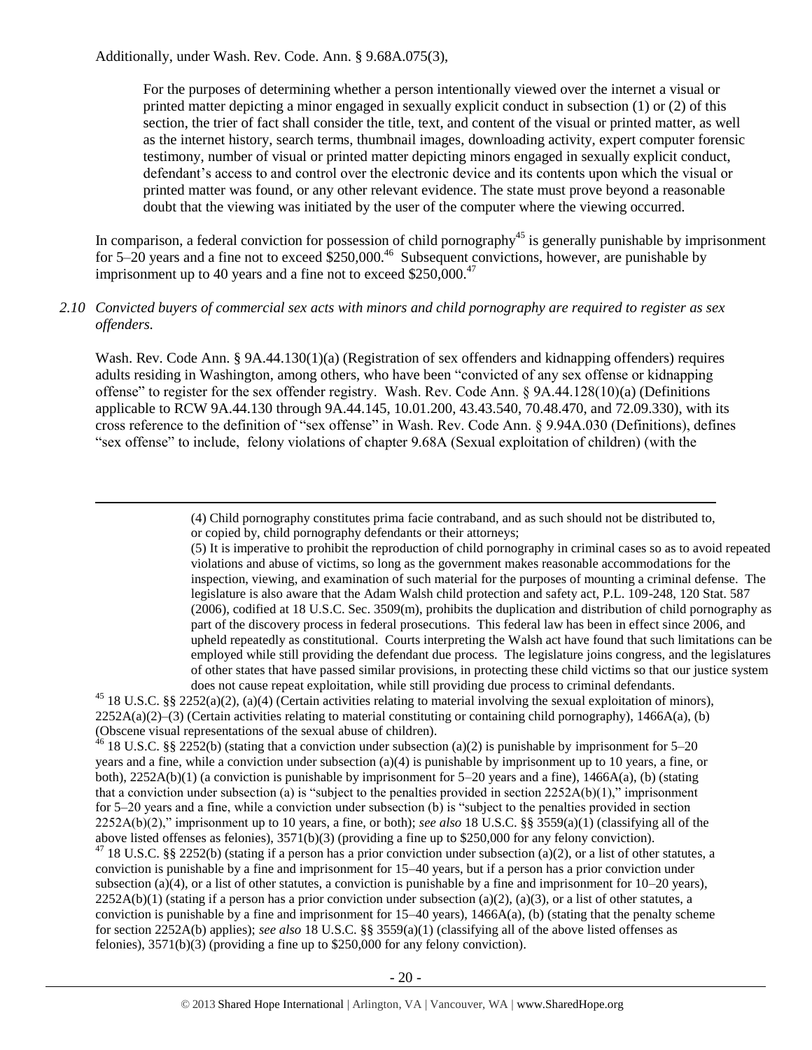Additionally, under Wash. Rev. Code. Ann. § 9.68A.075(3),

> For the purposes of determining whether a person intentionally viewed over the internet a visual or printed matter depicting a minor engaged in sexually explicit conduct in subsection (1) or (2) of this section, the trier of fact shall consider the title, text, and content of the visual or printed matter, as well as the internet history, search terms, thumbnail images, downloading activity, expert computer forensic testimony, number of visual or printed matter depicting minors engaged in sexually explicit conduct, defendant's access to and control over the electronic device and its contents upon which the visual or printed matter was found, or any other relevant evidence. The state must prove beyond a reasonable doubt that the viewing was initiated by the user of the computer where the viewing occurred.

In comparison, a federal conviction for possession of child pornography[45] is generally punishable by imprisonment for 5–20 years and a fine not to exceed $250,000.[46] Subsequent convictions, however, are punishable by imprisonment up to 40 years and a fine not to exceed $250,000.[47]

*2.10 Convicted buyers of commercial sex acts with minors and child pornography are required to register as sex offenders.*

Wash. Rev. Code Ann. § 9A.44.130(1)(a) (Registration of sex offenders and kidnapping offenders) requires adults residing in Washington, among others, who have been "convicted of any sex offense or kidnapping offense" to register for the sex offender registry. Wash. Rev. Code Ann. § 9A.44.128(10)(a) (Definitions applicable to RCW 9A.44.130 through 9A.44.145, 10.01.200, 43.43.540, 70.48.470, and 72.09.330), with its cross reference to the definition of "sex offense" in Wash. Rev. Code Ann. § 9.94A.030 (Definitions), defines "sex offense" to include, felony violations of chapter 9.68A (Sexual exploitation of children) (with the

---

> (4) Child pornography constitutes prima facie contraband, and as such should not be distributed to, or copied by, child pornography defendants or their attorneys;
>
> (5) It is imperative to prohibit the reproduction of child pornography in criminal cases so as to avoid repeated violations and abuse of victims, so long as the government makes reasonable accommodations for the inspection, viewing, and examination of such material for the purposes of mounting a criminal defense. The legislature is also aware that the Adam Walsh child protection and safety act, P.L. 109-248, 120 Stat. 587 (2006), codified at 18 U.S.C. Sec. 3509(m), prohibits the duplication and distribution of child pornography as part of the discovery process in federal prosecutions. This federal law has been in effect since 2006, and upheld repeatedly as constitutional. Courts interpreting the Walsh act have found that such limitations can be employed while still providing the defendant due process. The legislature joins congress, and the legislatures of other states that have passed similar provisions, in protecting these child victims so that our justice system does not cause repeat exploitation, while still providing due process to criminal defendants.

[45] 18 U.S.C. §§ 2252(a)(2), (a)(4) (Certain activities relating to material involving the sexual exploitation of minors), 2252A(a)(2)–(3) (Certain activities relating to material constituting or containing child pornography), 1466A(a), (b) (Obscene visual representations of the sexual abuse of children).

[46] 18 U.S.C. §§ 2252(b) (stating that a conviction under subsection (a)(2) is punishable by imprisonment for 5–20 years and a fine, while a conviction under subsection (a)(4) is punishable by imprisonment up to 10 years, a fine, or both), 2252A(b)(1) (a conviction is punishable by imprisonment for 5–20 years and a fine), 1466A(a), (b) (stating that a conviction under subsection (a) is "subject to the penalties provided in section 2252A(b)(1)," imprisonment for 5–20 years and a fine, while a conviction under subsection (b) is "subject to the penalties provided in section 2252A(b)(2)," imprisonment up to 10 years, a fine, or both); *see also* 18 U.S.C. §§ 3559(a)(1) (classifying all of the above listed offenses as felonies), 3571(b)(3) (providing a fine up to $250,000 for any felony conviction).

[47] 18 U.S.C. §§ 2252(b) (stating if a person has a prior conviction under subsection (a)(2), or a list of other statutes, a conviction is punishable by a fine and imprisonment for 15–40 years, but if a person has a prior conviction under subsection (a)(4), or a list of other statutes, a conviction is punishable by a fine and imprisonment for 10–20 years), 2252A(b)(1) (stating if a person has a prior conviction under subsection (a)(2), (a)(3), or a list of other statutes, a conviction is punishable by a fine and imprisonment for 15–40 years), 1466A(a), (b) (stating that the penalty scheme for section 2252A(b) applies); *see also* 18 U.S.C. §§ 3559(a)(1) (classifying all of the above listed offenses as felonies), 3571(b)(3) (providing a fine up to $250,000 for any felony conviction).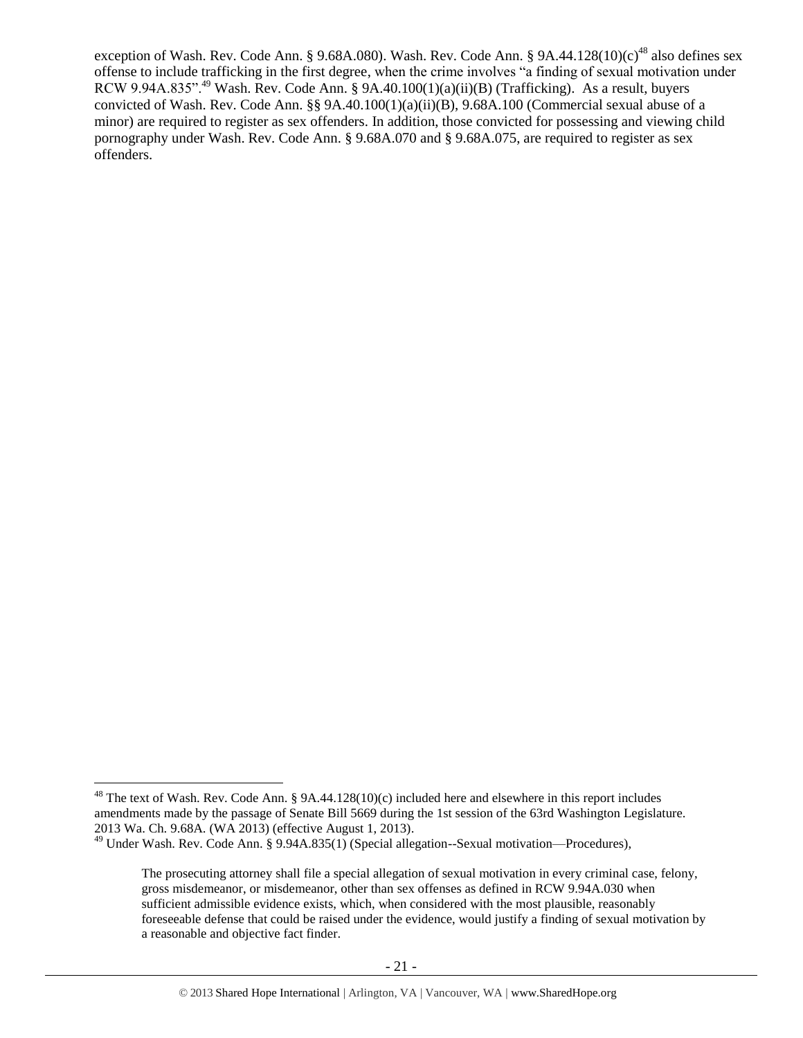exception of Wash. Rev. Code Ann. § 9.68A.080). Wash. Rev. Code Ann. § 9A.44.128(10)(c)[48] also defines sex offense to include trafficking in the first degree, when the crime involves "a finding of sexual motivation under RCW 9.94A.835".[49] Wash. Rev. Code Ann. § 9A.40.100(1)(a)(ii)(B) (Trafficking). As a result, buyers convicted of Wash. Rev. Code Ann. §§ 9A.40.100(1)(a)(ii)(B), 9.68A.100 (Commercial sexual abuse of a minor) are required to register as sex offenders. In addition, those convicted for possessing and viewing child pornography under Wash. Rev. Code Ann. § 9.68A.070 and § 9.68A.075, are required to register as sex offenders.

---

[48] The text of Wash. Rev. Code Ann. § 9A.44.128(10)(c) included here and elsewhere in this report includes amendments made by the passage of Senate Bill 5669 during the 1st session of the 63rd Washington Legislature. 2013 Wa. Ch. 9.68A. (WA 2013) (effective August 1, 2013).

[49] Under Wash. Rev. Code Ann. § 9.94A.835(1) (Special allegation--Sexual motivation—Procedures),

> The prosecuting attorney shall file a special allegation of sexual motivation in every criminal case, felony, gross misdemeanor, or misdemeanor, other than sex offenses as defined in RCW 9.94A.030 when sufficient admissible evidence exists, which, when considered with the most plausible, reasonably foreseeable defense that could be raised under the evidence, would justify a finding of sexual motivation by a reasonable and objective fact finder.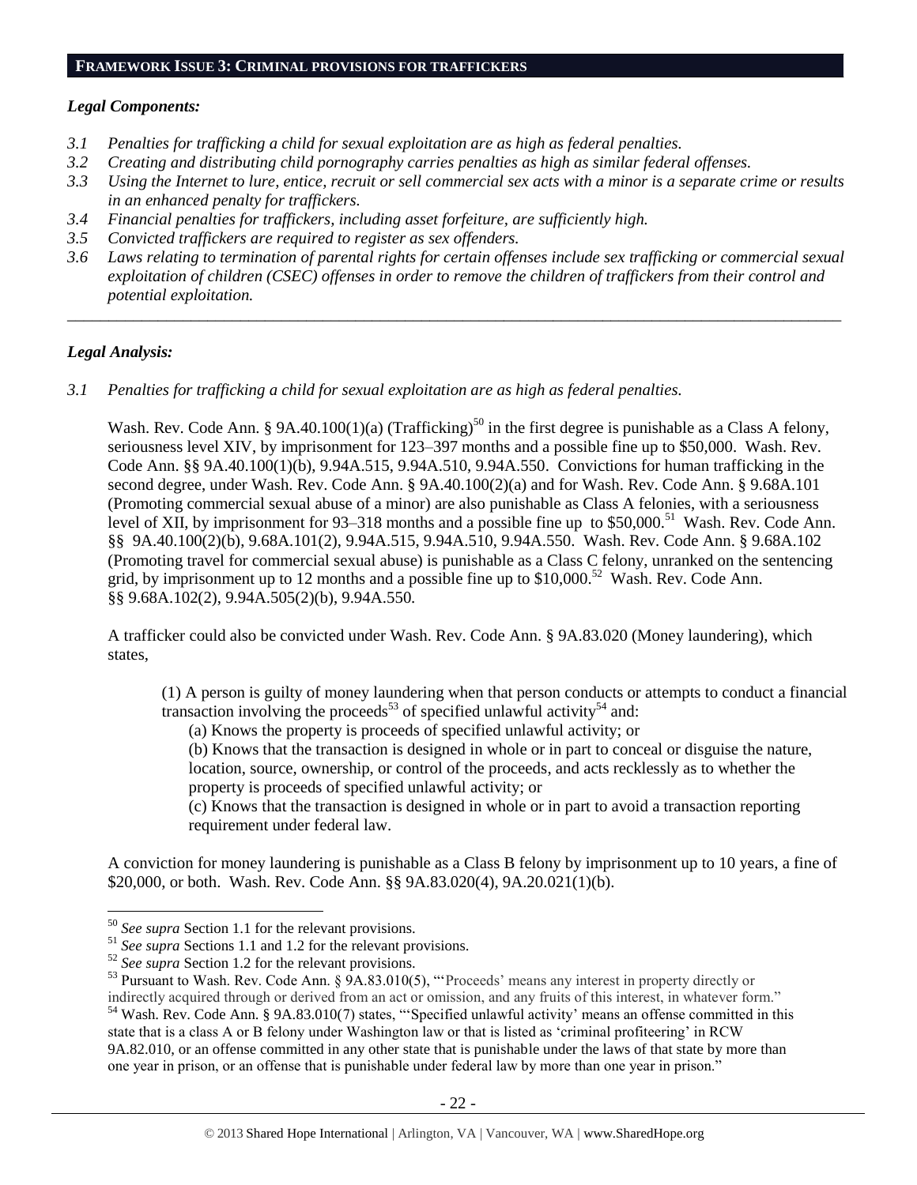## FRAMEWORK ISSUE 3: CRIMINAL PROVISIONS FOR TRAFFICKERS

### *Legal Components:*

*3.1 Penalties for trafficking a child for sexual exploitation are as high as federal penalties.*

*3.2 Creating and distributing child pornography carries penalties as high as similar federal offenses.*

*3.3 Using the Internet to lure, entice, recruit or sell commercial sex acts with a minor is a separate crime or results in an enhanced penalty for traffickers.*

*3.4 Financial penalties for traffickers, including asset forfeiture, are sufficiently high.*

*3.5 Convicted traffickers are required to register as sex offenders.*

*3.6 Laws relating to termination of parental rights for certain offenses include sex trafficking or commercial sexual exploitation of children (CSEC) offenses in order to remove the children of traffickers from their control and potential exploitation.*

---

### *Legal Analysis:*

*3.1 Penalties for trafficking a child for sexual exploitation are as high as federal penalties.*

Wash. Rev. Code Ann. § 9A.40.100(1)(a) (Trafficking)[50] in the first degree is punishable as a Class A felony, seriousness level XIV, by imprisonment for 123–397 months and a possible fine up to $50,000. Wash. Rev. Code Ann. §§ 9A.40.100(1)(b), 9.94A.515, 9.94A.510, 9.94A.550. Convictions for human trafficking in the second degree, under Wash. Rev. Code Ann. § 9A.40.100(2)(a) and for Wash. Rev. Code Ann. § 9.68A.101 (Promoting commercial sexual abuse of a minor) are also punishable as Class A felonies, with a seriousness level of XII, by imprisonment for 93–318 months and a possible fine up to $50,000.[51] Wash. Rev. Code Ann. §§ 9A.40.100(2)(b), 9.68A.101(2), 9.94A.515, 9.94A.510, 9.94A.550. Wash. Rev. Code Ann. § 9.68A.102 (Promoting travel for commercial sexual abuse) is punishable as a Class C felony, unranked on the sentencing grid, by imprisonment up to 12 months and a possible fine up to $10,000.[52] Wash. Rev. Code Ann. §§ 9.68A.102(2), 9.94A.505(2)(b), 9.94A.550.

A trafficker could also be convicted under Wash. Rev. Code Ann. § 9A.83.020 (Money laundering), which states,

> (1) A person is guilty of money laundering when that person conducts or attempts to conduct a financial transaction involving the proceeds[53] of specified unlawful activity[54] and:
>
> (a) Knows the property is proceeds of specified unlawful activity; or
>
> (b) Knows that the transaction is designed in whole or in part to conceal or disguise the nature, location, source, ownership, or control of the proceeds, and acts recklessly as to whether the property is proceeds of specified unlawful activity; or
>
> (c) Knows that the transaction is designed in whole or in part to avoid a transaction reporting requirement under federal law.

A conviction for money laundering is punishable as a Class B felony by imprisonment up to 10 years, a fine of $20,000, or both. Wash. Rev. Code Ann. §§ 9A.83.020(4), 9A.20.021(1)(b).

---

[50] *See supra* Section 1.1 for the relevant provisions.

[51] *See supra* Sections 1.1 and 1.2 for the relevant provisions.

[52] *See supra* Section 1.2 for the relevant provisions.

[53] Pursuant to Wash. Rev. Code Ann. § 9A.83.010(5), "'Proceeds' means any interest in property directly or indirectly acquired through or derived from an act or omission, and any fruits of this interest, in whatever form."

[54] Wash. Rev. Code Ann. § 9A.83.010(7) states, "'Specified unlawful activity' means an offense committed in this state that is a class A or B felony under Washington law or that is listed as 'criminal profiteering' in RCW 9A.82.010, or an offense committed in any other state that is punishable under the laws of that state by more than one year in prison, or an offense that is punishable under federal law by more than one year in prison."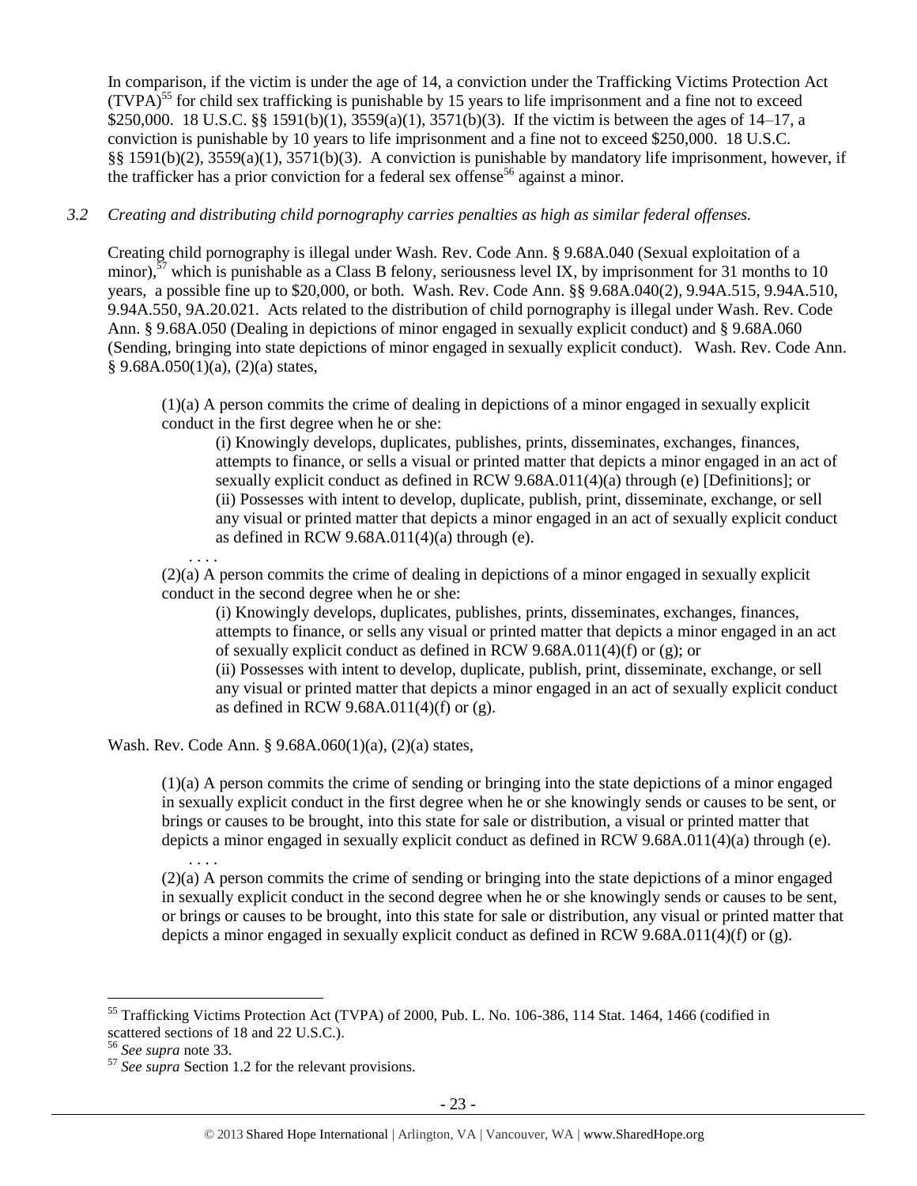In comparison, if the victim is under the age of 14, a conviction under the Trafficking Victims Protection Act (TVPA)[55] for child sex trafficking is punishable by 15 years to life imprisonment and a fine not to exceed $250,000. 18 U.S.C. §§ 1591(b)(1), 3559(a)(1), 3571(b)(3). If the victim is between the ages of 14–17, a conviction is punishable by 10 years to life imprisonment and a fine not to exceed $250,000. 18 U.S.C. §§ 1591(b)(2), 3559(a)(1), 3571(b)(3). A conviction is punishable by mandatory life imprisonment, however, if the trafficker has a prior conviction for a federal sex offense[56] against a minor.

*3.2 Creating and distributing child pornography carries penalties as high as similar federal offenses.*

Creating child pornography is illegal under Wash. Rev. Code Ann. § 9.68A.040 (Sexual exploitation of a minor),[57] which is punishable as a Class B felony, seriousness level IX, by imprisonment for 31 months to 10 years, a possible fine up to $20,000, or both. Wash. Rev. Code Ann. §§ 9.68A.040(2), 9.94A.515, 9.94A.510, 9.94A.550, 9A.20.021. Acts related to the distribution of child pornography is illegal under Wash. Rev. Code Ann. § 9.68A.050 (Dealing in depictions of minor engaged in sexually explicit conduct) and § 9.68A.060 (Sending, bringing into state depictions of minor engaged in sexually explicit conduct). Wash. Rev. Code Ann. § 9.68A.050(1)(a), (2)(a) states,

> (1)(a) A person commits the crime of dealing in depictions of a minor engaged in sexually explicit conduct in the first degree when he or she:
>
> > (i) Knowingly develops, duplicates, publishes, prints, disseminates, exchanges, finances, attempts to finance, or sells a visual or printed matter that depicts a minor engaged in an act of sexually explicit conduct as defined in RCW 9.68A.011(4)(a) through (e) [Definitions]; or
> > (ii) Possesses with intent to develop, duplicate, publish, print, disseminate, exchange, or sell any visual or printed matter that depicts a minor engaged in an act of sexually explicit conduct as defined in RCW 9.68A.011(4)(a) through (e).
>
> . . . .
>
> (2)(a) A person commits the crime of dealing in depictions of a minor engaged in sexually explicit conduct in the second degree when he or she:
>
> > (i) Knowingly develops, duplicates, publishes, prints, disseminates, exchanges, finances, attempts to finance, or sells any visual or printed matter that depicts a minor engaged in an act of sexually explicit conduct as defined in RCW 9.68A.011(4)(f) or (g); or
> > (ii) Possesses with intent to develop, duplicate, publish, print, disseminate, exchange, or sell any visual or printed matter that depicts a minor engaged in an act of sexually explicit conduct as defined in RCW 9.68A.011(4)(f) or (g).

Wash. Rev. Code Ann. § 9.68A.060(1)(a), (2)(a) states,

> (1)(a) A person commits the crime of sending or bringing into the state depictions of a minor engaged in sexually explicit conduct in the first degree when he or she knowingly sends or causes to be sent, or brings or causes to be brought, into this state for sale or distribution, a visual or printed matter that depicts a minor engaged in sexually explicit conduct as defined in RCW 9.68A.011(4)(a) through (e).
>
> . . . .
>
> (2)(a) A person commits the crime of sending or bringing into the state depictions of a minor engaged in sexually explicit conduct in the second degree when he or she knowingly sends or causes to be sent, or brings or causes to be brought, into this state for sale or distribution, any visual or printed matter that depicts a minor engaged in sexually explicit conduct as defined in RCW 9.68A.011(4)(f) or (g).

---

[55] Trafficking Victims Protection Act (TVPA) of 2000, Pub. L. No. 106-386, 114 Stat. 1464, 1466 (codified in scattered sections of 18 and 22 U.S.C.).

[56] *See supra* note 33.

[57] *See supra* Section 1.2 for the relevant provisions.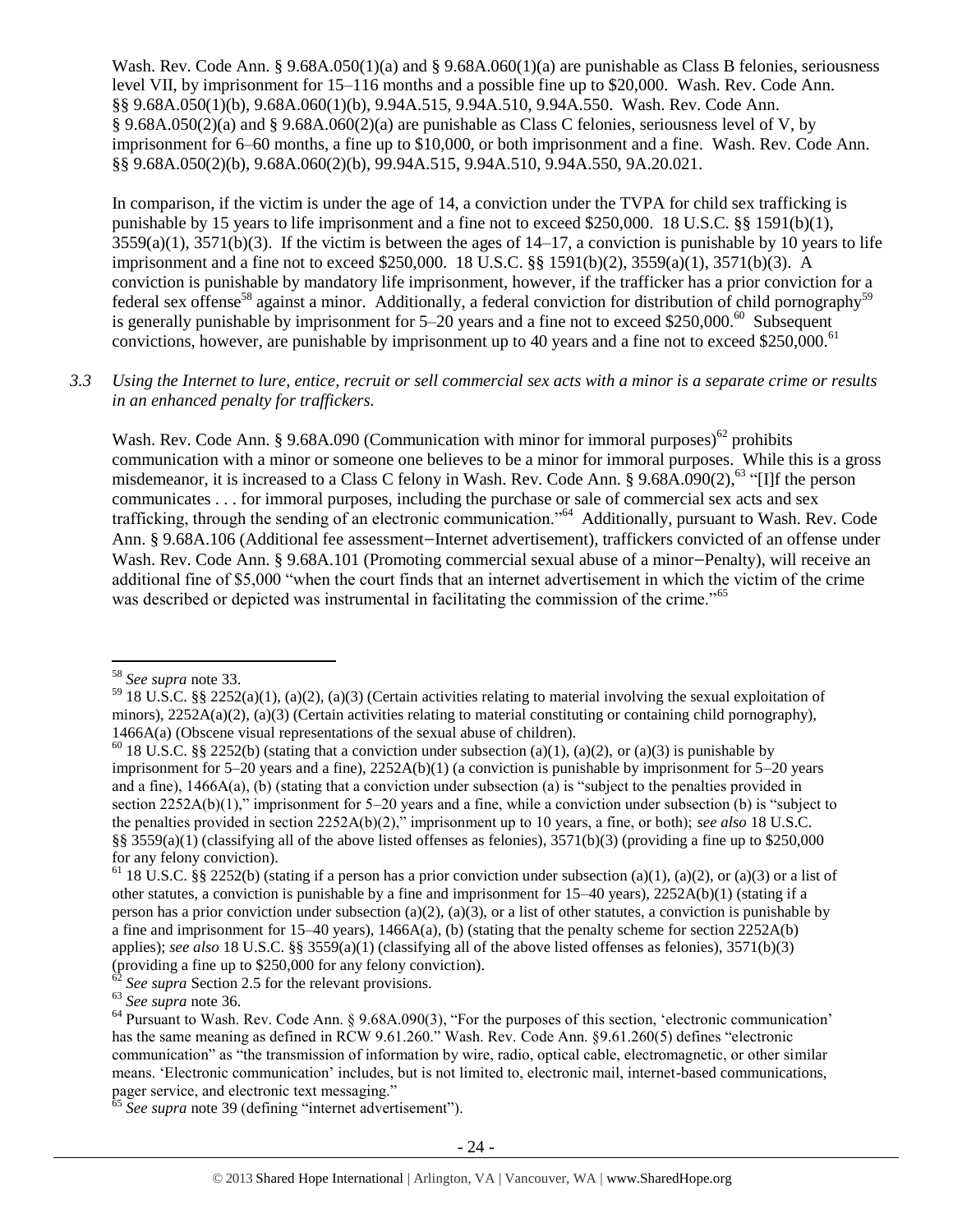Wash. Rev. Code Ann. § 9.68A.050(1)(a) and § 9.68A.060(1)(a) are punishable as Class B felonies, seriousness level VII, by imprisonment for 15–116 months and a possible fine up to $20,000. Wash. Rev. Code Ann. §§ 9.68A.050(1)(b), 9.68A.060(1)(b), 9.94A.515, 9.94A.510, 9.94A.550. Wash. Rev. Code Ann. § 9.68A.050(2)(a) and § 9.68A.060(2)(a) are punishable as Class C felonies, seriousness level of V, by imprisonment for 6–60 months, a fine up to $10,000, or both imprisonment and a fine. Wash. Rev. Code Ann. §§ 9.68A.050(2)(b), 9.68A.060(2)(b), 99.94A.515, 9.94A.510, 9.94A.550, 9A.20.021.

In comparison, if the victim is under the age of 14, a conviction under the TVPA for child sex trafficking is punishable by 15 years to life imprisonment and a fine not to exceed $250,000. 18 U.S.C. §§ 1591(b)(1), 3559(a)(1), 3571(b)(3). If the victim is between the ages of 14–17, a conviction is punishable by 10 years to life imprisonment and a fine not to exceed $250,000. 18 U.S.C. §§ 1591(b)(2), 3559(a)(1), 3571(b)(3). A conviction is punishable by mandatory life imprisonment, however, if the trafficker has a prior conviction for a federal sex offense[58] against a minor. Additionally, a federal conviction for distribution of child pornography[59] is generally punishable by imprisonment for 5–20 years and a fine not to exceed $250,000.[60] Subsequent convictions, however, are punishable by imprisonment up to 40 years and a fine not to exceed $250,000.[61]

*3.3 Using the Internet to lure, entice, recruit or sell commercial sex acts with a minor is a separate crime or results in an enhanced penalty for traffickers.*

Wash. Rev. Code Ann. § 9.68A.090 (Communication with minor for immoral purposes)[62] prohibits communication with a minor or someone one believes to be a minor for immoral purposes. While this is a gross misdemeanor, it is increased to a Class C felony in Wash. Rev. Code Ann. § 9.68A.090(2),[63] "[I]f the person communicates . . . for immoral purposes, including the purchase or sale of commercial sex acts and sex trafficking, through the sending of an electronic communication."[64] Additionally, pursuant to Wash. Rev. Code Ann. § 9.68A.106 (Additional fee assessment−Internet advertisement), traffickers convicted of an offense under Wash. Rev. Code Ann. § 9.68A.101 (Promoting commercial sexual abuse of a minor−Penalty), will receive an additional fine of $5,000 "when the court finds that an internet advertisement in which the victim of the crime was described or depicted was instrumental in facilitating the commission of the crime."[65]

---

[58] *See supra* note 33.

[59] 18 U.S.C. §§ 2252(a)(1), (a)(2), (a)(3) (Certain activities relating to material involving the sexual exploitation of minors), 2252A(a)(2), (a)(3) (Certain activities relating to material constituting or containing child pornography), 1466A(a) (Obscene visual representations of the sexual abuse of children).

[60] 18 U.S.C. §§ 2252(b) (stating that a conviction under subsection (a)(1), (a)(2), or (a)(3) is punishable by imprisonment for 5–20 years and a fine), 2252A(b)(1) (a conviction is punishable by imprisonment for 5–20 years and a fine), 1466A(a), (b) (stating that a conviction under subsection (a) is "subject to the penalties provided in section 2252A(b)(1)," imprisonment for 5–20 years and a fine, while a conviction under subsection (b) is "subject to the penalties provided in section 2252A(b)(2)," imprisonment up to 10 years, a fine, or both); *see also* 18 U.S.C. §§ 3559(a)(1) (classifying all of the above listed offenses as felonies), 3571(b)(3) (providing a fine up to $250,000 for any felony conviction).

[61] 18 U.S.C. §§ 2252(b) (stating if a person has a prior conviction under subsection (a)(1), (a)(2), or (a)(3) or a list of other statutes, a conviction is punishable by a fine and imprisonment for 15–40 years), 2252A(b)(1) (stating if a person has a prior conviction under subsection (a)(2), (a)(3), or a list of other statutes, a conviction is punishable by a fine and imprisonment for 15–40 years), 1466A(a), (b) (stating that the penalty scheme for section 2252A(b) applies); *see also* 18 U.S.C. §§ 3559(a)(1) (classifying all of the above listed offenses as felonies), 3571(b)(3) (providing a fine up to $250,000 for any felony conviction).

[62] *See supra* Section 2.5 for the relevant provisions.

[63] *See supra* note 36.

[64] Pursuant to Wash. Rev. Code Ann. § 9.68A.090(3), "For the purposes of this section, 'electronic communication' has the same meaning as defined in RCW 9.61.260." Wash. Rev. Code Ann. §9.61.260(5) defines "electronic communication" as "the transmission of information by wire, radio, optical cable, electromagnetic, or other similar means. 'Electronic communication' includes, but is not limited to, electronic mail, internet-based communications, pager service, and electronic text messaging."

[65] *See supra* note 39 (defining "internet advertisement").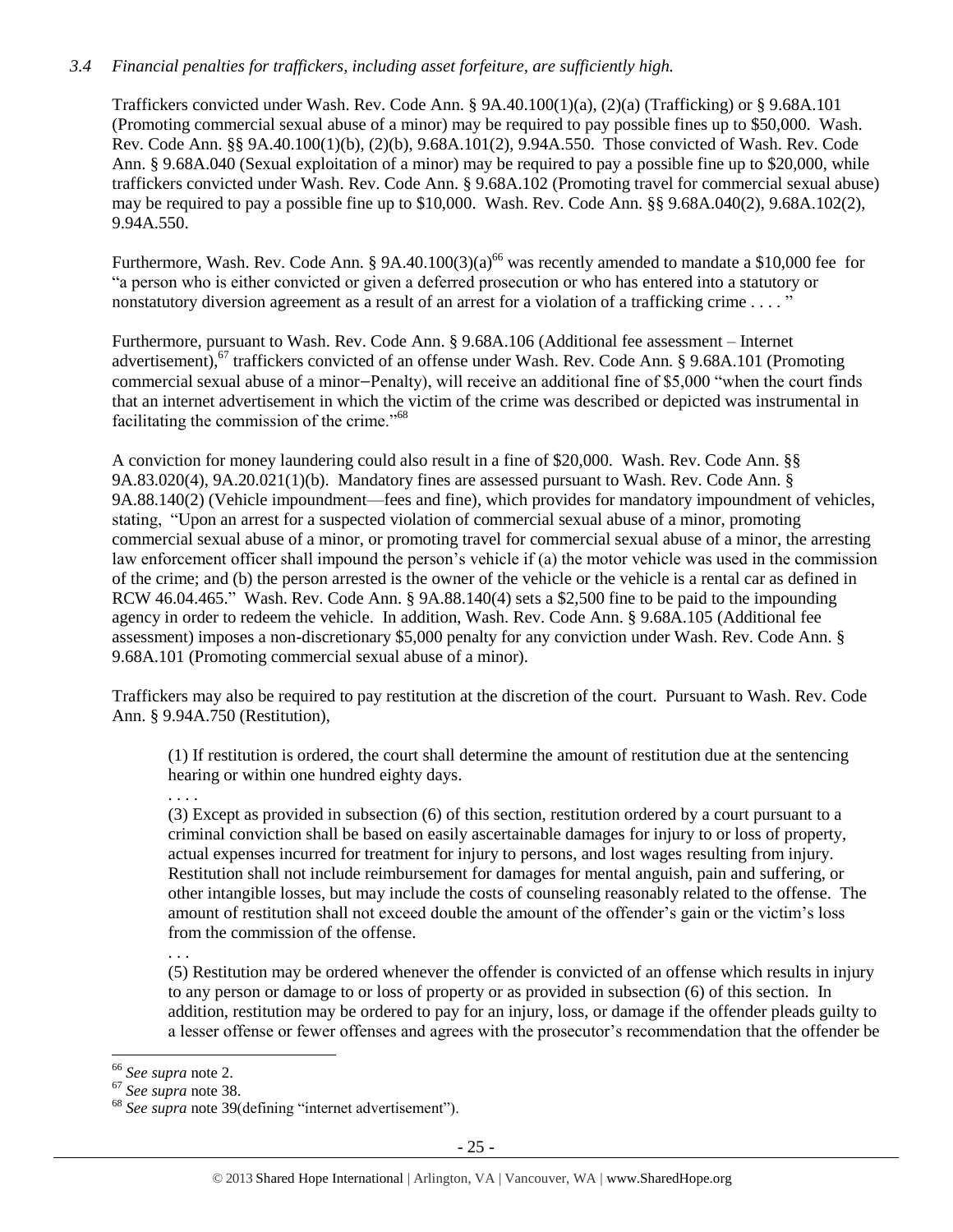*3.4 Financial penalties for traffickers, including asset forfeiture, are sufficiently high.*

Traffickers convicted under Wash. Rev. Code Ann. § 9A.40.100(1)(a), (2)(a) (Trafficking) or § 9.68A.101 (Promoting commercial sexual abuse of a minor) may be required to pay possible fines up to $50,000. Wash. Rev. Code Ann. §§ 9A.40.100(1)(b), (2)(b), 9.68A.101(2), 9.94A.550. Those convicted of Wash. Rev. Code Ann. § 9.68A.040 (Sexual exploitation of a minor) may be required to pay a possible fine up to $20,000, while traffickers convicted under Wash. Rev. Code Ann. § 9.68A.102 (Promoting travel for commercial sexual abuse) may be required to pay a possible fine up to $10,000. Wash. Rev. Code Ann. §§ 9.68A.040(2), 9.68A.102(2), 9.94A.550.

Furthermore, Wash. Rev. Code Ann. § 9A.40.100(3)(a)[66] was recently amended to mandate a $10,000 fee for "a person who is either convicted or given a deferred prosecution or who has entered into a statutory or nonstatutory diversion agreement as a result of an arrest for a violation of a trafficking crime . . . . "

Furthermore, pursuant to Wash. Rev. Code Ann. § 9.68A.106 (Additional fee assessment – Internet advertisement),[67] traffickers convicted of an offense under Wash. Rev. Code Ann. § 9.68A.101 (Promoting commercial sexual abuse of a minor−Penalty), will receive an additional fine of $5,000 "when the court finds that an internet advertisement in which the victim of the crime was described or depicted was instrumental in facilitating the commission of the crime."[68]

A conviction for money laundering could also result in a fine of $20,000. Wash. Rev. Code Ann. §§ 9A.83.020(4), 9A.20.021(1)(b). Mandatory fines are assessed pursuant to Wash. Rev. Code Ann. § 9A.88.140(2) (Vehicle impoundment—fees and fine), which provides for mandatory impoundment of vehicles, stating, "Upon an arrest for a suspected violation of commercial sexual abuse of a minor, promoting commercial sexual abuse of a minor, or promoting travel for commercial sexual abuse of a minor, the arresting law enforcement officer shall impound the person's vehicle if (a) the motor vehicle was used in the commission of the crime; and (b) the person arrested is the owner of the vehicle or the vehicle is a rental car as defined in RCW 46.04.465." Wash. Rev. Code Ann. § 9A.88.140(4) sets a $2,500 fine to be paid to the impounding agency in order to redeem the vehicle. In addition, Wash. Rev. Code Ann. § 9.68A.105 (Additional fee assessment) imposes a non-discretionary $5,000 penalty for any conviction under Wash. Rev. Code Ann. § 9.68A.101 (Promoting commercial sexual abuse of a minor).

Traffickers may also be required to pay restitution at the discretion of the court. Pursuant to Wash. Rev. Code Ann. § 9.94A.750 (Restitution),

> (1) If restitution is ordered, the court shall determine the amount of restitution due at the sentencing hearing or within one hundred eighty days.
>
> . . . .
>
> (3) Except as provided in subsection (6) of this section, restitution ordered by a court pursuant to a criminal conviction shall be based on easily ascertainable damages for injury to or loss of property, actual expenses incurred for treatment for injury to persons, and lost wages resulting from injury. Restitution shall not include reimbursement for damages for mental anguish, pain and suffering, or other intangible losses, but may include the costs of counseling reasonably related to the offense. The amount of restitution shall not exceed double the amount of the offender's gain or the victim's loss from the commission of the offense.
>
> . . .
>
> (5) Restitution may be ordered whenever the offender is convicted of an offense which results in injury to any person or damage to or loss of property or as provided in subsection (6) of this section. In addition, restitution may be ordered to pay for an injury, loss, or damage if the offender pleads guilty to a lesser offense or fewer offenses and agrees with the prosecutor's recommendation that the offender be

---

[66] *See supra* note 2.

[67] *See supra* note 38.

[68] *See supra* note 39(defining "internet advertisement").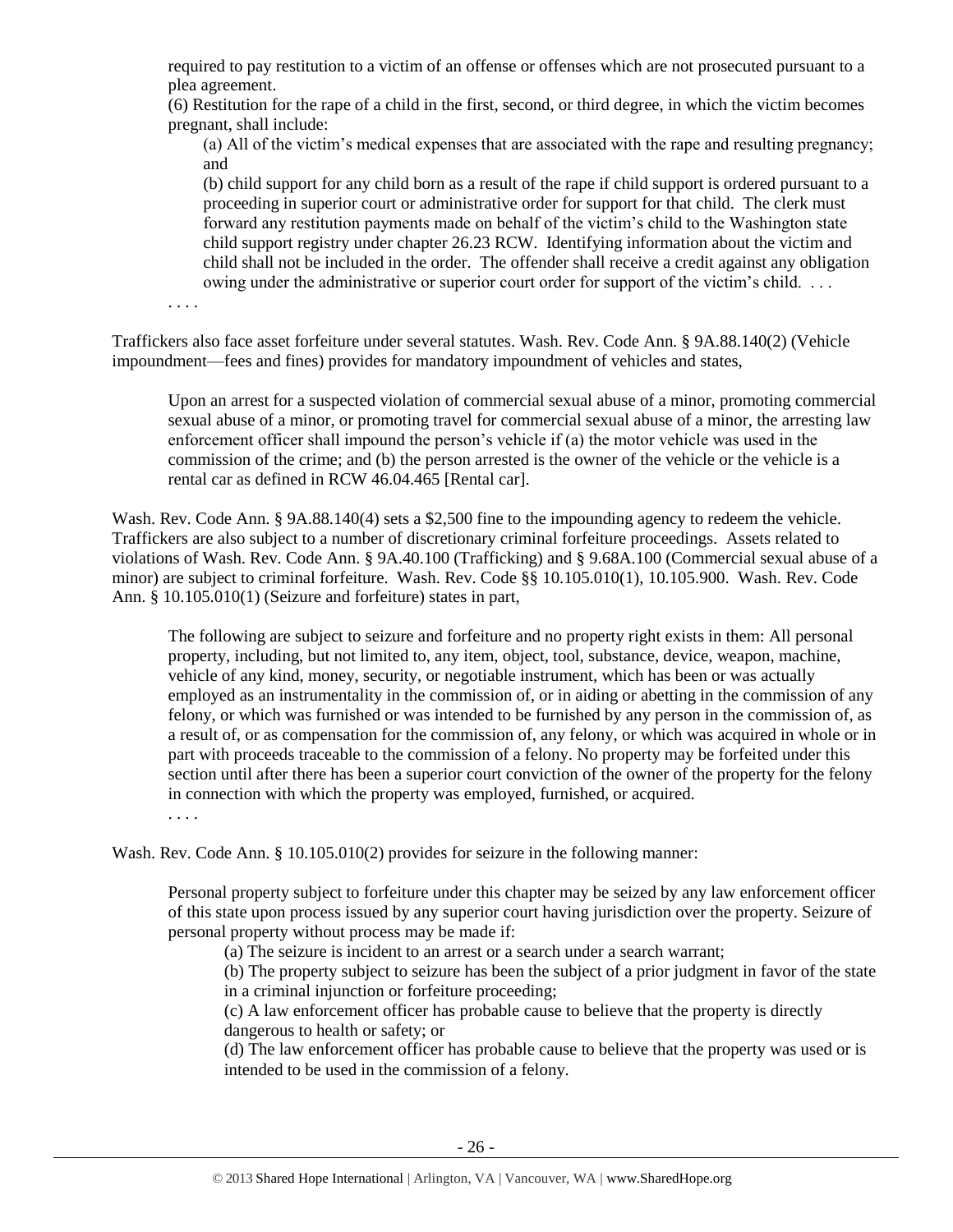required to pay restitution to a victim of an offense or offenses which are not prosecuted pursuant to a plea agreement.

(6) Restitution for the rape of a child in the first, second, or third degree, in which the victim becomes pregnant, shall include:

> (a) All of the victim's medical expenses that are associated with the rape and resulting pregnancy; and
>
> (b) child support for any child born as a result of the rape if child support is ordered pursuant to a proceeding in superior court or administrative order for support for that child. The clerk must forward any restitution payments made on behalf of the victim's child to the Washington state child support registry under chapter 26.23 RCW. Identifying information about the victim and child shall not be included in the order. The offender shall receive a credit against any obligation owing under the administrative or superior court order for support of the victim's child. . . .

. . . .

Traffickers also face asset forfeiture under several statutes. Wash. Rev. Code Ann. § 9A.88.140(2) (Vehicle impoundment—fees and fines) provides for mandatory impoundment of vehicles and states,

> Upon an arrest for a suspected violation of commercial sexual abuse of a minor, promoting commercial sexual abuse of a minor, or promoting travel for commercial sexual abuse of a minor, the arresting law enforcement officer shall impound the person's vehicle if (a) the motor vehicle was used in the commission of the crime; and (b) the person arrested is the owner of the vehicle or the vehicle is a rental car as defined in RCW 46.04.465 [Rental car].

Wash. Rev. Code Ann. § 9A.88.140(4) sets a $2,500 fine to the impounding agency to redeem the vehicle. Traffickers are also subject to a number of discretionary criminal forfeiture proceedings. Assets related to violations of Wash. Rev. Code Ann. § 9A.40.100 (Trafficking) and § 9.68A.100 (Commercial sexual abuse of a minor) are subject to criminal forfeiture. Wash. Rev. Code §§ 10.105.010(1), 10.105.900. Wash. Rev. Code Ann. § 10.105.010(1) (Seizure and forfeiture) states in part,

> The following are subject to seizure and forfeiture and no property right exists in them: All personal property, including, but not limited to, any item, object, tool, substance, device, weapon, machine, vehicle of any kind, money, security, or negotiable instrument, which has been or was actually employed as an instrumentality in the commission of, or in aiding or abetting in the commission of any felony, or which was furnished or was intended to be furnished by any person in the commission of, as a result of, or as compensation for the commission of, any felony, or which was acquired in whole or in part with proceeds traceable to the commission of a felony. No property may be forfeited under this section until after there has been a superior court conviction of the owner of the property for the felony in connection with which the property was employed, furnished, or acquired.
>
> . . . .

Wash. Rev. Code Ann. § 10.105.010(2) provides for seizure in the following manner:

> Personal property subject to forfeiture under this chapter may be seized by any law enforcement officer of this state upon process issued by any superior court having jurisdiction over the property. Seizure of personal property without process may be made if:
>
> (a) The seizure is incident to an arrest or a search under a search warrant;
>
> (b) The property subject to seizure has been the subject of a prior judgment in favor of the state in a criminal injunction or forfeiture proceeding;
>
> (c) A law enforcement officer has probable cause to believe that the property is directly dangerous to health or safety; or
>
> (d) The law enforcement officer has probable cause to believe that the property was used or is intended to be used in the commission of a felony.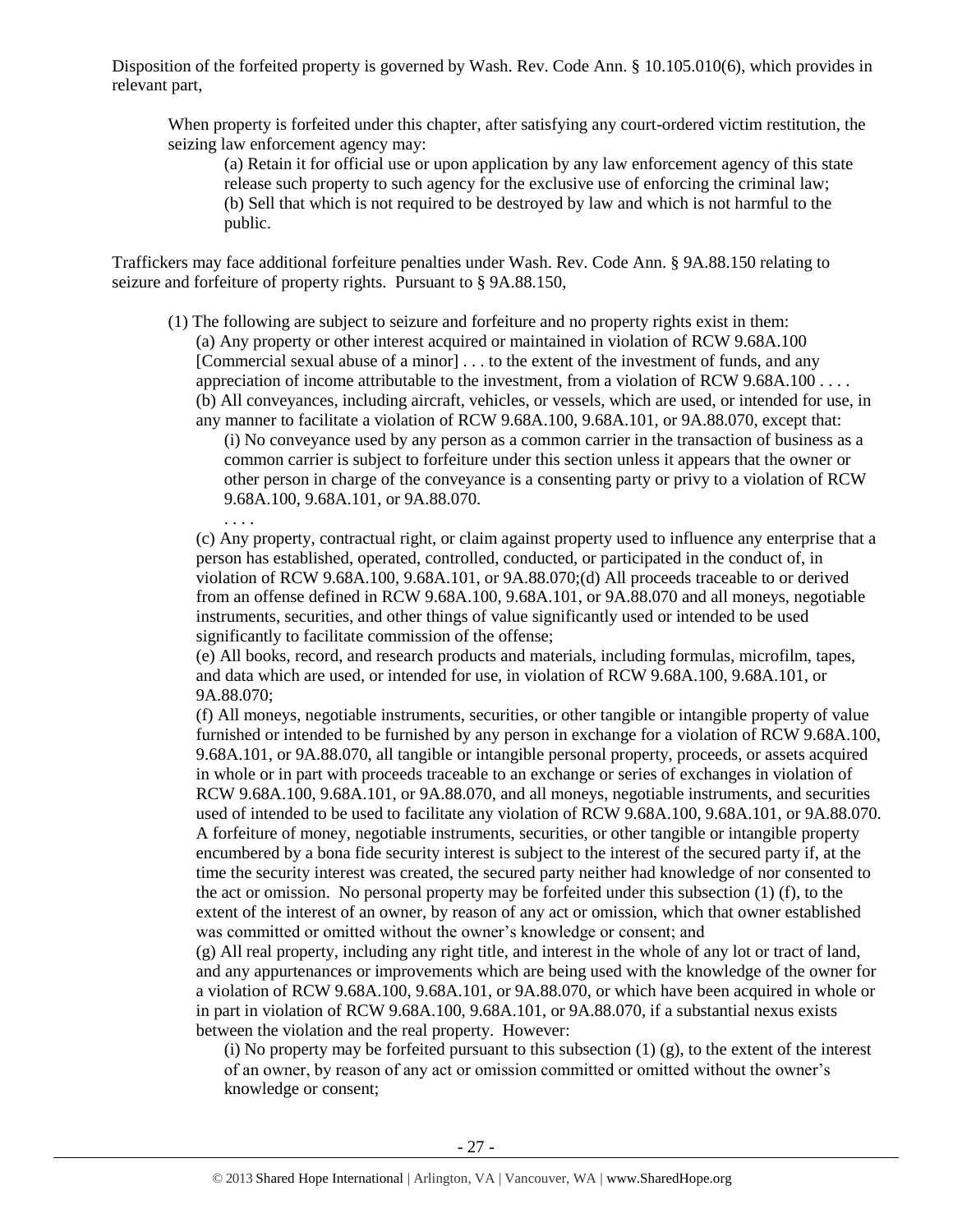Disposition of the forfeited property is governed by Wash. Rev. Code Ann. § 10.105.010(6), which provides in relevant part,

> When property is forfeited under this chapter, after satisfying any court-ordered victim restitution, the seizing law enforcement agency may:
>
> > (a) Retain it for official use or upon application by any law enforcement agency of this state release such property to such agency for the exclusive use of enforcing the criminal law;
> > (b) Sell that which is not required to be destroyed by law and which is not harmful to the public.

Traffickers may face additional forfeiture penalties under Wash. Rev. Code Ann. § 9A.88.150 relating to seizure and forfeiture of property rights. Pursuant to § 9A.88.150,

> (1) The following are subject to seizure and forfeiture and no property rights exist in them:
>
> > (a) Any property or other interest acquired or maintained in violation of RCW 9.68A.100 [Commercial sexual abuse of a minor] . . . to the extent of the investment of funds, and any appreciation of income attributable to the investment, from a violation of RCW 9.68A.100 . . . .
> > (b) All conveyances, including aircraft, vehicles, or vessels, which are used, or intended for use, in any manner to facilitate a violation of RCW 9.68A.100, 9.68A.101, or 9A.88.070, except that:
> >
> > > (i) No conveyance used by any person as a common carrier in the transaction of business as a common carrier is subject to forfeiture under this section unless it appears that the owner or other person in charge of the conveyance is a consenting party or privy to a violation of RCW 9.68A.100, 9.68A.101, or 9A.88.070.
> > >
> > > . . . .
> >
> > (c) Any property, contractual right, or claim against property used to influence any enterprise that a person has established, operated, controlled, conducted, or participated in the conduct of, in violation of RCW 9.68A.100, 9.68A.101, or 9A.88.070;(d) All proceeds traceable to or derived from an offense defined in RCW 9.68A.100, 9.68A.101, or 9A.88.070 and all moneys, negotiable instruments, securities, and other things of value significantly used or intended to be used significantly to facilitate commission of the offense;
> > (e) All books, record, and research products and materials, including formulas, microfilm, tapes, and data which are used, or intended for use, in violation of RCW 9.68A.100, 9.68A.101, or 9A.88.070;
> > (f) All moneys, negotiable instruments, securities, or other tangible or intangible property of value furnished or intended to be furnished by any person in exchange for a violation of RCW 9.68A.100, 9.68A.101, or 9A.88.070, all tangible or intangible personal property, proceeds, or assets acquired in whole or in part with proceeds traceable to an exchange or series of exchanges in violation of RCW 9.68A.100, 9.68A.101, or 9A.88.070, and all moneys, negotiable instruments, and securities used of intended to be used to facilitate any violation of RCW 9.68A.100, 9.68A.101, or 9A.88.070. A forfeiture of money, negotiable instruments, securities, or other tangible or intangible property encumbered by a bona fide security interest is subject to the interest of the secured party if, at the time the security interest was created, the secured party neither had knowledge of nor consented to the act or omission. No personal property may be forfeited under this subsection (1) (f), to the extent of the interest of an owner, by reason of any act or omission, which that owner established was committed or omitted without the owner's knowledge or consent; and
> > (g) All real property, including any right title, and interest in the whole of any lot or tract of land, and any appurtenances or improvements which are being used with the knowledge of the owner for a violation of RCW 9.68A.100, 9.68A.101, or 9A.88.070, or which have been acquired in whole or in part in violation of RCW 9.68A.100, 9.68A.101, or 9A.88.070, if a substantial nexus exists between the violation and the real property. However:
> >
> > > (i) No property may be forfeited pursuant to this subsection (1) (g), to the extent of the interest of an owner, by reason of any act or omission committed or omitted without the owner's knowledge or consent;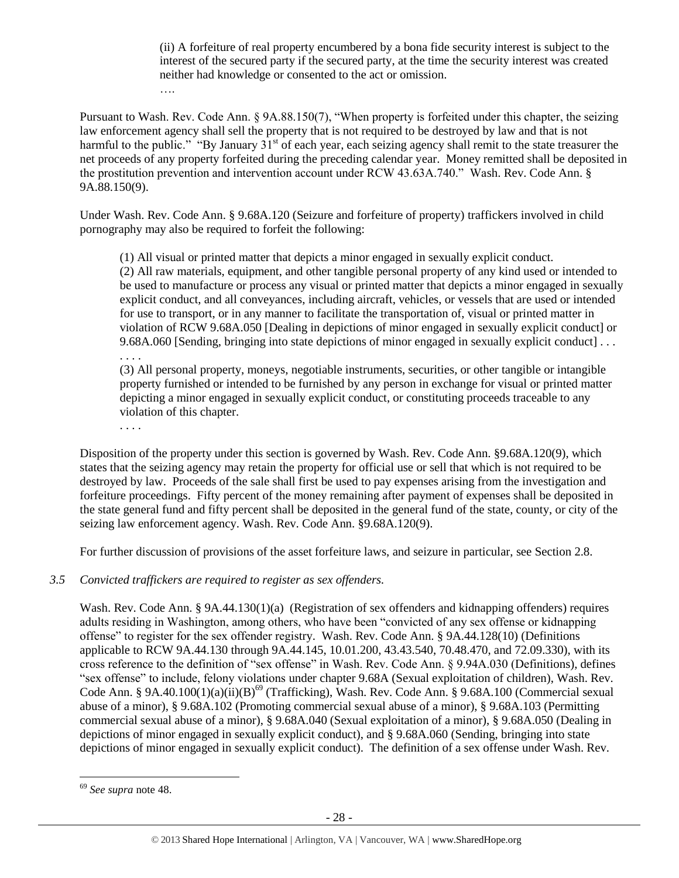> (ii) A forfeiture of real property encumbered by a bona fide security interest is subject to the interest of the secured party if the secured party, at the time the security interest was created neither had knowledge or consented to the act or omission.
>
> ….

Pursuant to Wash. Rev. Code Ann. § 9A.88.150(7), "When property is forfeited under this chapter, the seizing law enforcement agency shall sell the property that is not required to be destroyed by law and that is not harmful to the public." "By January 31st of each year, each seizing agency shall remit to the state treasurer the net proceeds of any property forfeited during the preceding calendar year. Money remitted shall be deposited in the prostitution prevention and intervention account under RCW 43.63A.740." Wash. Rev. Code Ann. § 9A.88.150(9).

Under Wash. Rev. Code Ann. § 9.68A.120 (Seizure and forfeiture of property) traffickers involved in child pornography may also be required to forfeit the following:

> (1) All visual or printed matter that depicts a minor engaged in sexually explicit conduct.
>
> (2) All raw materials, equipment, and other tangible personal property of any kind used or intended to be used to manufacture or process any visual or printed matter that depicts a minor engaged in sexually explicit conduct, and all conveyances, including aircraft, vehicles, or vessels that are used or intended for use to transport, or in any manner to facilitate the transportation of, visual or printed matter in violation of RCW 9.68A.050 [Dealing in depictions of minor engaged in sexually explicit conduct] or 9.68A.060 [Sending, bringing into state depictions of minor engaged in sexually explicit conduct] . . . . . . .
>
> (3) All personal property, moneys, negotiable instruments, securities, or other tangible or intangible property furnished or intended to be furnished by any person in exchange for visual or printed matter depicting a minor engaged in sexually explicit conduct, or constituting proceeds traceable to any violation of this chapter.
>
> . . . .

Disposition of the property under this section is governed by Wash. Rev. Code Ann. §9.68A.120(9), which states that the seizing agency may retain the property for official use or sell that which is not required to be destroyed by law. Proceeds of the sale shall first be used to pay expenses arising from the investigation and forfeiture proceedings. Fifty percent of the money remaining after payment of expenses shall be deposited in the state general fund and fifty percent shall be deposited in the general fund of the state, county, or city of the seizing law enforcement agency. Wash. Rev. Code Ann. §9.68A.120(9).

For further discussion of provisions of the asset forfeiture laws, and seizure in particular, see Section 2.8.

*3.5 Convicted traffickers are required to register as sex offenders.*

Wash. Rev. Code Ann. § 9A.44.130(1)(a) (Registration of sex offenders and kidnapping offenders) requires adults residing in Washington, among others, who have been "convicted of any sex offense or kidnapping offense" to register for the sex offender registry. Wash. Rev. Code Ann. § 9A.44.128(10) (Definitions applicable to RCW 9A.44.130 through 9A.44.145, 10.01.200, 43.43.540, 70.48.470, and 72.09.330), with its cross reference to the definition of "sex offense" in Wash. Rev. Code Ann. § 9.94A.030 (Definitions), defines "sex offense" to include, felony violations under chapter 9.68A (Sexual exploitation of children), Wash. Rev. Code Ann. § 9A.40.100(1)(a)(ii)(B)[69] (Trafficking), Wash. Rev. Code Ann. § 9.68A.100 (Commercial sexual abuse of a minor), § 9.68A.102 (Promoting commercial sexual abuse of a minor), § 9.68A.103 (Permitting commercial sexual abuse of a minor), § 9.68A.040 (Sexual exploitation of a minor), § 9.68A.050 (Dealing in depictions of minor engaged in sexually explicit conduct), and § 9.68A.060 (Sending, bringing into state depictions of minor engaged in sexually explicit conduct). The definition of a sex offense under Wash. Rev.

---

[69] *See supra* note 48.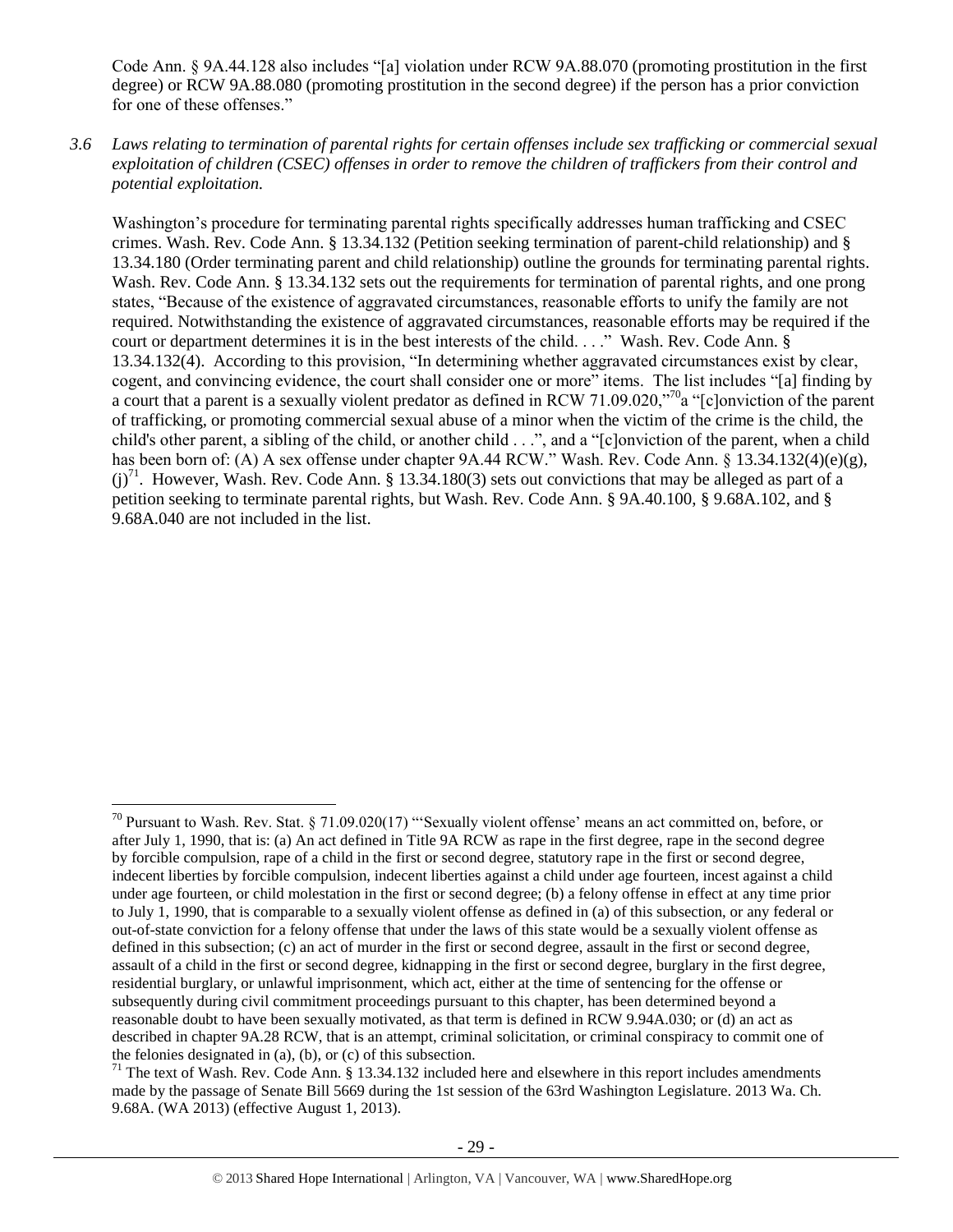Code Ann. § 9A.44.128 also includes "[a] violation under RCW 9A.88.070 (promoting prostitution in the first degree) or RCW 9A.88.080 (promoting prostitution in the second degree) if the person has a prior conviction for one of these offenses."

*3.6 Laws relating to termination of parental rights for certain offenses include sex trafficking or commercial sexual exploitation of children (CSEC) offenses in order to remove the children of traffickers from their control and potential exploitation.*

Washington's procedure for terminating parental rights specifically addresses human trafficking and CSEC crimes. Wash. Rev. Code Ann. § 13.34.132 (Petition seeking termination of parent-child relationship) and § 13.34.180 (Order terminating parent and child relationship) outline the grounds for terminating parental rights. Wash. Rev. Code Ann. § 13.34.132 sets out the requirements for termination of parental rights, and one prong states, "Because of the existence of aggravated circumstances, reasonable efforts to unify the family are not required. Notwithstanding the existence of aggravated circumstances, reasonable efforts may be required if the court or department determines it is in the best interests of the child. . . ." Wash. Rev. Code Ann. § 13.34.132(4). According to this provision, "In determining whether aggravated circumstances exist by clear, cogent, and convincing evidence, the court shall consider one or more" items. The list includes "[a] finding by a court that a parent is a sexually violent predator as defined in RCW 71.09.020,"[70] a "[c]onviction of the parent of trafficking, or promoting commercial sexual abuse of a minor when the victim of the crime is the child, the child's other parent, a sibling of the child, or another child . . .", and a "[c]onviction of the parent, when a child has been born of: (A) A sex offense under chapter 9A.44 RCW." Wash. Rev. Code Ann. § 13.34.132(4)(e)(g), (j)[71]. However, Wash. Rev. Code Ann. § 13.34.180(3) sets out convictions that may be alleged as part of a petition seeking to terminate parental rights, but Wash. Rev. Code Ann. § 9A.40.100, § 9.68A.102, and § 9.68A.040 are not included in the list.

---

[70] Pursuant to Wash. Rev. Stat. § 71.09.020(17) "'Sexually violent offense' means an act committed on, before, or after July 1, 1990, that is: (a) An act defined in Title 9A RCW as rape in the first degree, rape in the second degree by forcible compulsion, rape of a child in the first or second degree, statutory rape in the first or second degree, indecent liberties by forcible compulsion, indecent liberties against a child under age fourteen, incest against a child under age fourteen, or child molestation in the first or second degree; (b) a felony offense in effect at any time prior to July 1, 1990, that is comparable to a sexually violent offense as defined in (a) of this subsection, or any federal or out-of-state conviction for a felony offense that under the laws of this state would be a sexually violent offense as defined in this subsection; (c) an act of murder in the first or second degree, assault in the first or second degree, assault of a child in the first or second degree, kidnapping in the first or second degree, burglary in the first degree, residential burglary, or unlawful imprisonment, which act, either at the time of sentencing for the offense or subsequently during civil commitment proceedings pursuant to this chapter, has been determined beyond a reasonable doubt to have been sexually motivated, as that term is defined in RCW 9.94A.030; or (d) an act as described in chapter 9A.28 RCW, that is an attempt, criminal solicitation, or criminal conspiracy to commit one of the felonies designated in (a), (b), or (c) of this subsection.

[71] The text of Wash. Rev. Code Ann. § 13.34.132 included here and elsewhere in this report includes amendments made by the passage of Senate Bill 5669 during the 1st session of the 63rd Washington Legislature. 2013 Wa. Ch. 9.68A. (WA 2013) (effective August 1, 2013).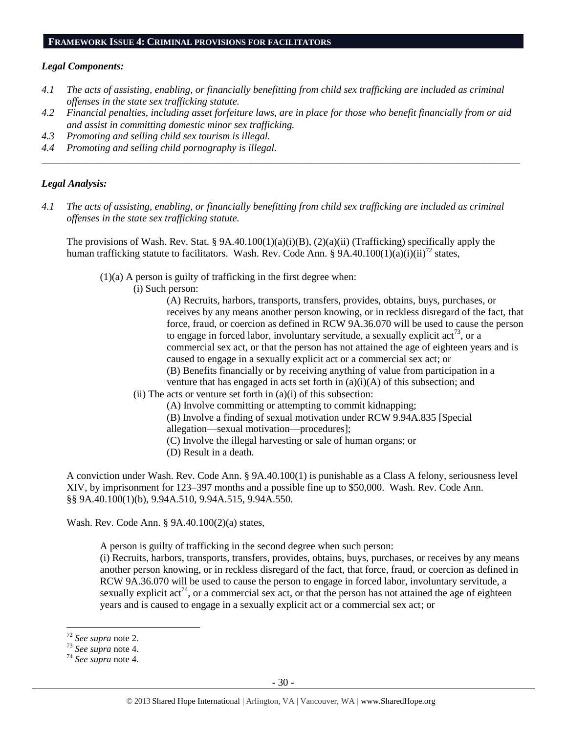## FRAMEWORK ISSUE 4: CRIMINAL PROVISIONS FOR FACILITATORS

### *Legal Components:*

*4.1 The acts of assisting, enabling, or financially benefitting from child sex trafficking are included as criminal offenses in the state sex trafficking statute.*

*4.2 Financial penalties, including asset forfeiture laws, are in place for those who benefit financially from or aid and assist in committing domestic minor sex trafficking.*

*4.3 Promoting and selling child sex tourism is illegal.*

*4.4 Promoting and selling child pornography is illegal.*

---

### *Legal Analysis:*

*4.1 The acts of assisting, enabling, or financially benefitting from child sex trafficking are included as criminal offenses in the state sex trafficking statute.*

The provisions of Wash. Rev. Stat. § 9A.40.100(1)(a)(i)(B), (2)(a)(ii) (Trafficking) specifically apply the human trafficking statute to facilitators. Wash. Rev. Code Ann. § 9A.40.100(1)(a)(i)(ii)[72] states,

> (1)(a) A person is guilty of trafficking in the first degree when:
>
> (i) Such person:
>
> (A) Recruits, harbors, transports, transfers, provides, obtains, buys, purchases, or receives by any means another person knowing, or in reckless disregard of the fact, that force, fraud, or coercion as defined in RCW 9A.36.070 will be used to cause the person to engage in forced labor, involuntary servitude, a sexually explicit act[73], or a commercial sex act, or that the person has not attained the age of eighteen years and is caused to engage in a sexually explicit act or a commercial sex act; or
>
> (B) Benefits financially or by receiving anything of value from participation in a venture that has engaged in acts set forth in (a)(i)(A) of this subsection; and
>
> (ii) The acts or venture set forth in (a)(i) of this subsection:
>
> (A) Involve committing or attempting to commit kidnapping;
>
> (B) Involve a finding of sexual motivation under RCW 9.94A.835 [Special allegation—sexual motivation—procedures];
>
> (C) Involve the illegal harvesting or sale of human organs; or
>
> (D) Result in a death.

A conviction under Wash. Rev. Code Ann. § 9A.40.100(1) is punishable as a Class A felony, seriousness level XIV, by imprisonment for 123–397 months and a possible fine up to $50,000. Wash. Rev. Code Ann. §§ 9A.40.100(1)(b), 9.94A.510, 9.94A.515, 9.94A.550.

Wash. Rev. Code Ann. § 9A.40.100(2)(a) states,

> A person is guilty of trafficking in the second degree when such person:
>
> (i) Recruits, harbors, transports, transfers, provides, obtains, buys, purchases, or receives by any means another person knowing, or in reckless disregard of the fact, that force, fraud, or coercion as defined in RCW 9A.36.070 will be used to cause the person to engage in forced labor, involuntary servitude, a sexually explicit act[74], or a commercial sex act, or that the person has not attained the age of eighteen years and is caused to engage in a sexually explicit act or a commercial sex act; or

---

[72] *See supra* note 2.

[73] *See supra* note 4.

[74] *See supra* note 4.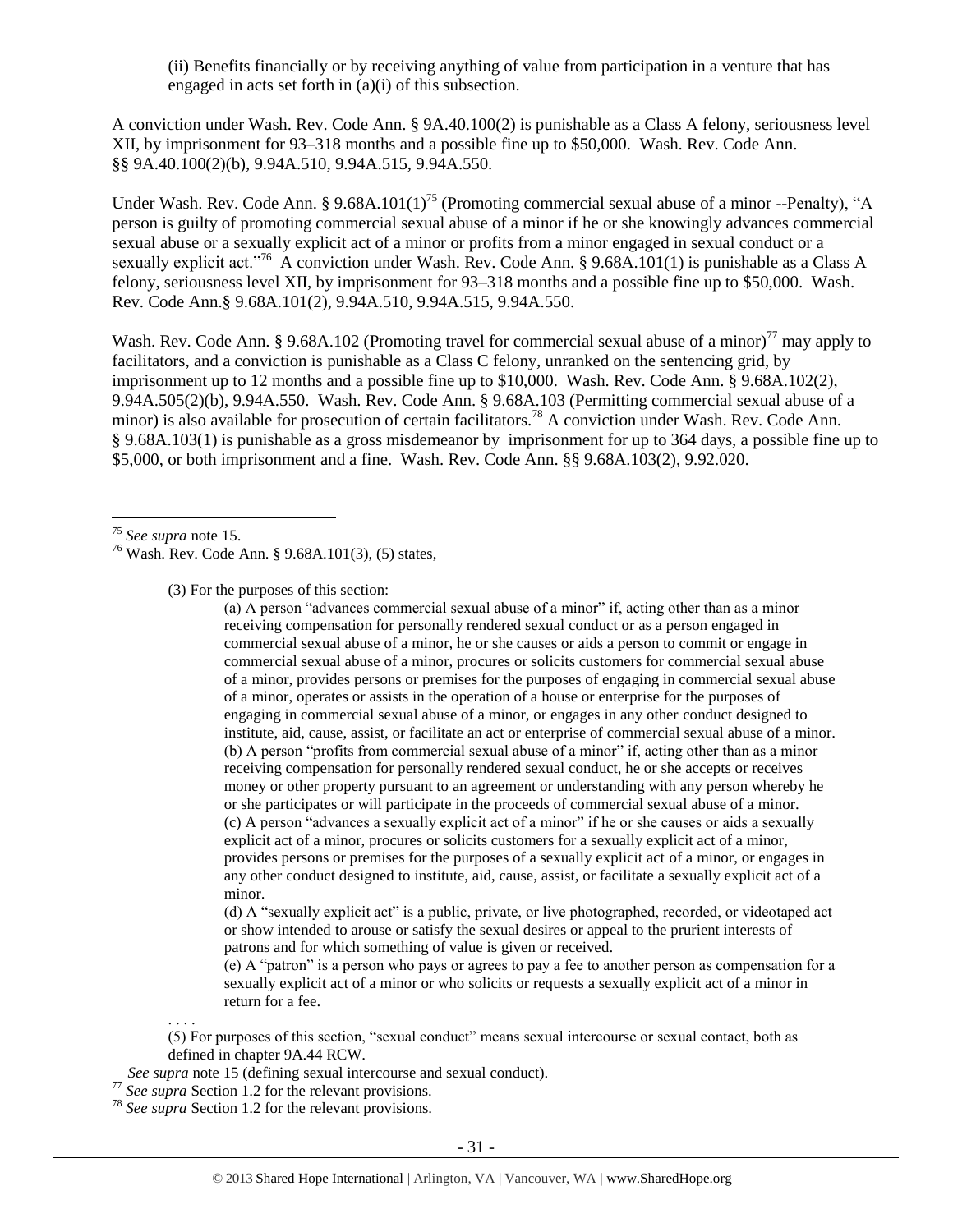(ii) Benefits financially or by receiving anything of value from participation in a venture that has engaged in acts set forth in (a)(i) of this subsection.

A conviction under Wash. Rev. Code Ann. § 9A.40.100(2) is punishable as a Class A felony, seriousness level XII, by imprisonment for 93–318 months and a possible fine up to $50,000. Wash. Rev. Code Ann. §§ 9A.40.100(2)(b), 9.94A.510, 9.94A.515, 9.94A.550.

Under Wash. Rev. Code Ann. § 9.68A.101(1)[75] (Promoting commercial sexual abuse of a minor --Penalty), "A person is guilty of promoting commercial sexual abuse of a minor if he or she knowingly advances commercial sexual abuse or a sexually explicit act of a minor or profits from a minor engaged in sexual conduct or a sexually explicit act."[76] A conviction under Wash. Rev. Code Ann. § 9.68A.101(1) is punishable as a Class A felony, seriousness level XII, by imprisonment for 93–318 months and a possible fine up to $50,000. Wash. Rev. Code Ann.§ 9.68A.101(2), 9.94A.510, 9.94A.515, 9.94A.550.

Wash. Rev. Code Ann. § 9.68A.102 (Promoting travel for commercial sexual abuse of a minor)[77] may apply to facilitators, and a conviction is punishable as a Class C felony, unranked on the sentencing grid, by imprisonment up to 12 months and a possible fine up to $10,000. Wash. Rev. Code Ann. § 9.68A.102(2), 9.94A.505(2)(b), 9.94A.550. Wash. Rev. Code Ann. § 9.68A.103 (Permitting commercial sexual abuse of a minor) is also available for prosecution of certain facilitators.[78] A conviction under Wash. Rev. Code Ann. § 9.68A.103(1) is punishable as a gross misdemeanor by imprisonment for up to 364 days, a possible fine up to $5,000, or both imprisonment and a fine. Wash. Rev. Code Ann. §§ 9.68A.103(2), 9.92.020.

---

[75] *See supra* note 15.

[76] Wash. Rev. Code Ann. § 9.68A.101(3), (5) states,

> (3) For the purposes of this section:
>
> > (a) A person "advances commercial sexual abuse of a minor" if, acting other than as a minor receiving compensation for personally rendered sexual conduct or as a person engaged in commercial sexual abuse of a minor, he or she causes or aids a person to commit or engage in commercial sexual abuse of a minor, procures or solicits customers for commercial sexual abuse of a minor, provides persons or premises for the purposes of engaging in commercial sexual abuse of a minor, operates or assists in the operation of a house or enterprise for the purposes of engaging in commercial sexual abuse of a minor, or engages in any other conduct designed to institute, aid, cause, assist, or facilitate an act or enterprise of commercial sexual abuse of a minor.
> > (b) A person "profits from commercial sexual abuse of a minor" if, acting other than as a minor receiving compensation for personally rendered sexual conduct, he or she accepts or receives money or other property pursuant to an agreement or understanding with any person whereby he or she participates or will participate in the proceeds of commercial sexual abuse of a minor.
> > (c) A person "advances a sexually explicit act of a minor" if he or she causes or aids a sexually explicit act of a minor, procures or solicits customers for a sexually explicit act of a minor, provides persons or premises for the purposes of a sexually explicit act of a minor, or engages in any other conduct designed to institute, aid, cause, assist, or facilitate a sexually explicit act of a minor.
> > (d) A "sexually explicit act" is a public, private, or live photographed, recorded, or videotaped act or show intended to arouse or satisfy the sexual desires or appeal to the prurient interests of patrons and for which something of value is given or received.
> > (e) A "patron" is a person who pays or agrees to pay a fee to another person as compensation for a sexually explicit act of a minor or who solicits or requests a sexually explicit act of a minor in return for a fee.
>
> . . . .
>
> (5) For purposes of this section, "sexual conduct" means sexual intercourse or sexual contact, both as defined in chapter 9A.44 RCW.

*See supra* note 15 (defining sexual intercourse and sexual conduct).

[77] *See supra* Section 1.2 for the relevant provisions.

[78] *See supra* Section 1.2 for the relevant provisions.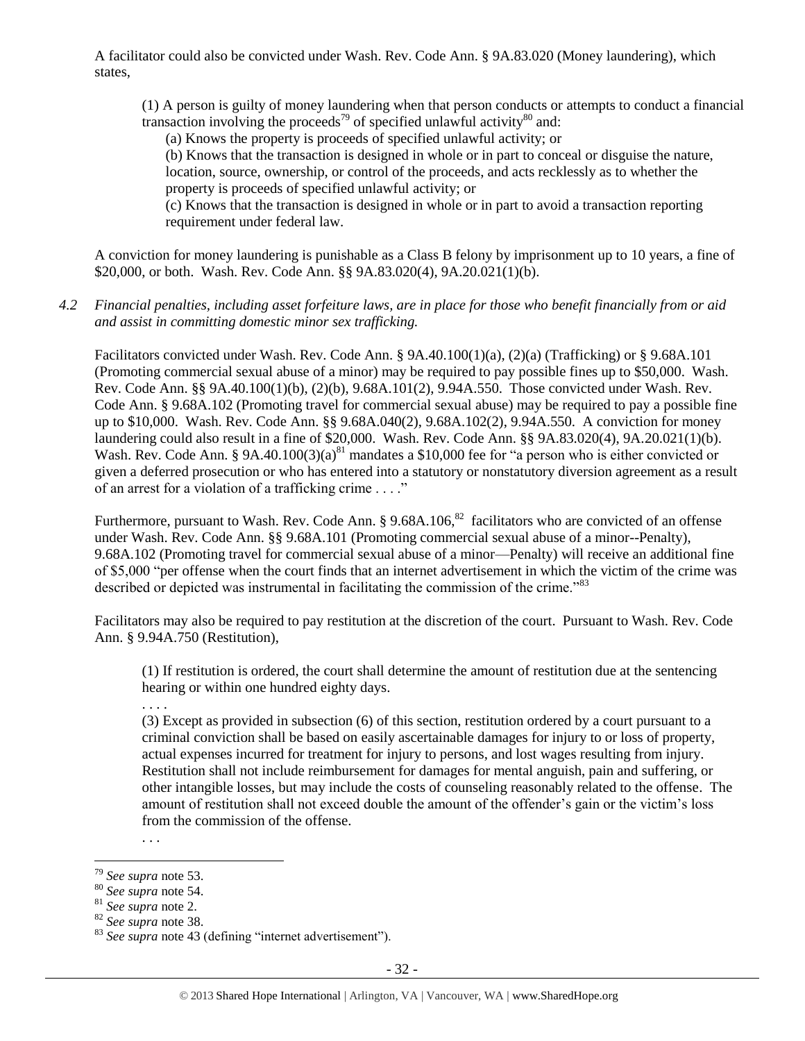A facilitator could also be convicted under Wash. Rev. Code Ann. § 9A.83.020 (Money laundering), which states,

> (1) A person is guilty of money laundering when that person conducts or attempts to conduct a financial transaction involving the proceeds[79] of specified unlawful activity[80] and:
>
> (a) Knows the property is proceeds of specified unlawful activity; or
>
> (b) Knows that the transaction is designed in whole or in part to conceal or disguise the nature, location, source, ownership, or control of the proceeds, and acts recklessly as to whether the property is proceeds of specified unlawful activity; or
>
> (c) Knows that the transaction is designed in whole or in part to avoid a transaction reporting requirement under federal law.

A conviction for money laundering is punishable as a Class B felony by imprisonment up to 10 years, a fine of $20,000, or both. Wash. Rev. Code Ann. §§ 9A.83.020(4), 9A.20.021(1)(b).

*4.2 Financial penalties, including asset forfeiture laws, are in place for those who benefit financially from or aid and assist in committing domestic minor sex trafficking.*

Facilitators convicted under Wash. Rev. Code Ann. § 9A.40.100(1)(a), (2)(a) (Trafficking) or § 9.68A.101 (Promoting commercial sexual abuse of a minor) may be required to pay possible fines up to $50,000. Wash. Rev. Code Ann. §§ 9A.40.100(1)(b), (2)(b), 9.68A.101(2), 9.94A.550. Those convicted under Wash. Rev. Code Ann. § 9.68A.102 (Promoting travel for commercial sexual abuse) may be required to pay a possible fine up to $10,000. Wash. Rev. Code Ann. §§ 9.68A.040(2), 9.68A.102(2), 9.94A.550. A conviction for money laundering could also result in a fine of $20,000. Wash. Rev. Code Ann. §§ 9A.83.020(4), 9A.20.021(1)(b). Wash. Rev. Code Ann. § 9A.40.100(3)(a)[81] mandates a $10,000 fee for "a person who is either convicted or given a deferred prosecution or who has entered into a statutory or nonstatutory diversion agreement as a result of an arrest for a violation of a trafficking crime . . . ."

Furthermore, pursuant to Wash. Rev. Code Ann. § 9.68A.106,[82] facilitators who are convicted of an offense under Wash. Rev. Code Ann. §§ 9.68A.101 (Promoting commercial sexual abuse of a minor--Penalty), 9.68A.102 (Promoting travel for commercial sexual abuse of a minor—Penalty) will receive an additional fine of $5,000 "per offense when the court finds that an internet advertisement in which the victim of the crime was described or depicted was instrumental in facilitating the commission of the crime."[83]

Facilitators may also be required to pay restitution at the discretion of the court. Pursuant to Wash. Rev. Code Ann. § 9.94A.750 (Restitution),

> (1) If restitution is ordered, the court shall determine the amount of restitution due at the sentencing hearing or within one hundred eighty days.
>
> . . . .
>
> (3) Except as provided in subsection (6) of this section, restitution ordered by a court pursuant to a criminal conviction shall be based on easily ascertainable damages for injury to or loss of property, actual expenses incurred for treatment for injury to persons, and lost wages resulting from injury. Restitution shall not include reimbursement for damages for mental anguish, pain and suffering, or other intangible losses, but may include the costs of counseling reasonably related to the offense. The amount of restitution shall not exceed double the amount of the offender's gain or the victim's loss from the commission of the offense.
>
> . . .

---

[79] *See supra* note 53.

[80] *See supra* note 54.

[81] *See supra* note 2.

[82] *See supra* note 38.

[83] *See supra* note 43 (defining "internet advertisement").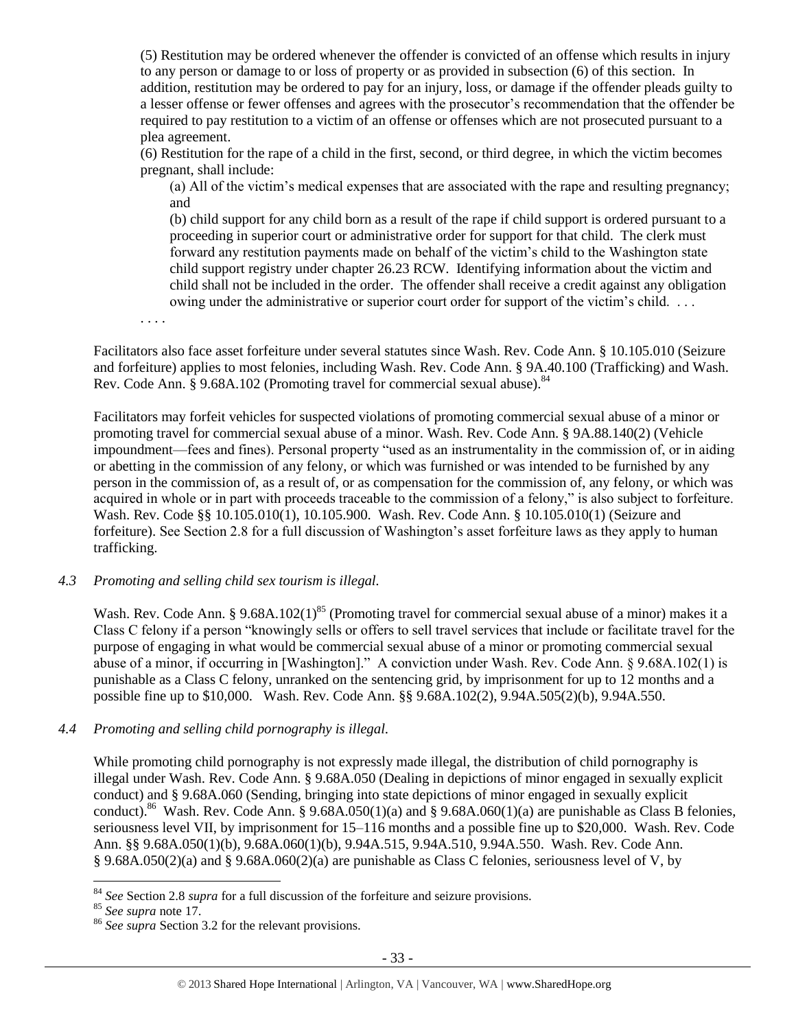> (5) Restitution may be ordered whenever the offender is convicted of an offense which results in injury to any person or damage to or loss of property or as provided in subsection (6) of this section. In addition, restitution may be ordered to pay for an injury, loss, or damage if the offender pleads guilty to a lesser offense or fewer offenses and agrees with the prosecutor's recommendation that the offender be required to pay restitution to a victim of an offense or offenses which are not prosecuted pursuant to a plea agreement.
>
> (6) Restitution for the rape of a child in the first, second, or third degree, in which the victim becomes pregnant, shall include:
>
> (a) All of the victim's medical expenses that are associated with the rape and resulting pregnancy; and
>
> (b) child support for any child born as a result of the rape if child support is ordered pursuant to a proceeding in superior court or administrative order for support for that child. The clerk must forward any restitution payments made on behalf of the victim's child to the Washington state child support registry under chapter 26.23 RCW. Identifying information about the victim and child shall not be included in the order. The offender shall receive a credit against any obligation owing under the administrative or superior court order for support of the victim's child. . . .
>
> . . . .

Facilitators also face asset forfeiture under several statutes since Wash. Rev. Code Ann. § 10.105.010 (Seizure and forfeiture) applies to most felonies, including Wash. Rev. Code Ann. § 9A.40.100 (Trafficking) and Wash. Rev. Code Ann. § 9.68A.102 (Promoting travel for commercial sexual abuse).[84]

Facilitators may forfeit vehicles for suspected violations of promoting commercial sexual abuse of a minor or promoting travel for commercial sexual abuse of a minor. Wash. Rev. Code Ann. § 9A.88.140(2) (Vehicle impoundment—fees and fines). Personal property "used as an instrumentality in the commission of, or in aiding or abetting in the commission of any felony, or which was furnished or was intended to be furnished by any person in the commission of, as a result of, or as compensation for the commission of, any felony, or which was acquired in whole or in part with proceeds traceable to the commission of a felony," is also subject to forfeiture. Wash. Rev. Code §§ 10.105.010(1), 10.105.900. Wash. Rev. Code Ann. § 10.105.010(1) (Seizure and forfeiture). See Section 2.8 for a full discussion of Washington's asset forfeiture laws as they apply to human trafficking.

### *4.3 Promoting and selling child sex tourism is illegal.*

Wash. Rev. Code Ann. § 9.68A.102(1)[85] (Promoting travel for commercial sexual abuse of a minor) makes it a Class C felony if a person "knowingly sells or offers to sell travel services that include or facilitate travel for the purpose of engaging in what would be commercial sexual abuse of a minor or promoting commercial sexual abuse of a minor, if occurring in [Washington]." A conviction under Wash. Rev. Code Ann. § 9.68A.102(1) is punishable as a Class C felony, unranked on the sentencing grid, by imprisonment for up to 12 months and a possible fine up to $10,000. Wash. Rev. Code Ann. §§ 9.68A.102(2), 9.94A.505(2)(b), 9.94A.550.

### *4.4 Promoting and selling child pornography is illegal.*

While promoting child pornography is not expressly made illegal, the distribution of child pornography is illegal under Wash. Rev. Code Ann. § 9.68A.050 (Dealing in depictions of minor engaged in sexually explicit conduct) and § 9.68A.060 (Sending, bringing into state depictions of minor engaged in sexually explicit conduct).[86] Wash. Rev. Code Ann. § 9.68A.050(1)(a) and § 9.68A.060(1)(a) are punishable as Class B felonies, seriousness level VII, by imprisonment for 15–116 months and a possible fine up to $20,000. Wash. Rev. Code Ann. §§ 9.68A.050(1)(b), 9.68A.060(1)(b), 9.94A.515, 9.94A.510, 9.94A.550. Wash. Rev. Code Ann. § 9.68A.050(2)(a) and § 9.68A.060(2)(a) are punishable as Class C felonies, seriousness level of V, by

---

[84] *See* Section 2.8 *supra* for a full discussion of the forfeiture and seizure provisions.

[85] *See supra* note 17.

[86] *See supra* Section 3.2 for the relevant provisions.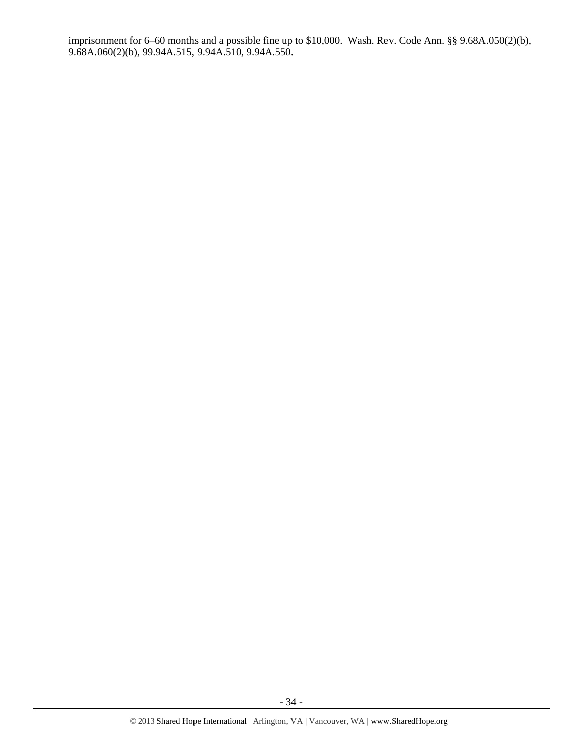imprisonment for 6–60 months and a possible fine up to $10,000. Wash. Rev. Code Ann. §§ 9.68A.050(2)(b), 9.68A.060(2)(b), 99.94A.515, 9.94A.510, 9.94A.550.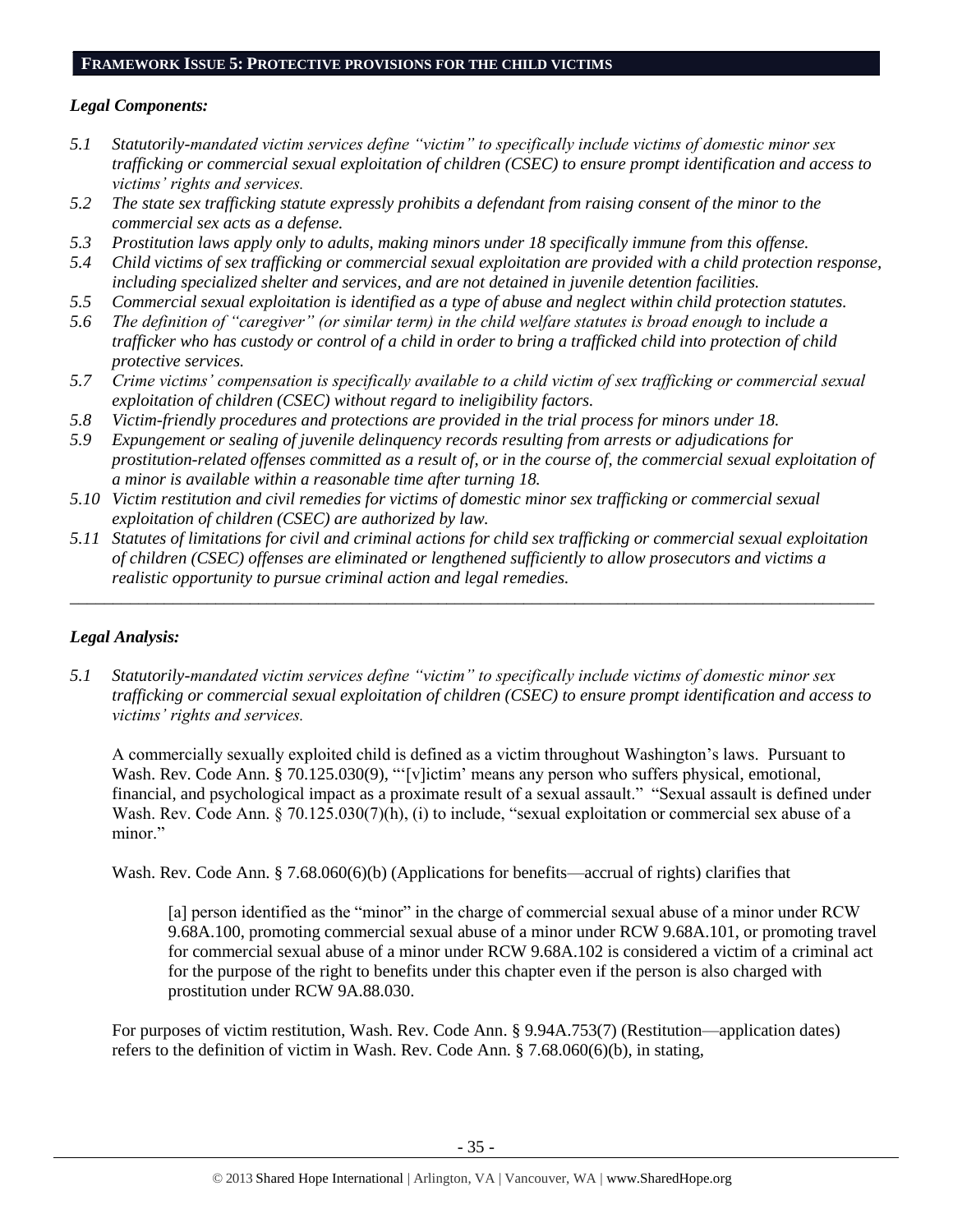## FRAMEWORK ISSUE 5: PROTECTIVE PROVISIONS FOR THE CHILD VICTIMS

### *Legal Components:*

*5.1 Statutorily-mandated victim services define "victim" to specifically include victims of domestic minor sex trafficking or commercial sexual exploitation of children (CSEC) to ensure prompt identification and access to victims' rights and services.*

*5.2 The state sex trafficking statute expressly prohibits a defendant from raising consent of the minor to the commercial sex acts as a defense.*

*5.3 Prostitution laws apply only to adults, making minors under 18 specifically immune from this offense.*

*5.4 Child victims of sex trafficking or commercial sexual exploitation are provided with a child protection response, including specialized shelter and services, and are not detained in juvenile detention facilities.*

*5.5 Commercial sexual exploitation is identified as a type of abuse and neglect within child protection statutes.*

*5.6 The definition of "caregiver" (or similar term) in the child welfare statutes is broad enough to include a trafficker who has custody or control of a child in order to bring a trafficked child into protection of child protective services.*

*5.7 Crime victims' compensation is specifically available to a child victim of sex trafficking or commercial sexual exploitation of children (CSEC) without regard to ineligibility factors.*

*5.8 Victim-friendly procedures and protections are provided in the trial process for minors under 18.*

*5.9 Expungement or sealing of juvenile delinquency records resulting from arrests or adjudications for prostitution-related offenses committed as a result of, or in the course of, the commercial sexual exploitation of a minor is available within a reasonable time after turning 18.*

*5.10 Victim restitution and civil remedies for victims of domestic minor sex trafficking or commercial sexual exploitation of children (CSEC) are authorized by law.*

*5.11 Statutes of limitations for civil and criminal actions for child sex trafficking or commercial sexual exploitation of children (CSEC) offenses are eliminated or lengthened sufficiently to allow prosecutors and victims a realistic opportunity to pursue criminal action and legal remedies.*

---

### *Legal Analysis:*

*5.1 Statutorily-mandated victim services define "victim" to specifically include victims of domestic minor sex trafficking or commercial sexual exploitation of children (CSEC) to ensure prompt identification and access to victims' rights and services.*

A commercially sexually exploited child is defined as a victim throughout Washington's laws. Pursuant to Wash. Rev. Code Ann. § 70.125.030(9), "'[v]ictim' means any person who suffers physical, emotional, financial, and psychological impact as a proximate result of a sexual assault." "Sexual assault is defined under Wash. Rev. Code Ann. § 70.125.030(7)(h), (i) to include, "sexual exploitation or commercial sex abuse of a minor."

Wash. Rev. Code Ann. § 7.68.060(6)(b) (Applications for benefits—accrual of rights) clarifies that

> [a] person identified as the "minor" in the charge of commercial sexual abuse of a minor under RCW 9.68A.100, promoting commercial sexual abuse of a minor under RCW 9.68A.101, or promoting travel for commercial sexual abuse of a minor under RCW 9.68A.102 is considered a victim of a criminal act for the purpose of the right to benefits under this chapter even if the person is also charged with prostitution under RCW 9A.88.030.

For purposes of victim restitution, Wash. Rev. Code Ann. § 9.94A.753(7) (Restitution—application dates) refers to the definition of victim in Wash. Rev. Code Ann. § 7.68.060(6)(b), in stating,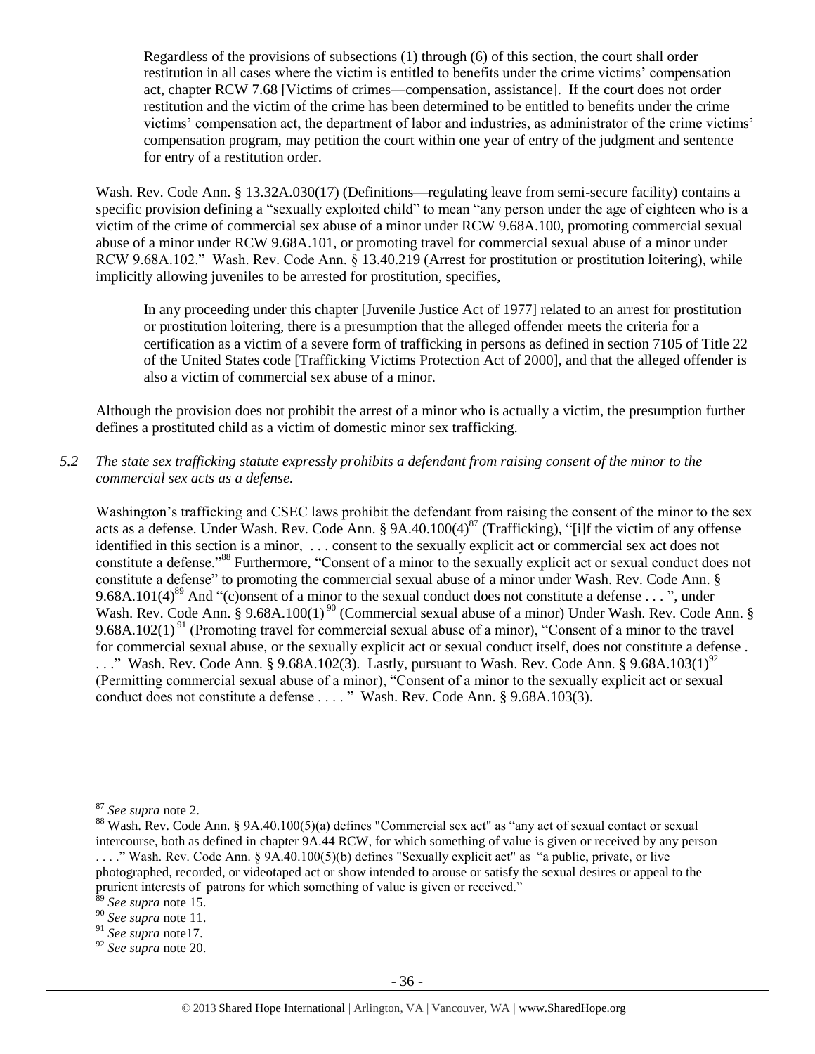> Regardless of the provisions of subsections (1) through (6) of this section, the court shall order restitution in all cases where the victim is entitled to benefits under the crime victims' compensation act, chapter RCW 7.68 [Victims of crimes—compensation, assistance]. If the court does not order restitution and the victim of the crime has been determined to be entitled to benefits under the crime victims' compensation act, the department of labor and industries, as administrator of the crime victims' compensation program, may petition the court within one year of entry of the judgment and sentence for entry of a restitution order.

Wash. Rev. Code Ann. § 13.32A.030(17) (Definitions—regulating leave from semi-secure facility) contains a specific provision defining a "sexually exploited child" to mean "any person under the age of eighteen who is a victim of the crime of commercial sex abuse of a minor under RCW 9.68A.100, promoting commercial sexual abuse of a minor under RCW 9.68A.101, or promoting travel for commercial sexual abuse of a minor under RCW 9.68A.102." Wash. Rev. Code Ann. § 13.40.219 (Arrest for prostitution or prostitution loitering), while implicitly allowing juveniles to be arrested for prostitution, specifies,

> In any proceeding under this chapter [Juvenile Justice Act of 1977] related to an arrest for prostitution or prostitution loitering, there is a presumption that the alleged offender meets the criteria for a certification as a victim of a severe form of trafficking in persons as defined in section 7105 of Title 22 of the United States code [Trafficking Victims Protection Act of 2000], and that the alleged offender is also a victim of commercial sex abuse of a minor.

Although the provision does not prohibit the arrest of a minor who is actually a victim, the presumption further defines a prostituted child as a victim of domestic minor sex trafficking.

*5.2 The state sex trafficking statute expressly prohibits a defendant from raising consent of the minor to the commercial sex acts as a defense.*

Washington's trafficking and CSEC laws prohibit the defendant from raising the consent of the minor to the sex acts as a defense. Under Wash. Rev. Code Ann. § 9A.40.100(4)[87] (Trafficking), "[i]f the victim of any offense identified in this section is a minor, . . . consent to the sexually explicit act or commercial sex act does not constitute a defense."[88] Furthermore, "Consent of a minor to the sexually explicit act or sexual conduct does not constitute a defense" to promoting the commercial sexual abuse of a minor under Wash. Rev. Code Ann. § 9.68A.101(4)[89] And "(c)onsent of a minor to the sexual conduct does not constitute a defense . . . ", under Wash. Rev. Code Ann. § 9.68A.100(1)[90] (Commercial sexual abuse of a minor) Under Wash. Rev. Code Ann. § 9.68A.102(1)[91] (Promoting travel for commercial sexual abuse of a minor), "Consent of a minor to the travel for commercial sexual abuse, or the sexually explicit act or sexual conduct itself, does not constitute a defense . . . ." Wash. Rev. Code Ann. § 9.68A.102(3). Lastly, pursuant to Wash. Rev. Code Ann. § 9.68A.103(1)[92] (Permitting commercial sexual abuse of a minor), "Consent of a minor to the sexually explicit act or sexual conduct does not constitute a defense . . . . " Wash. Rev. Code Ann. § 9.68A.103(3).

---

[87] *See supra* note 2.

[88] Wash. Rev. Code Ann. § 9A.40.100(5)(a) defines "Commercial sex act" as "any act of sexual contact or sexual intercourse, both as defined in chapter 9A.44 RCW, for which something of value is given or received by any person . . . ." Wash. Rev. Code Ann. § 9A.40.100(5)(b) defines "Sexually explicit act" as "a public, private, or live photographed, recorded, or videotaped act or show intended to arouse or satisfy the sexual desires or appeal to the prurient interests of patrons for which something of value is given or received."

[89] *See supra* note 15.

[90] *See supra* note 11.

[91] *See supra* note17.

[92] *See supra* note 20.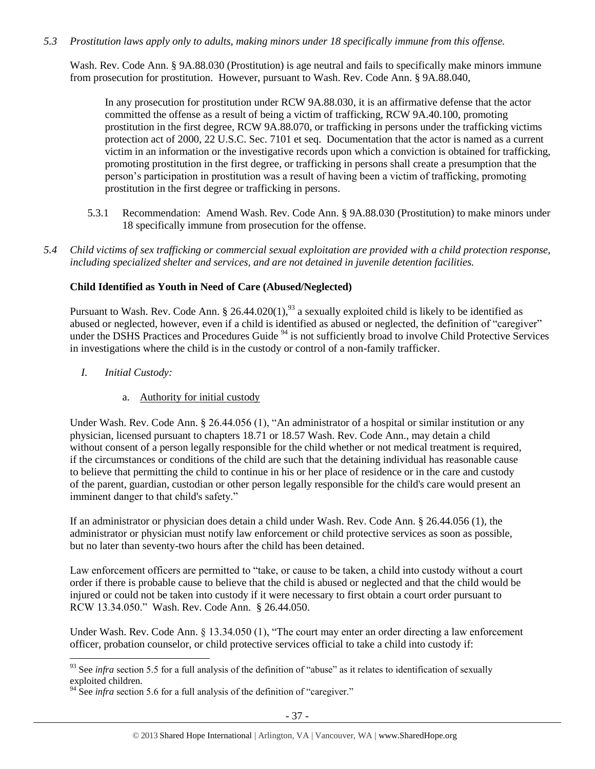*5.3 Prostitution laws apply only to adults, making minors under 18 specifically immune from this offense.*

Wash. Rev. Code Ann. § 9A.88.030 (Prostitution) is age neutral and fails to specifically make minors immune from prosecution for prostitution. However, pursuant to Wash. Rev. Code Ann. § 9A.88.040,

> In any prosecution for prostitution under RCW 9A.88.030, it is an affirmative defense that the actor committed the offense as a result of being a victim of trafficking, RCW 9A.40.100, promoting prostitution in the first degree, RCW 9A.88.070, or trafficking in persons under the trafficking victims protection act of 2000, 22 U.S.C. Sec. 7101 et seq. Documentation that the actor is named as a current victim in an information or the investigative records upon which a conviction is obtained for trafficking, promoting prostitution in the first degree, or trafficking in persons shall create a presumption that the person's participation in prostitution was a result of having been a victim of trafficking, promoting prostitution in the first degree or trafficking in persons.

5.3.1 Recommendation: Amend Wash. Rev. Code Ann. § 9A.88.030 (Prostitution) to make minors under 18 specifically immune from prosecution for the offense.

*5.4 Child victims of sex trafficking or commercial sexual exploitation are provided with a child protection response, including specialized shelter and services, and are not detained in juvenile detention facilities.*

**Child Identified as Youth in Need of Care (Abused/Neglected)**

Pursuant to Wash. Rev. Code Ann. § 26.44.020(1),[93] a sexually exploited child is likely to be identified as abused or neglected, however, even if a child is identified as abused or neglected, the definition of "caregiver" under the DSHS Practices and Procedures Guide [94] is not sufficiently broad to involve Child Protective Services in investigations where the child is in the custody or control of a non-family trafficker.

*I. Initial Custody:*

a. Authority for initial custody

Under Wash. Rev. Code Ann. § 26.44.056 (1), "An administrator of a hospital or similar institution or any physician, licensed pursuant to chapters 18.71 or 18.57 Wash. Rev. Code Ann., may detain a child without consent of a person legally responsible for the child whether or not medical treatment is required, if the circumstances or conditions of the child are such that the detaining individual has reasonable cause to believe that permitting the child to continue in his or her place of residence or in the care and custody of the parent, guardian, custodian or other person legally responsible for the child's care would present an imminent danger to that child's safety."

If an administrator or physician does detain a child under Wash. Rev. Code Ann. § 26.44.056 (1), the administrator or physician must notify law enforcement or child protective services as soon as possible, but no later than seventy-two hours after the child has been detained.

Law enforcement officers are permitted to "take, or cause to be taken, a child into custody without a court order if there is probable cause to believe that the child is abused or neglected and that the child would be injured or could not be taken into custody if it were necessary to first obtain a court order pursuant to RCW 13.34.050." Wash. Rev. Code Ann. § 26.44.050.

Under Wash. Rev. Code Ann. § 13.34.050 (1), "The court may enter an order directing a law enforcement officer, probation counselor, or child protective services official to take a child into custody if:

[93] See *infra* section 5.5 for a full analysis of the definition of "abuse" as it relates to identification of sexually exploited children.

[94] See *infra* section 5.6 for a full analysis of the definition of "caregiver."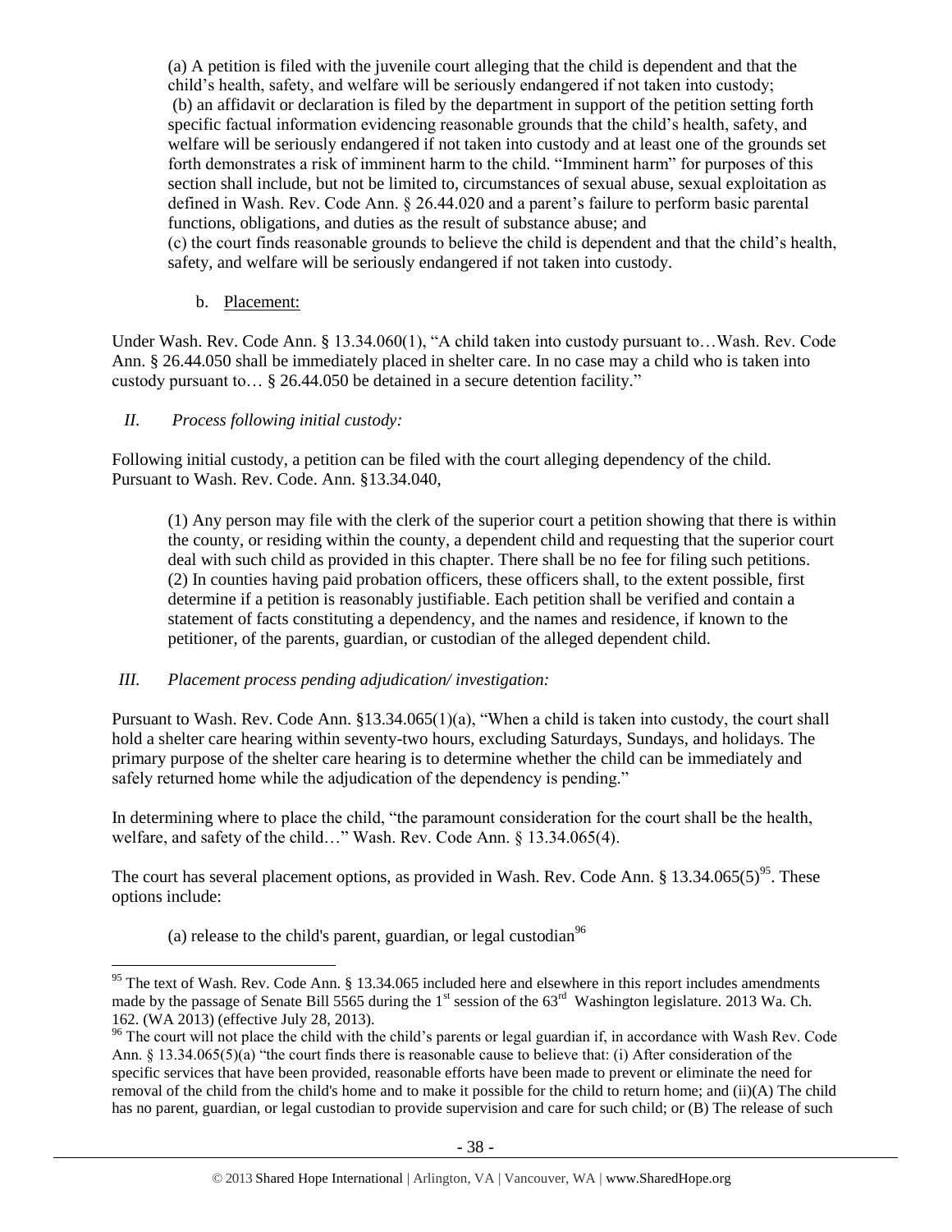(a) A petition is filed with the juvenile court alleging that the child is dependent and that the child's health, safety, and welfare will be seriously endangered if not taken into custody;
(b) an affidavit or declaration is filed by the department in support of the petition setting forth specific factual information evidencing reasonable grounds that the child's health, safety, and welfare will be seriously endangered if not taken into custody and at least one of the grounds set forth demonstrates a risk of imminent harm to the child. "Imminent harm" for purposes of this section shall include, but not be limited to, circumstances of sexual abuse, sexual exploitation as defined in Wash. Rev. Code Ann. § 26.44.020 and a parent's failure to perform basic parental functions, obligations, and duties as the result of substance abuse; and
(c) the court finds reasonable grounds to believe the child is dependent and that the child's health, safety, and welfare will be seriously endangered if not taken into custody.

b. Placement:

Under Wash. Rev. Code Ann. § 13.34.060(1), "A child taken into custody pursuant to…Wash. Rev. Code Ann. § 26.44.050 shall be immediately placed in shelter care. In no case may a child who is taken into custody pursuant to… § 26.44.050 be detained in a secure detention facility."

*II. Process following initial custody:*

Following initial custody, a petition can be filed with the court alleging dependency of the child. Pursuant to Wash. Rev. Code. Ann. §13.34.040,

(1) Any person may file with the clerk of the superior court a petition showing that there is within the county, or residing within the county, a dependent child and requesting that the superior court deal with such child as provided in this chapter. There shall be no fee for filing such petitions.
(2) In counties having paid probation officers, these officers shall, to the extent possible, first determine if a petition is reasonably justifiable. Each petition shall be verified and contain a statement of facts constituting a dependency, and the names and residence, if known to the petitioner, of the parents, guardian, or custodian of the alleged dependent child.

*III. Placement process pending adjudication/ investigation:*

Pursuant to Wash. Rev. Code Ann. §13.34.065(1)(a), "When a child is taken into custody, the court shall hold a shelter care hearing within seventy-two hours, excluding Saturdays, Sundays, and holidays. The primary purpose of the shelter care hearing is to determine whether the child can be immediately and safely returned home while the adjudication of the dependency is pending."

In determining where to place the child, "the paramount consideration for the court shall be the health, welfare, and safety of the child…" Wash. Rev. Code Ann. § 13.34.065(4).

The court has several placement options, as provided in Wash. Rev. Code Ann. § 13.34.065(5)[95]. These options include:

(a) release to the child's parent, guardian, or legal custodian[96]

---

[95] The text of Wash. Rev. Code Ann. § 13.34.065 included here and elsewhere in this report includes amendments made by the passage of Senate Bill 5565 during the 1st session of the 63rd Washington legislature. 2013 Wa. Ch. 162. (WA 2013) (effective July 28, 2013).

[96] The court will not place the child with the child's parents or legal guardian if, in accordance with Wash Rev. Code Ann. § 13.34.065(5)(a) "the court finds there is reasonable cause to believe that: (i) After consideration of the specific services that have been provided, reasonable efforts have been made to prevent or eliminate the need for removal of the child from the child's home and to make it possible for the child to return home; and (ii)(A) The child has no parent, guardian, or legal custodian to provide supervision and care for such child; or (B) The release of such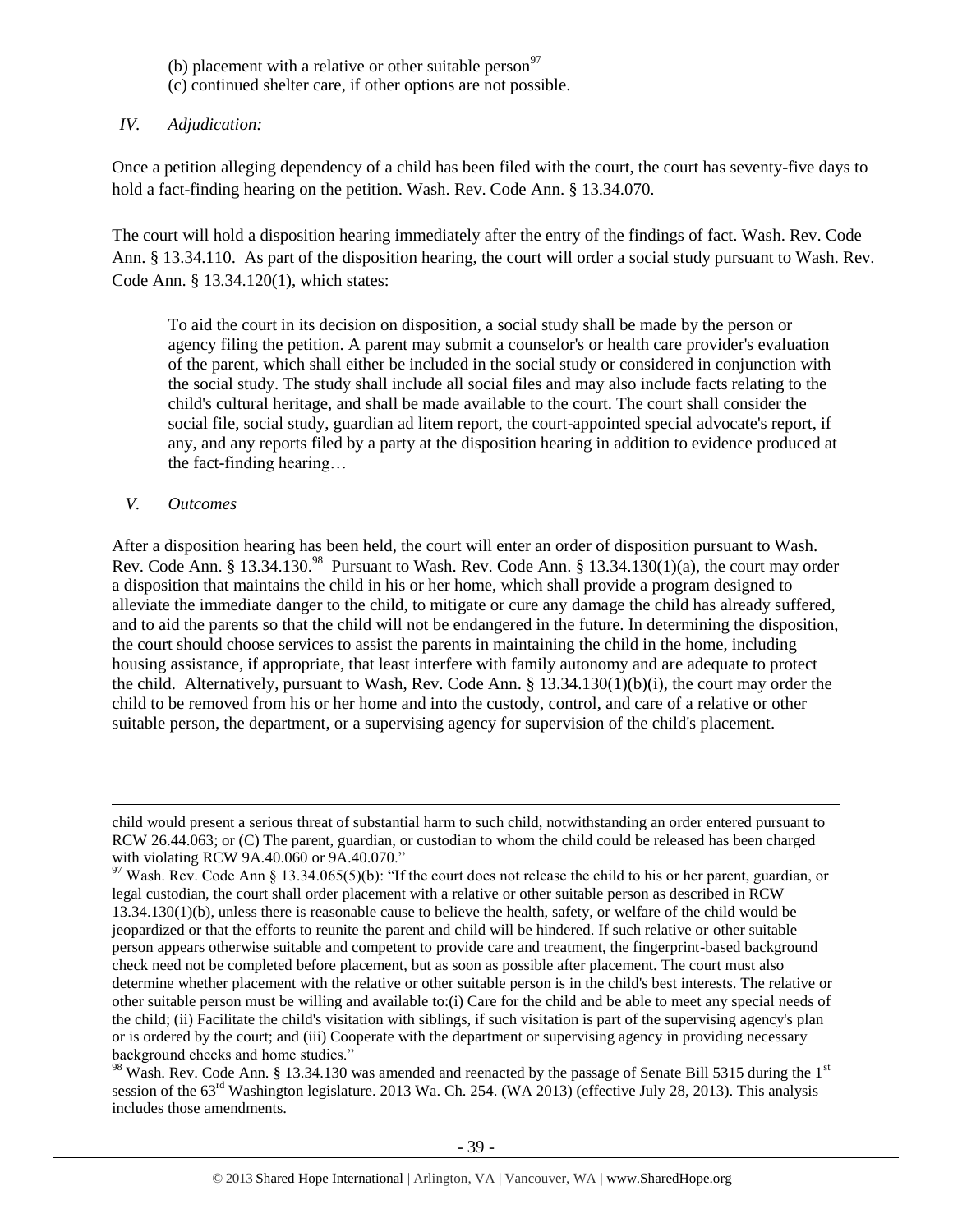(b) placement with a relative or other suitable person[97]
(c) continued shelter care, if other options are not possible.

*IV. Adjudication:*

Once a petition alleging dependency of a child has been filed with the court, the court has seventy-five days to hold a fact-finding hearing on the petition. Wash. Rev. Code Ann. § 13.34.070.

The court will hold a disposition hearing immediately after the entry of the findings of fact. Wash. Rev. Code Ann. § 13.34.110. As part of the disposition hearing, the court will order a social study pursuant to Wash. Rev. Code Ann. § 13.34.120(1), which states:

> To aid the court in its decision on disposition, a social study shall be made by the person or agency filing the petition. A parent may submit a counselor's or health care provider's evaluation of the parent, which shall either be included in the social study or considered in conjunction with the social study. The study shall include all social files and may also include facts relating to the child's cultural heritage, and shall be made available to the court. The court shall consider the social file, social study, guardian ad litem report, the court-appointed special advocate's report, if any, and any reports filed by a party at the disposition hearing in addition to evidence produced at the fact-finding hearing…

*V. Outcomes*

After a disposition hearing has been held, the court will enter an order of disposition pursuant to Wash. Rev. Code Ann. § 13.34.130.[98] Pursuant to Wash. Rev. Code Ann. § 13.34.130(1)(a), the court may order a disposition that maintains the child in his or her home, which shall provide a program designed to alleviate the immediate danger to the child, to mitigate or cure any damage the child has already suffered, and to aid the parents so that the child will not be endangered in the future. In determining the disposition, the court should choose services to assist the parents in maintaining the child in the home, including housing assistance, if appropriate, that least interfere with family autonomy and are adequate to protect the child. Alternatively, pursuant to Wash, Rev. Code Ann. § 13.34.130(1)(b)(i), the court may order the child to be removed from his or her home and into the custody, control, and care of a relative or other suitable person, the department, or a supervising agency for supervision of the child's placement.

---

child would present a serious threat of substantial harm to such child, notwithstanding an order entered pursuant to RCW 26.44.063; or (C) The parent, guardian, or custodian to whom the child could be released has been charged with violating RCW 9A.40.060 or 9A.40.070."

[97] Wash. Rev. Code Ann § 13.34.065(5)(b): "If the court does not release the child to his or her parent, guardian, or legal custodian, the court shall order placement with a relative or other suitable person as described in RCW 13.34.130(1)(b), unless there is reasonable cause to believe the health, safety, or welfare of the child would be jeopardized or that the efforts to reunite the parent and child will be hindered. If such relative or other suitable person appears otherwise suitable and competent to provide care and treatment, the fingerprint-based background check need not be completed before placement, but as soon as possible after placement. The court must also determine whether placement with the relative or other suitable person is in the child's best interests. The relative or other suitable person must be willing and available to:(i) Care for the child and be able to meet any special needs of the child; (ii) Facilitate the child's visitation with siblings, if such visitation is part of the supervising agency's plan or is ordered by the court; and (iii) Cooperate with the department or supervising agency in providing necessary background checks and home studies."

[98] Wash. Rev. Code Ann. § 13.34.130 was amended and reenacted by the passage of Senate Bill 5315 during the 1st session of the 63rd Washington legislature. 2013 Wa. Ch. 254. (WA 2013) (effective July 28, 2013). This analysis includes those amendments.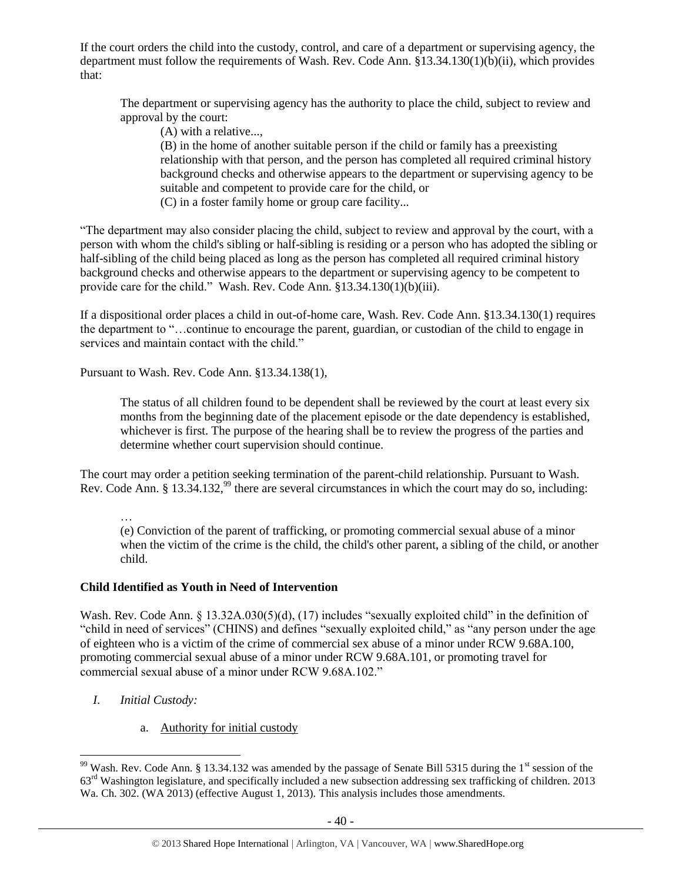If the court orders the child into the custody, control, and care of a department or supervising agency, the department must follow the requirements of Wash. Rev. Code Ann. §13.34.130(1)(b)(ii), which provides that:

> The department or supervising agency has the authority to place the child, subject to review and approval by the court:
>
> (A) with a relative...,
>
> (B) in the home of another suitable person if the child or family has a preexisting relationship with that person, and the person has completed all required criminal history background checks and otherwise appears to the department or supervising agency to be suitable and competent to provide care for the child, or
>
> (C) in a foster family home or group care facility...

"The department may also consider placing the child, subject to review and approval by the court, with a person with whom the child's sibling or half-sibling is residing or a person who has adopted the sibling or half-sibling of the child being placed as long as the person has completed all required criminal history background checks and otherwise appears to the department or supervising agency to be competent to provide care for the child." Wash. Rev. Code Ann. §13.34.130(1)(b)(iii).

If a dispositional order places a child in out-of-home care, Wash. Rev. Code Ann. §13.34.130(1) requires the department to "…continue to encourage the parent, guardian, or custodian of the child to engage in services and maintain contact with the child."

Pursuant to Wash. Rev. Code Ann. §13.34.138(1),

> The status of all children found to be dependent shall be reviewed by the court at least every six months from the beginning date of the placement episode or the date dependency is established, whichever is first. The purpose of the hearing shall be to review the progress of the parties and determine whether court supervision should continue.

The court may order a petition seeking termination of the parent-child relationship. Pursuant to Wash. Rev. Code Ann. § 13.34.132,[99] there are several circumstances in which the court may do so, including:

> …
>
> (e) Conviction of the parent of trafficking, or promoting commercial sexual abuse of a minor when the victim of the crime is the child, the child's other parent, a sibling of the child, or another child.

**Child Identified as Youth in Need of Intervention**

Wash. Rev. Code Ann. § 13.32A.030(5)(d), (17) includes "sexually exploited child" in the definition of "child in need of services" (CHINS) and defines "sexually exploited child," as "any person under the age of eighteen who is a victim of the crime of commercial sex abuse of a minor under RCW 9.68A.100, promoting commercial sexual abuse of a minor under RCW 9.68A.101, or promoting travel for commercial sexual abuse of a minor under RCW 9.68A.102."

I. *Initial Custody:*

   a. Authority for initial custody

---

[99] Wash. Rev. Code Ann. § 13.34.132 was amended by the passage of Senate Bill 5315 during the 1st session of the 63rd Washington legislature, and specifically included a new subsection addressing sex trafficking of children. 2013 Wa. Ch. 302. (WA 2013) (effective August 1, 2013). This analysis includes those amendments.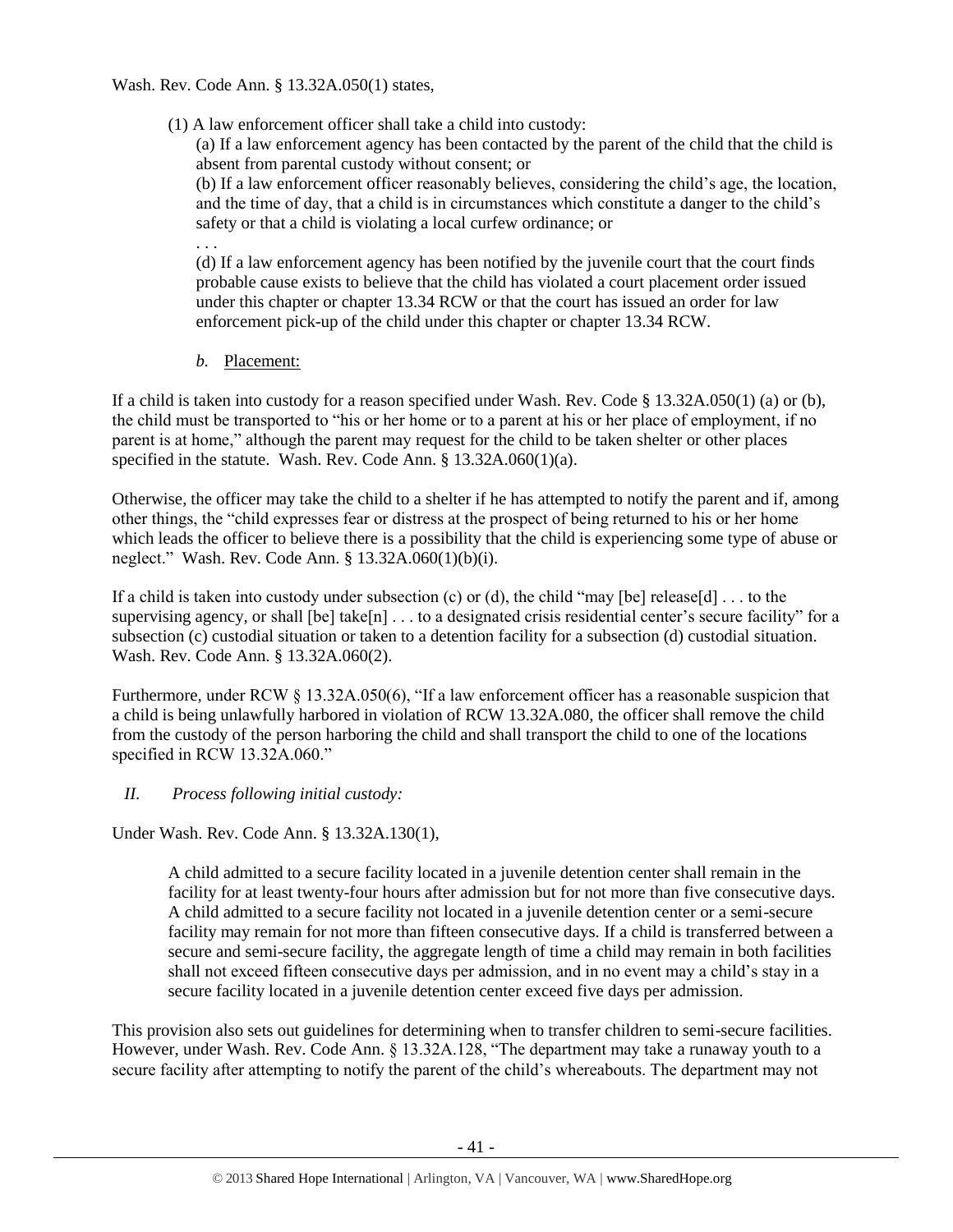Wash. Rev. Code Ann. § 13.32A.050(1) states,

> (1) A law enforcement officer shall take a child into custody:
>
> (a) If a law enforcement agency has been contacted by the parent of the child that the child is absent from parental custody without consent; or
>
> (b) If a law enforcement officer reasonably believes, considering the child's age, the location, and the time of day, that a child is in circumstances which constitute a danger to the child's safety or that a child is violating a local curfew ordinance; or
>
> . . .
>
> (d) If a law enforcement agency has been notified by the juvenile court that the court finds probable cause exists to believe that the child has violated a court placement order issued under this chapter or chapter 13.34 RCW or that the court has issued an order for law enforcement pick-up of the child under this chapter or chapter 13.34 RCW.

*b.* Placement:

If a child is taken into custody for a reason specified under Wash. Rev. Code § 13.32A.050(1) (a) or (b), the child must be transported to "his or her home or to a parent at his or her place of employment, if no parent is at home," although the parent may request for the child to be taken shelter or other places specified in the statute. Wash. Rev. Code Ann. § 13.32A.060(1)(a).

Otherwise, the officer may take the child to a shelter if he has attempted to notify the parent and if, among other things, the "child expresses fear or distress at the prospect of being returned to his or her home which leads the officer to believe there is a possibility that the child is experiencing some type of abuse or neglect." Wash. Rev. Code Ann. § 13.32A.060(1)(b)(i).

If a child is taken into custody under subsection (c) or (d), the child "may [be] release[d] . . . to the supervising agency, or shall [be] take[n] . . . to a designated crisis residential center's secure facility" for a subsection (c) custodial situation or taken to a detention facility for a subsection (d) custodial situation. Wash. Rev. Code Ann. § 13.32A.060(2).

Furthermore, under RCW § 13.32A.050(6), "If a law enforcement officer has a reasonable suspicion that a child is being unlawfully harbored in violation of RCW 13.32A.080, the officer shall remove the child from the custody of the person harboring the child and shall transport the child to one of the locations specified in RCW 13.32A.060."

*II. Process following initial custody:*

Under Wash. Rev. Code Ann. § 13.32A.130(1),

> A child admitted to a secure facility located in a juvenile detention center shall remain in the facility for at least twenty-four hours after admission but for not more than five consecutive days. A child admitted to a secure facility not located in a juvenile detention center or a semi-secure facility may remain for not more than fifteen consecutive days. If a child is transferred between a secure and semi-secure facility, the aggregate length of time a child may remain in both facilities shall not exceed fifteen consecutive days per admission, and in no event may a child's stay in a secure facility located in a juvenile detention center exceed five days per admission.

This provision also sets out guidelines for determining when to transfer children to semi-secure facilities. However, under Wash. Rev. Code Ann. § 13.32A.128, "The department may take a runaway youth to a secure facility after attempting to notify the parent of the child's whereabouts. The department may not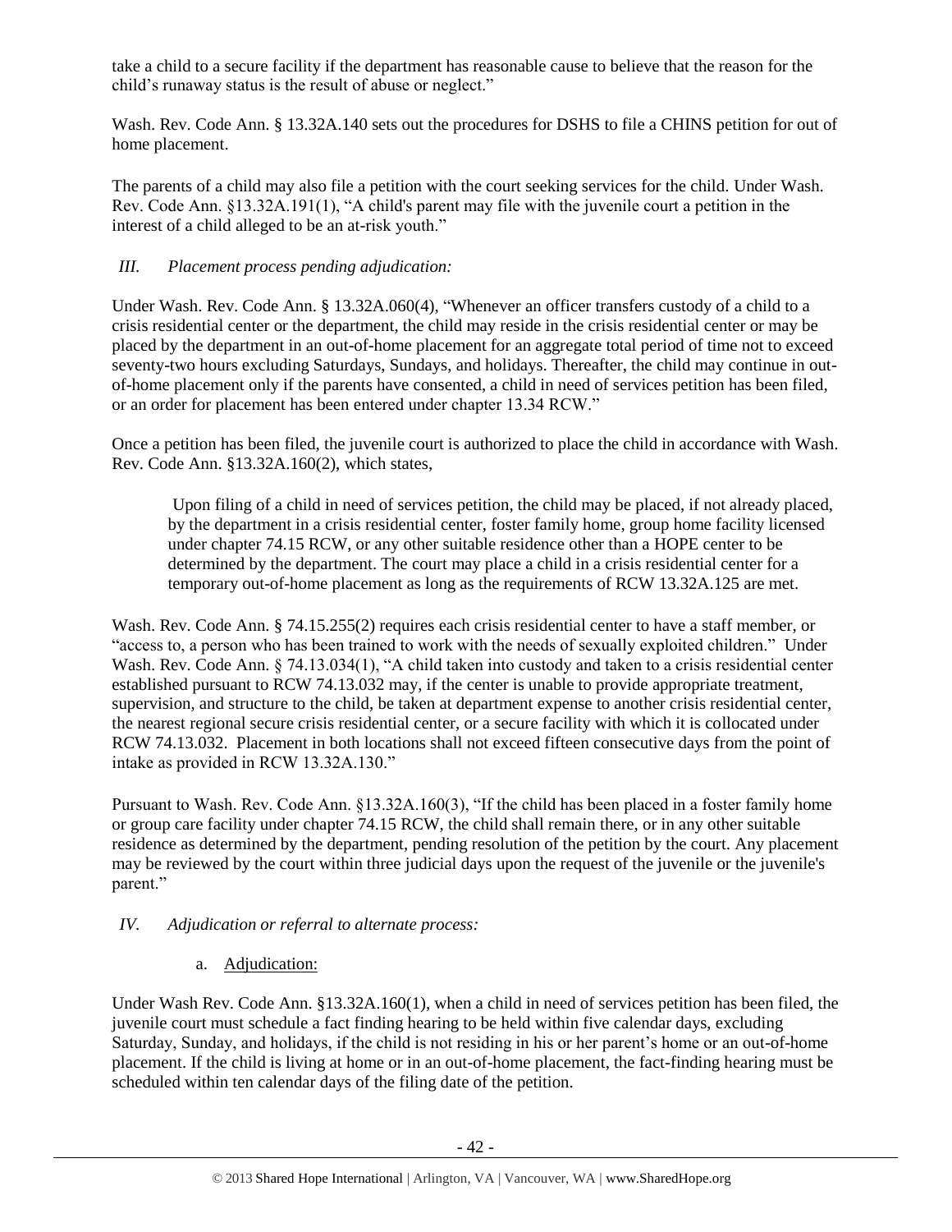take a child to a secure facility if the department has reasonable cause to believe that the reason for the child's runaway status is the result of abuse or neglect."

Wash. Rev. Code Ann. § 13.32A.140 sets out the procedures for DSHS to file a CHINS petition for out of home placement.

The parents of a child may also file a petition with the court seeking services for the child. Under Wash. Rev. Code Ann. §13.32A.191(1), "A child's parent may file with the juvenile court a petition in the interest of a child alleged to be an at-risk youth."

*III. Placement process pending adjudication:*

Under Wash. Rev. Code Ann. § 13.32A.060(4), "Whenever an officer transfers custody of a child to a crisis residential center or the department, the child may reside in the crisis residential center or may be placed by the department in an out-of-home placement for an aggregate total period of time not to exceed seventy-two hours excluding Saturdays, Sundays, and holidays. Thereafter, the child may continue in out-of-home placement only if the parents have consented, a child in need of services petition has been filed, or an order for placement has been entered under chapter 13.34 RCW."

Once a petition has been filed, the juvenile court is authorized to place the child in accordance with Wash. Rev. Code Ann. §13.32A.160(2), which states,

> Upon filing of a child in need of services petition, the child may be placed, if not already placed, by the department in a crisis residential center, foster family home, group home facility licensed under chapter 74.15 RCW, or any other suitable residence other than a HOPE center to be determined by the department. The court may place a child in a crisis residential center for a temporary out-of-home placement as long as the requirements of RCW 13.32A.125 are met.

Wash. Rev. Code Ann. § 74.15.255(2) requires each crisis residential center to have a staff member, or "access to, a person who has been trained to work with the needs of sexually exploited children." Under Wash. Rev. Code Ann. § 74.13.034(1), "A child taken into custody and taken to a crisis residential center established pursuant to RCW 74.13.032 may, if the center is unable to provide appropriate treatment, supervision, and structure to the child, be taken at department expense to another crisis residential center, the nearest regional secure crisis residential center, or a secure facility with which it is collocated under RCW 74.13.032. Placement in both locations shall not exceed fifteen consecutive days from the point of intake as provided in RCW 13.32A.130."

Pursuant to Wash. Rev. Code Ann. §13.32A.160(3), "If the child has been placed in a foster family home or group care facility under chapter 74.15 RCW, the child shall remain there, or in any other suitable residence as determined by the department, pending resolution of the petition by the court. Any placement may be reviewed by the court within three judicial days upon the request of the juvenile or the juvenile's parent."

*IV. Adjudication or referral to alternate process:*

a. Adjudication:

Under Wash Rev. Code Ann. §13.32A.160(1), when a child in need of services petition has been filed, the juvenile court must schedule a fact finding hearing to be held within five calendar days, excluding Saturday, Sunday, and holidays, if the child is not residing in his or her parent's home or an out-of-home placement. If the child is living at home or in an out-of-home placement, the fact-finding hearing must be scheduled within ten calendar days of the filing date of the petition.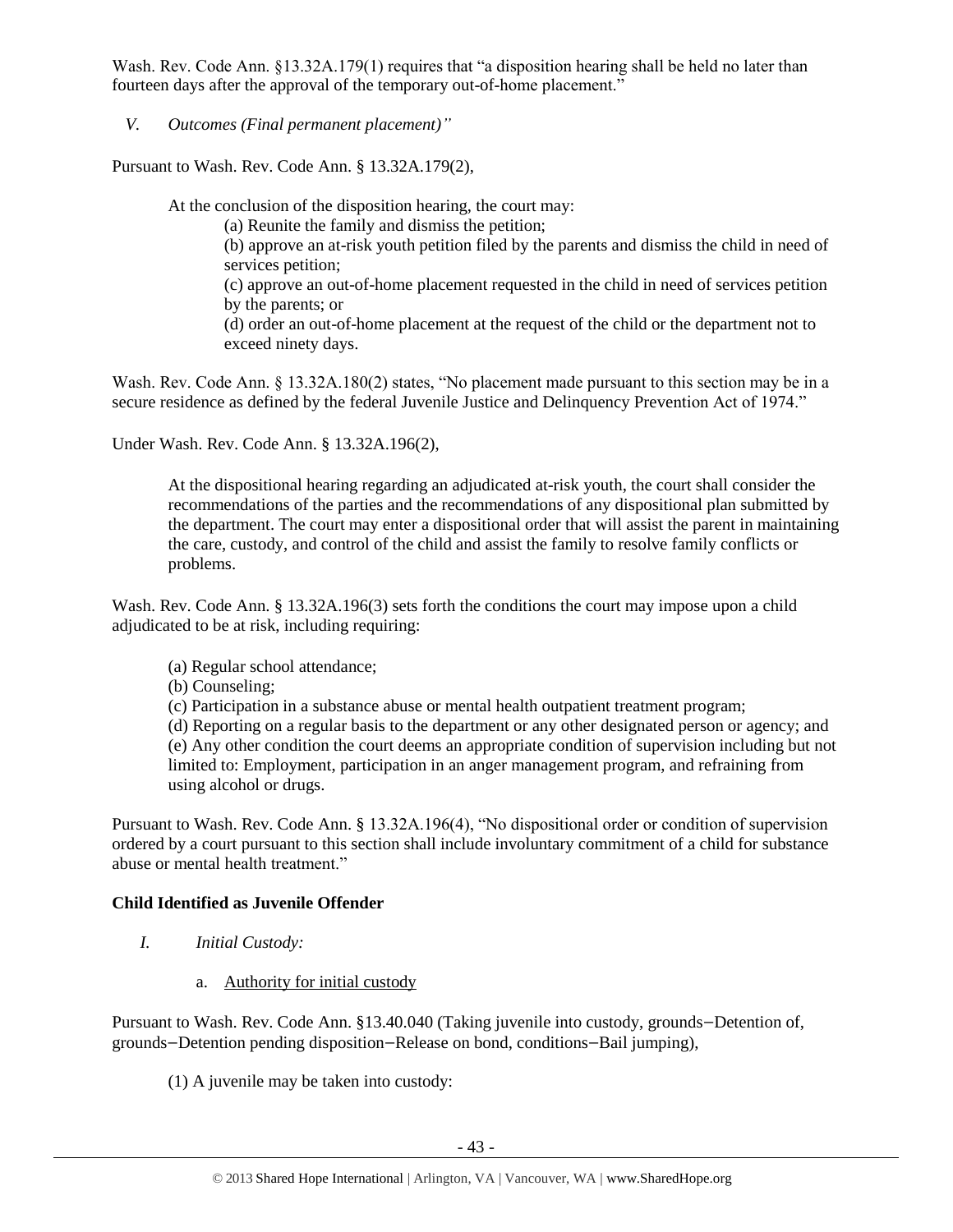Wash. Rev. Code Ann. §13.32A.179(1) requires that "a disposition hearing shall be held no later than fourteen days after the approval of the temporary out-of-home placement."

*V. Outcomes (Final permanent placement)"*

Pursuant to Wash. Rev. Code Ann. § 13.32A.179(2),

> At the conclusion of the disposition hearing, the court may:
>
> (a) Reunite the family and dismiss the petition;
>
> (b) approve an at-risk youth petition filed by the parents and dismiss the child in need of services petition;
>
> (c) approve an out-of-home placement requested in the child in need of services petition by the parents; or
>
> (d) order an out-of-home placement at the request of the child or the department not to exceed ninety days.

Wash. Rev. Code Ann. § 13.32A.180(2) states, "No placement made pursuant to this section may be in a secure residence as defined by the federal Juvenile Justice and Delinquency Prevention Act of 1974."

Under Wash. Rev. Code Ann. § 13.32A.196(2),

> At the dispositional hearing regarding an adjudicated at-risk youth, the court shall consider the recommendations of the parties and the recommendations of any dispositional plan submitted by the department. The court may enter a dispositional order that will assist the parent in maintaining the care, custody, and control of the child and assist the family to resolve family conflicts or problems.

Wash. Rev. Code Ann. § 13.32A.196(3) sets forth the conditions the court may impose upon a child adjudicated to be at risk, including requiring:

> (a) Regular school attendance;
>
> (b) Counseling;
>
> (c) Participation in a substance abuse or mental health outpatient treatment program;
>
> (d) Reporting on a regular basis to the department or any other designated person or agency; and
>
> (e) Any other condition the court deems an appropriate condition of supervision including but not limited to: Employment, participation in an anger management program, and refraining from using alcohol or drugs.

Pursuant to Wash. Rev. Code Ann. § 13.32A.196(4), "No dispositional order or condition of supervision ordered by a court pursuant to this section shall include involuntary commitment of a child for substance abuse or mental health treatment."

**Child Identified as Juvenile Offender**

*I. Initial Custody:*

a. Authority for initial custody

Pursuant to Wash. Rev. Code Ann. §13.40.040 (Taking juvenile into custody, grounds−Detention of, grounds−Detention pending disposition−Release on bond, conditions−Bail jumping),

> (1) A juvenile may be taken into custody: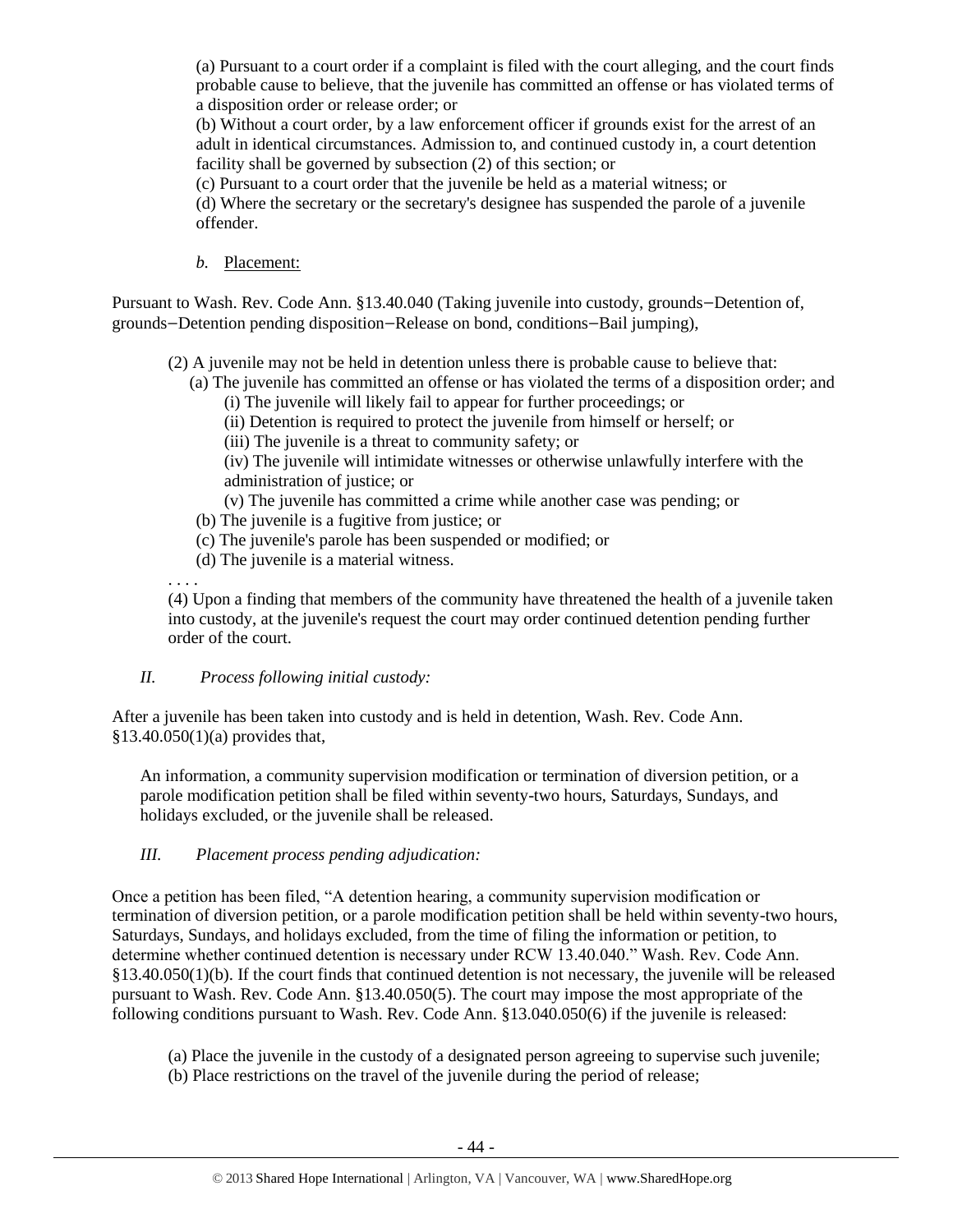(a) Pursuant to a court order if a complaint is filed with the court alleging, and the court finds probable cause to believe, that the juvenile has committed an offense or has violated terms of a disposition order or release order; or

(b) Without a court order, by a law enforcement officer if grounds exist for the arrest of an adult in identical circumstances. Admission to, and continued custody in, a court detention facility shall be governed by subsection (2) of this section; or

(c) Pursuant to a court order that the juvenile be held as a material witness; or

(d) Where the secretary or the secretary's designee has suspended the parole of a juvenile offender.

*b.* Placement:

Pursuant to Wash. Rev. Code Ann. §13.40.040 (Taking juvenile into custody, grounds—Detention of, grounds—Detention pending disposition—Release on bond, conditions—Bail jumping),

> (2) A juvenile may not be held in detention unless there is probable cause to believe that:
>
> (a) The juvenile has committed an offense or has violated the terms of a disposition order; and
>
> (i) The juvenile will likely fail to appear for further proceedings; or
>
> (ii) Detention is required to protect the juvenile from himself or herself; or
>
> (iii) The juvenile is a threat to community safety; or
>
> (iv) The juvenile will intimidate witnesses or otherwise unlawfully interfere with the administration of justice; or
>
> (v) The juvenile has committed a crime while another case was pending; or
>
> (b) The juvenile is a fugitive from justice; or
>
> (c) The juvenile's parole has been suspended or modified; or
>
> (d) The juvenile is a material witness.
>
> . . . .
>
> (4) Upon a finding that members of the community have threatened the health of a juvenile taken into custody, at the juvenile's request the court may order continued detention pending further order of the court.

*II. Process following initial custody:*

After a juvenile has been taken into custody and is held in detention, Wash. Rev. Code Ann. §13.40.050(1)(a) provides that,

> An information, a community supervision modification or termination of diversion petition, or a parole modification petition shall be filed within seventy-two hours, Saturdays, Sundays, and holidays excluded, or the juvenile shall be released.

*III. Placement process pending adjudication:*

Once a petition has been filed, "A detention hearing, a community supervision modification or termination of diversion petition, or a parole modification petition shall be held within seventy-two hours, Saturdays, Sundays, and holidays excluded, from the time of filing the information or petition, to determine whether continued detention is necessary under RCW 13.40.040." Wash. Rev. Code Ann. §13.40.050(1)(b). If the court finds that continued detention is not necessary, the juvenile will be released pursuant to Wash. Rev. Code Ann. §13.40.050(5). The court may impose the most appropriate of the following conditions pursuant to Wash. Rev. Code Ann. §13.040.050(6) if the juvenile is released:

> (a) Place the juvenile in the custody of a designated person agreeing to supervise such juvenile;
>
> (b) Place restrictions on the travel of the juvenile during the period of release;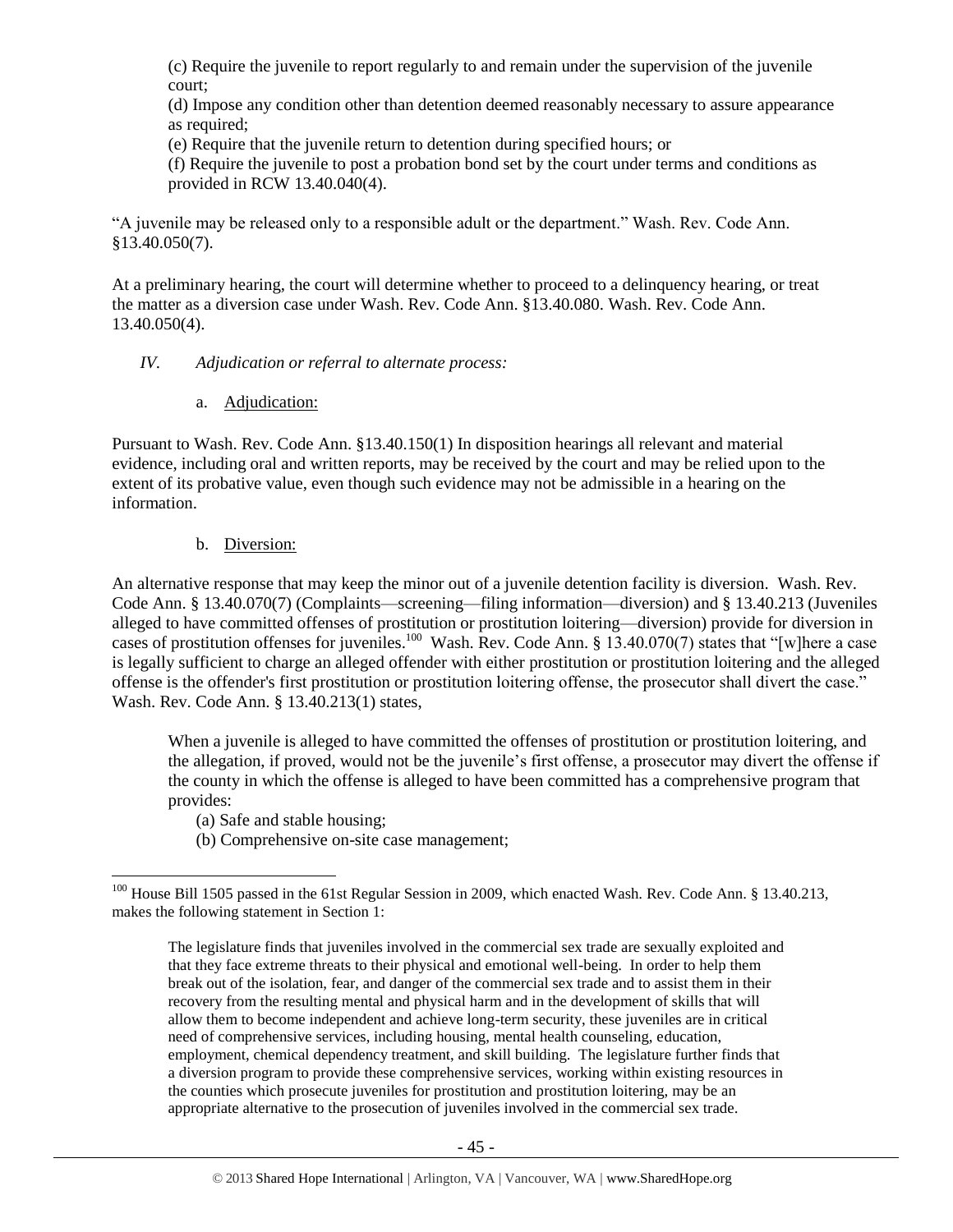(c) Require the juvenile to report regularly to and remain under the supervision of the juvenile court;
(d) Impose any condition other than detention deemed reasonably necessary to assure appearance as required;
(e) Require that the juvenile return to detention during specified hours; or
(f) Require the juvenile to post a probation bond set by the court under terms and conditions as provided in RCW 13.40.040(4).

"A juvenile may be released only to a responsible adult or the department." Wash. Rev. Code Ann. §13.40.050(7).

At a preliminary hearing, the court will determine whether to proceed to a delinquency hearing, or treat the matter as a diversion case under Wash. Rev. Code Ann. §13.40.080. Wash. Rev. Code Ann. 13.40.050(4).

*IV. Adjudication or referral to alternate process:*

a. Adjudication:

Pursuant to Wash. Rev. Code Ann. §13.40.150(1) In disposition hearings all relevant and material evidence, including oral and written reports, may be received by the court and may be relied upon to the extent of its probative value, even though such evidence may not be admissible in a hearing on the information.

b. Diversion:

An alternative response that may keep the minor out of a juvenile detention facility is diversion. Wash. Rev. Code Ann. § 13.40.070(7) (Complaints—screening—filing information—diversion) and § 13.40.213 (Juveniles alleged to have committed offenses of prostitution or prostitution loitering—diversion) provide for diversion in cases of prostitution offenses for juveniles.[100] Wash. Rev. Code Ann. § 13.40.070(7) states that "[w]here a case is legally sufficient to charge an alleged offender with either prostitution or prostitution loitering and the alleged offense is the offender's first prostitution or prostitution loitering offense, the prosecutor shall divert the case." Wash. Rev. Code Ann. § 13.40.213(1) states,

> When a juvenile is alleged to have committed the offenses of prostitution or prostitution loitering, and the allegation, if proved, would not be the juvenile's first offense, a prosecutor may divert the offense if the county in which the offense is alleged to have been committed has a comprehensive program that provides:
> (a) Safe and stable housing;
> (b) Comprehensive on-site case management;

---

[100] House Bill 1505 passed in the 61st Regular Session in 2009, which enacted Wash. Rev. Code Ann. § 13.40.213, makes the following statement in Section 1:

> The legislature finds that juveniles involved in the commercial sex trade are sexually exploited and that they face extreme threats to their physical and emotional well-being. In order to help them break out of the isolation, fear, and danger of the commercial sex trade and to assist them in their recovery from the resulting mental and physical harm and in the development of skills that will allow them to become independent and achieve long-term security, these juveniles are in critical need of comprehensive services, including housing, mental health counseling, education, employment, chemical dependency treatment, and skill building. The legislature further finds that a diversion program to provide these comprehensive services, working within existing resources in the counties which prosecute juveniles for prostitution and prostitution loitering, may be an appropriate alternative to the prosecution of juveniles involved in the commercial sex trade.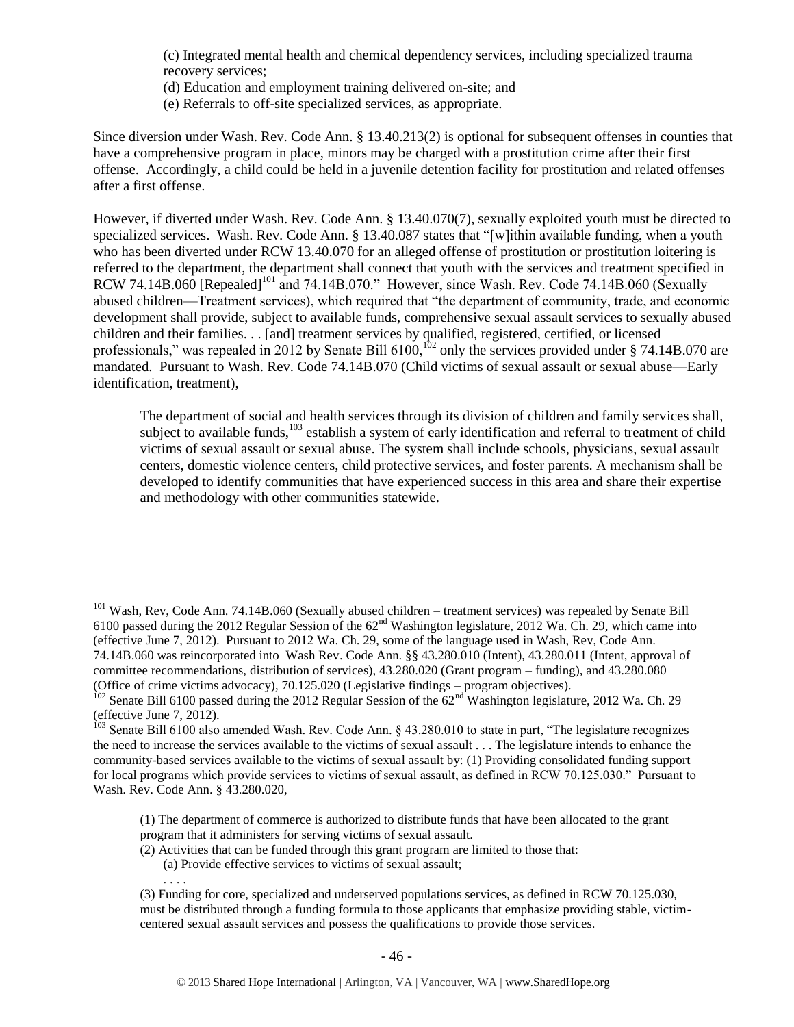(c) Integrated mental health and chemical dependency services, including specialized trauma recovery services;
(d) Education and employment training delivered on-site; and
(e) Referrals to off-site specialized services, as appropriate.

Since diversion under Wash. Rev. Code Ann. § 13.40.213(2) is optional for subsequent offenses in counties that have a comprehensive program in place, minors may be charged with a prostitution crime after their first offense. Accordingly, a child could be held in a juvenile detention facility for prostitution and related offenses after a first offense.

However, if diverted under Wash. Rev. Code Ann. § 13.40.070(7), sexually exploited youth must be directed to specialized services. Wash. Rev. Code Ann. § 13.40.087 states that "[w]ithin available funding, when a youth who has been diverted under RCW 13.40.070 for an alleged offense of prostitution or prostitution loitering is referred to the department, the department shall connect that youth with the services and treatment specified in RCW 74.14B.060 [Repealed][101] and 74.14B.070." However, since Wash. Rev. Code 74.14B.060 (Sexually abused children—Treatment services), which required that "the department of community, trade, and economic development shall provide, subject to available funds, comprehensive sexual assault services to sexually abused children and their families. . . [and] treatment services by qualified, registered, certified, or licensed professionals," was repealed in 2012 by Senate Bill 6100,[102] only the services provided under § 74.14B.070 are mandated. Pursuant to Wash. Rev. Code 74.14B.070 (Child victims of sexual assault or sexual abuse—Early identification, treatment),

> The department of social and health services through its division of children and family services shall, subject to available funds,[103] establish a system of early identification and referral to treatment of child victims of sexual assault or sexual abuse. The system shall include schools, physicians, sexual assault centers, domestic violence centers, child protective services, and foster parents. A mechanism shall be developed to identify communities that have experienced success in this area and share their expertise and methodology with other communities statewide.

---

[101] Wash, Rev, Code Ann. 74.14B.060 (Sexually abused children – treatment services) was repealed by Senate Bill 6100 passed during the 2012 Regular Session of the 62nd Washington legislature, 2012 Wa. Ch. 29, which came into (effective June 7, 2012). Pursuant to 2012 Wa. Ch. 29, some of the language used in Wash, Rev, Code Ann. 74.14B.060 was reincorporated into Wash Rev. Code Ann. §§ 43.280.010 (Intent), 43.280.011 (Intent, approval of committee recommendations, distribution of services), 43.280.020 (Grant program – funding), and 43.280.080 (Office of crime victims advocacy), 70.125.020 (Legislative findings – program objectives).

[102] Senate Bill 6100 passed during the 2012 Regular Session of the 62nd Washington legislature, 2012 Wa. Ch. 29 (effective June 7, 2012).

[103] Senate Bill 6100 also amended Wash. Rev. Code Ann. § 43.280.010 to state in part, "The legislature recognizes the need to increase the services available to the victims of sexual assault . . . The legislature intends to enhance the community-based services available to the victims of sexual assault by: (1) Providing consolidated funding support for local programs which provide services to victims of sexual assault, as defined in RCW 70.125.030." Pursuant to Wash. Rev. Code Ann. § 43.280.020,

> (1) The department of commerce is authorized to distribute funds that have been allocated to the grant program that it administers for serving victims of sexual assault.
> (2) Activities that can be funded through this grant program are limited to those that:
> (a) Provide effective services to victims of sexual assault;
> . . . .
> (3) Funding for core, specialized and underserved populations services, as defined in RCW 70.125.030, must be distributed through a funding formula to those applicants that emphasize providing stable, victim-centered sexual assault services and possess the qualifications to provide those services.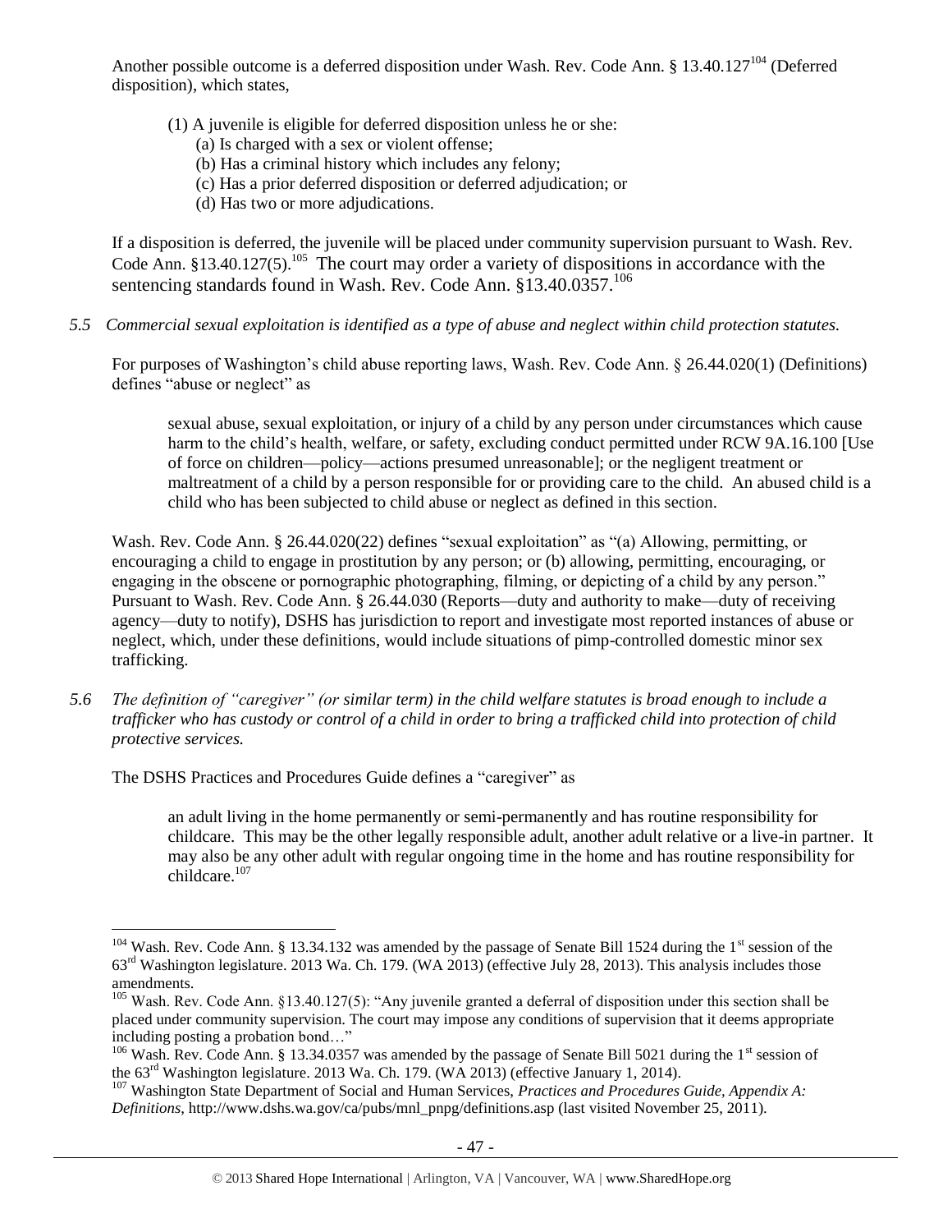Another possible outcome is a deferred disposition under Wash. Rev. Code Ann. § 13.40.127[104] (Deferred disposition), which states,

> (1) A juvenile is eligible for deferred disposition unless he or she:
> (a) Is charged with a sex or violent offense;
> (b) Has a criminal history which includes any felony;
> (c) Has a prior deferred disposition or deferred adjudication; or
> (d) Has two or more adjudications.

If a disposition is deferred, the juvenile will be placed under community supervision pursuant to Wash. Rev. Code Ann. §13.40.127(5).[105] The court may order a variety of dispositions in accordance with the sentencing standards found in Wash. Rev. Code Ann. §13.40.0357.[106]

*5.5 Commercial sexual exploitation is identified as a type of abuse and neglect within child protection statutes.*

For purposes of Washington's child abuse reporting laws, Wash. Rev. Code Ann. § 26.44.020(1) (Definitions) defines "abuse or neglect" as

> sexual abuse, sexual exploitation, or injury of a child by any person under circumstances which cause harm to the child's health, welfare, or safety, excluding conduct permitted under RCW 9A.16.100 [Use of force on children—policy—actions presumed unreasonable]; or the negligent treatment or maltreatment of a child by a person responsible for or providing care to the child. An abused child is a child who has been subjected to child abuse or neglect as defined in this section.

Wash. Rev. Code Ann. § 26.44.020(22) defines "sexual exploitation" as "(a) Allowing, permitting, or encouraging a child to engage in prostitution by any person; or (b) allowing, permitting, encouraging, or engaging in the obscene or pornographic photographing, filming, or depicting of a child by any person." Pursuant to Wash. Rev. Code Ann. § 26.44.030 (Reports—duty and authority to make—duty of receiving agency—duty to notify), DSHS has jurisdiction to report and investigate most reported instances of abuse or neglect, which, under these definitions, would include situations of pimp-controlled domestic minor sex trafficking.

*5.6 The definition of "caregiver" (or similar term) in the child welfare statutes is broad enough to include a trafficker who has custody or control of a child in order to bring a trafficked child into protection of child protective services.*

The DSHS Practices and Procedures Guide defines a "caregiver" as

> an adult living in the home permanently or semi-permanently and has routine responsibility for childcare. This may be the other legally responsible adult, another adult relative or a live-in partner. It may also be any other adult with regular ongoing time in the home and has routine responsibility for childcare.[107]

---

[104] Wash. Rev. Code Ann. § 13.34.132 was amended by the passage of Senate Bill 1524 during the 1st session of the 63rd Washington legislature. 2013 Wa. Ch. 179. (WA 2013) (effective July 28, 2013). This analysis includes those amendments.

[105] Wash. Rev. Code Ann. §13.40.127(5): "Any juvenile granted a deferral of disposition under this section shall be placed under community supervision. The court may impose any conditions of supervision that it deems appropriate including posting a probation bond…"

[106] Wash. Rev. Code Ann. § 13.34.0357 was amended by the passage of Senate Bill 5021 during the 1st session of the 63rd Washington legislature. 2013 Wa. Ch. 179. (WA 2013) (effective January 1, 2014).

[107] Washington State Department of Social and Human Services, *Practices and Procedures Guide, Appendix A: Definitions*, http://www.dshs.wa.gov/ca/pubs/mnl_pnpg/definitions.asp (last visited November 25, 2011).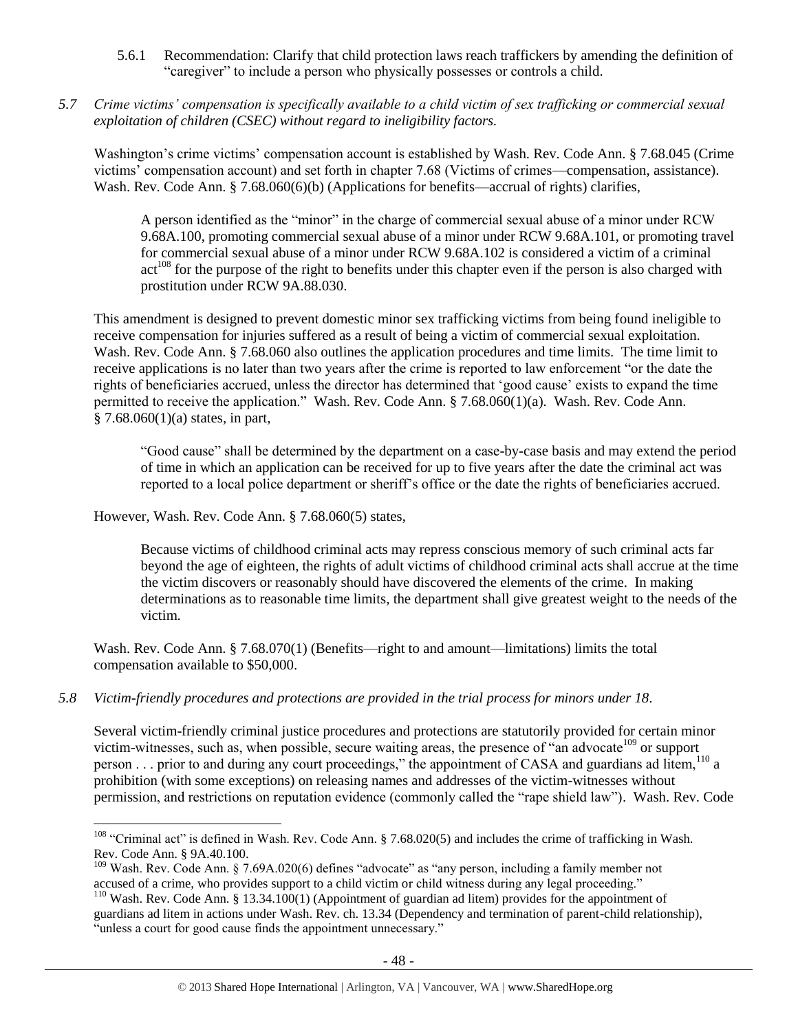5.6.1 Recommendation: Clarify that child protection laws reach traffickers by amending the definition of "caregiver" to include a person who physically possesses or controls a child.

*5.7 Crime victims' compensation is specifically available to a child victim of sex trafficking or commercial sexual exploitation of children (CSEC) without regard to ineligibility factors.*

Washington's crime victims' compensation account is established by Wash. Rev. Code Ann. § 7.68.045 (Crime victims' compensation account) and set forth in chapter 7.68 (Victims of crimes—compensation, assistance). Wash. Rev. Code Ann. § 7.68.060(6)(b) (Applications for benefits—accrual of rights) clarifies,

> A person identified as the "minor" in the charge of commercial sexual abuse of a minor under RCW 9.68A.100, promoting commercial sexual abuse of a minor under RCW 9.68A.101, or promoting travel for commercial sexual abuse of a minor under RCW 9.68A.102 is considered a victim of a criminal act[108] for the purpose of the right to benefits under this chapter even if the person is also charged with prostitution under RCW 9A.88.030.

This amendment is designed to prevent domestic minor sex trafficking victims from being found ineligible to receive compensation for injuries suffered as a result of being a victim of commercial sexual exploitation. Wash. Rev. Code Ann. § 7.68.060 also outlines the application procedures and time limits. The time limit to receive applications is no later than two years after the crime is reported to law enforcement "or the date the rights of beneficiaries accrued, unless the director has determined that 'good cause' exists to expand the time permitted to receive the application." Wash. Rev. Code Ann. § 7.68.060(1)(a). Wash. Rev. Code Ann. § 7.68.060(1)(a) states, in part,

> "Good cause" shall be determined by the department on a case-by-case basis and may extend the period of time in which an application can be received for up to five years after the date the criminal act was reported to a local police department or sheriff's office or the date the rights of beneficiaries accrued.

However, Wash. Rev. Code Ann. § 7.68.060(5) states,

> Because victims of childhood criminal acts may repress conscious memory of such criminal acts far beyond the age of eighteen, the rights of adult victims of childhood criminal acts shall accrue at the time the victim discovers or reasonably should have discovered the elements of the crime. In making determinations as to reasonable time limits, the department shall give greatest weight to the needs of the victim.

Wash. Rev. Code Ann. § 7.68.070(1) (Benefits—right to and amount—limitations) limits the total compensation available to $50,000.

*5.8 Victim-friendly procedures and protections are provided in the trial process for minors under 18.*

Several victim-friendly criminal justice procedures and protections are statutorily provided for certain minor victim-witnesses, such as, when possible, secure waiting areas, the presence of "an advocate[109] or support person . . . prior to and during any court proceedings," the appointment of CASA and guardians ad litem,[110] a prohibition (with some exceptions) on releasing names and addresses of the victim-witnesses without permission, and restrictions on reputation evidence (commonly called the "rape shield law"). Wash. Rev. Code

---

[108] "Criminal act" is defined in Wash. Rev. Code Ann. § 7.68.020(5) and includes the crime of trafficking in Wash. Rev. Code Ann. § 9A.40.100.

[109] Wash. Rev. Code Ann. § 7.69A.020(6) defines "advocate" as "any person, including a family member not accused of a crime, who provides support to a child victim or child witness during any legal proceeding."

[110] Wash. Rev. Code Ann. § 13.34.100(1) (Appointment of guardian ad litem) provides for the appointment of guardians ad litem in actions under Wash. Rev. ch. 13.34 (Dependency and termination of parent-child relationship), "unless a court for good cause finds the appointment unnecessary."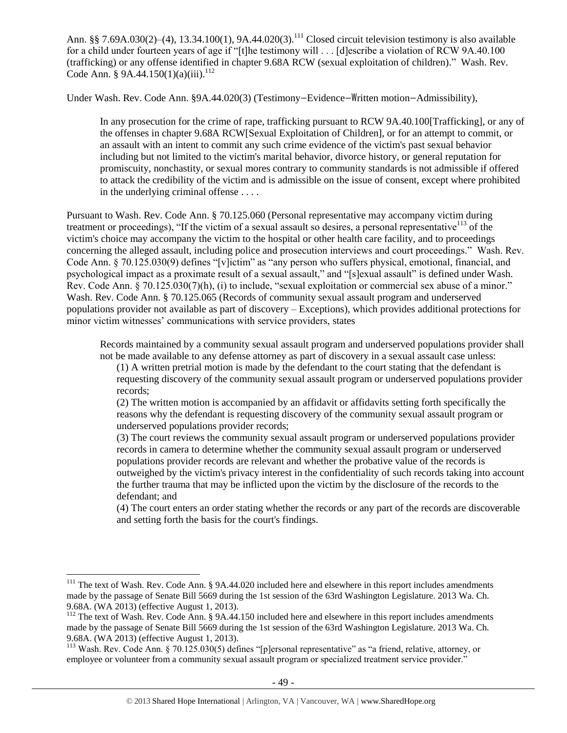Ann. §§ 7.69A.030(2)–(4), 13.34.100(1), 9A.44.020(3).[111] Closed circuit television testimony is also available for a child under fourteen years of age if "[t]he testimony will . . . [d]escribe a violation of RCW 9A.40.100 (trafficking) or any offense identified in chapter 9.68A RCW (sexual exploitation of children)." Wash. Rev. Code Ann. § 9A.44.150(1)(a)(iii).[112]

Under Wash. Rev. Code Ann. §9A.44.020(3) (Testimony−Evidence−Written motion−Admissibility),

> In any prosecution for the crime of rape, trafficking pursuant to RCW 9A.40.100[Trafficking], or any of the offenses in chapter 9.68A RCW[Sexual Exploitation of Children], or for an attempt to commit, or an assault with an intent to commit any such crime evidence of the victim's past sexual behavior including but not limited to the victim's marital behavior, divorce history, or general reputation for promiscuity, nonchastity, or sexual mores contrary to community standards is not admissible if offered to attack the credibility of the victim and is admissible on the issue of consent, except where prohibited in the underlying criminal offense . . . .

Pursuant to Wash. Rev. Code Ann. § 70.125.060 (Personal representative may accompany victim during treatment or proceedings), "If the victim of a sexual assault so desires, a personal representative[113] of the victim's choice may accompany the victim to the hospital or other health care facility, and to proceedings concerning the alleged assault, including police and prosecution interviews and court proceedings." Wash. Rev. Code Ann. § 70.125.030(9) defines "[v]ictim" as "any person who suffers physical, emotional, financial, and psychological impact as a proximate result of a sexual assault," and "[s]exual assault" is defined under Wash. Rev. Code Ann. § 70.125.030(7)(h), (i) to include, "sexual exploitation or commercial sex abuse of a minor." Wash. Rev. Code Ann. § 70.125.065 (Records of community sexual assault program and underserved populations provider not available as part of discovery – Exceptions), which provides additional protections for minor victim witnesses' communications with service providers, states

> Records maintained by a community sexual assault program and underserved populations provider shall not be made available to any defense attorney as part of discovery in a sexual assault case unless:
>
> (1) A written pretrial motion is made by the defendant to the court stating that the defendant is requesting discovery of the community sexual assault program or underserved populations provider records;
>
> (2) The written motion is accompanied by an affidavit or affidavits setting forth specifically the reasons why the defendant is requesting discovery of the community sexual assault program or underserved populations provider records;
>
> (3) The court reviews the community sexual assault program or underserved populations provider records in camera to determine whether the community sexual assault program or underserved populations provider records are relevant and whether the probative value of the records is outweighed by the victim's privacy interest in the confidentiality of such records taking into account the further trauma that may be inflicted upon the victim by the disclosure of the records to the defendant; and
>
> (4) The court enters an order stating whether the records or any part of the records are discoverable and setting forth the basis for the court's findings.

---

[111] The text of Wash. Rev. Code Ann. § 9A.44.020 included here and elsewhere in this report includes amendments made by the passage of Senate Bill 5669 during the 1st session of the 63rd Washington Legislature. 2013 Wa. Ch. 9.68A. (WA 2013) (effective August 1, 2013).

[112] The text of Wash. Rev. Code Ann. § 9A.44.150 included here and elsewhere in this report includes amendments made by the passage of Senate Bill 5669 during the 1st session of the 63rd Washington Legislature. 2013 Wa. Ch. 9.68A. (WA 2013) (effective August 1, 2013).

[113] Wash. Rev. Code Ann. § 70.125.030(5) defines "[p]ersonal representative" as "a friend, relative, attorney, or employee or volunteer from a community sexual assault program or specialized treatment service provider."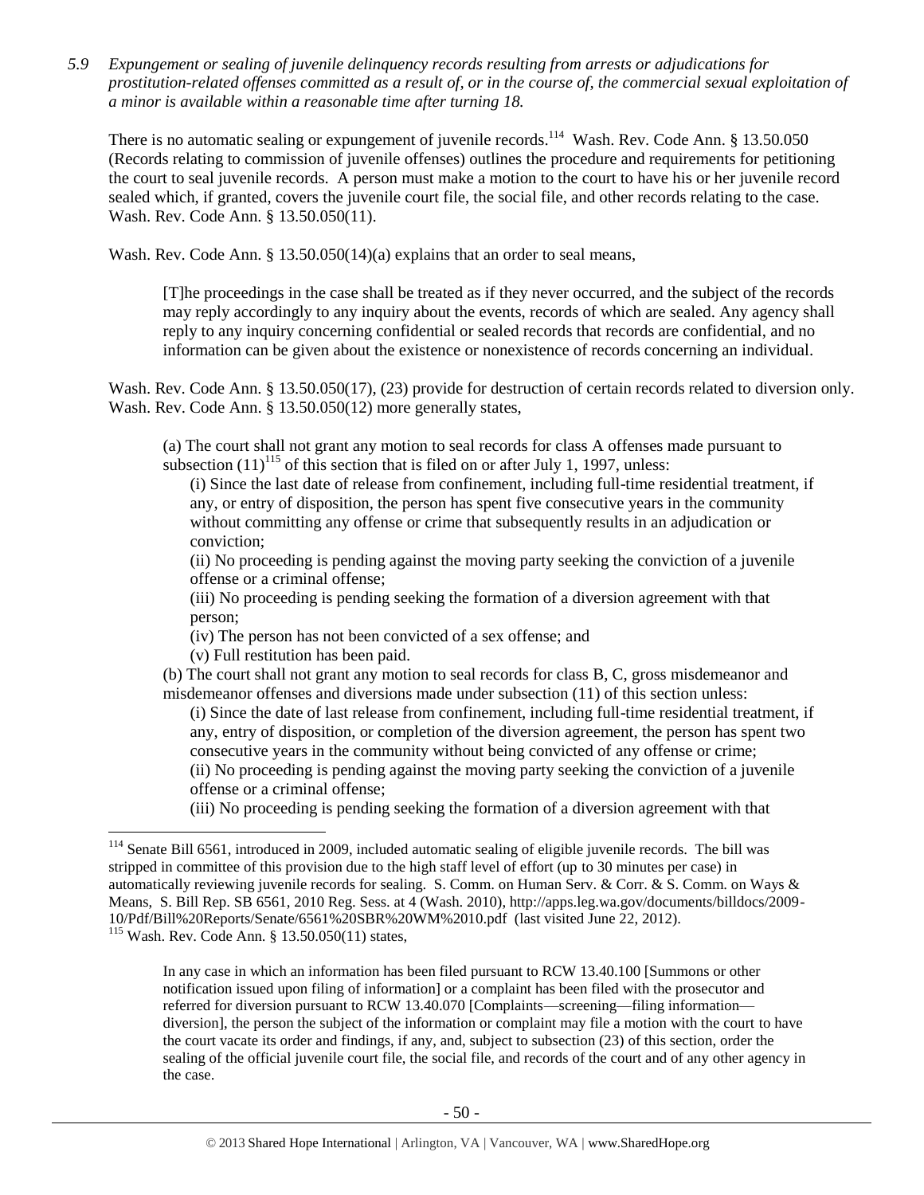*5.9 Expungement or sealing of juvenile delinquency records resulting from arrests or adjudications for prostitution-related offenses committed as a result of, or in the course of, the commercial sexual exploitation of a minor is available within a reasonable time after turning 18.*

There is no automatic sealing or expungement of juvenile records.[114] Wash. Rev. Code Ann. § 13.50.050 (Records relating to commission of juvenile offenses) outlines the procedure and requirements for petitioning the court to seal juvenile records. A person must make a motion to the court to have his or her juvenile record sealed which, if granted, covers the juvenile court file, the social file, and other records relating to the case. Wash. Rev. Code Ann. § 13.50.050(11).

Wash. Rev. Code Ann. § 13.50.050(14)(a) explains that an order to seal means,

> [T]he proceedings in the case shall be treated as if they never occurred, and the subject of the records may reply accordingly to any inquiry about the events, records of which are sealed. Any agency shall reply to any inquiry concerning confidential or sealed records that records are confidential, and no information can be given about the existence or nonexistence of records concerning an individual.

Wash. Rev. Code Ann. § 13.50.050(17), (23) provide for destruction of certain records related to diversion only. Wash. Rev. Code Ann. § 13.50.050(12) more generally states,

> (a) The court shall not grant any motion to seal records for class A offenses made pursuant to subsection (11)[115] of this section that is filed on or after July 1, 1997, unless:
>
> (i) Since the last date of release from confinement, including full-time residential treatment, if any, or entry of disposition, the person has spent five consecutive years in the community without committing any offense or crime that subsequently results in an adjudication or conviction;
>
> (ii) No proceeding is pending against the moving party seeking the conviction of a juvenile offense or a criminal offense;
>
> (iii) No proceeding is pending seeking the formation of a diversion agreement with that person;
>
> (iv) The person has not been convicted of a sex offense; and
>
> (v) Full restitution has been paid.
>
> (b) The court shall not grant any motion to seal records for class B, C, gross misdemeanor and misdemeanor offenses and diversions made under subsection (11) of this section unless:
>
> (i) Since the date of last release from confinement, including full-time residential treatment, if any, entry of disposition, or completion of the diversion agreement, the person has spent two consecutive years in the community without being convicted of any offense or crime;
>
> (ii) No proceeding is pending against the moving party seeking the conviction of a juvenile offense or a criminal offense;
>
> (iii) No proceeding is pending seeking the formation of a diversion agreement with that

---

[114] Senate Bill 6561, introduced in 2009, included automatic sealing of eligible juvenile records. The bill was stripped in committee of this provision due to the high staff level of effort (up to 30 minutes per case) in automatically reviewing juvenile records for sealing. S. Comm. on Human Serv. & Corr. & S. Comm. on Ways & Means, S. Bill Rep. SB 6561, 2010 Reg. Sess. at 4 (Wash. 2010), http://apps.leg.wa.gov/documents/billdocs/2009-10/Pdf/Bill%20Reports/Senate/6561%20SBR%20WM%2010.pdf (last visited June 22, 2012).

[115] Wash. Rev. Code Ann. § 13.50.050(11) states,

> In any case in which an information has been filed pursuant to RCW 13.40.100 [Summons or other notification issued upon filing of information] or a complaint has been filed with the prosecutor and referred for diversion pursuant to RCW 13.40.070 [Complaints—screening—filing information—diversion], the person the subject of the information or complaint may file a motion with the court to have the court vacate its order and findings, if any, and, subject to subsection (23) of this section, order the sealing of the official juvenile court file, the social file, and records of the court and of any other agency in the case.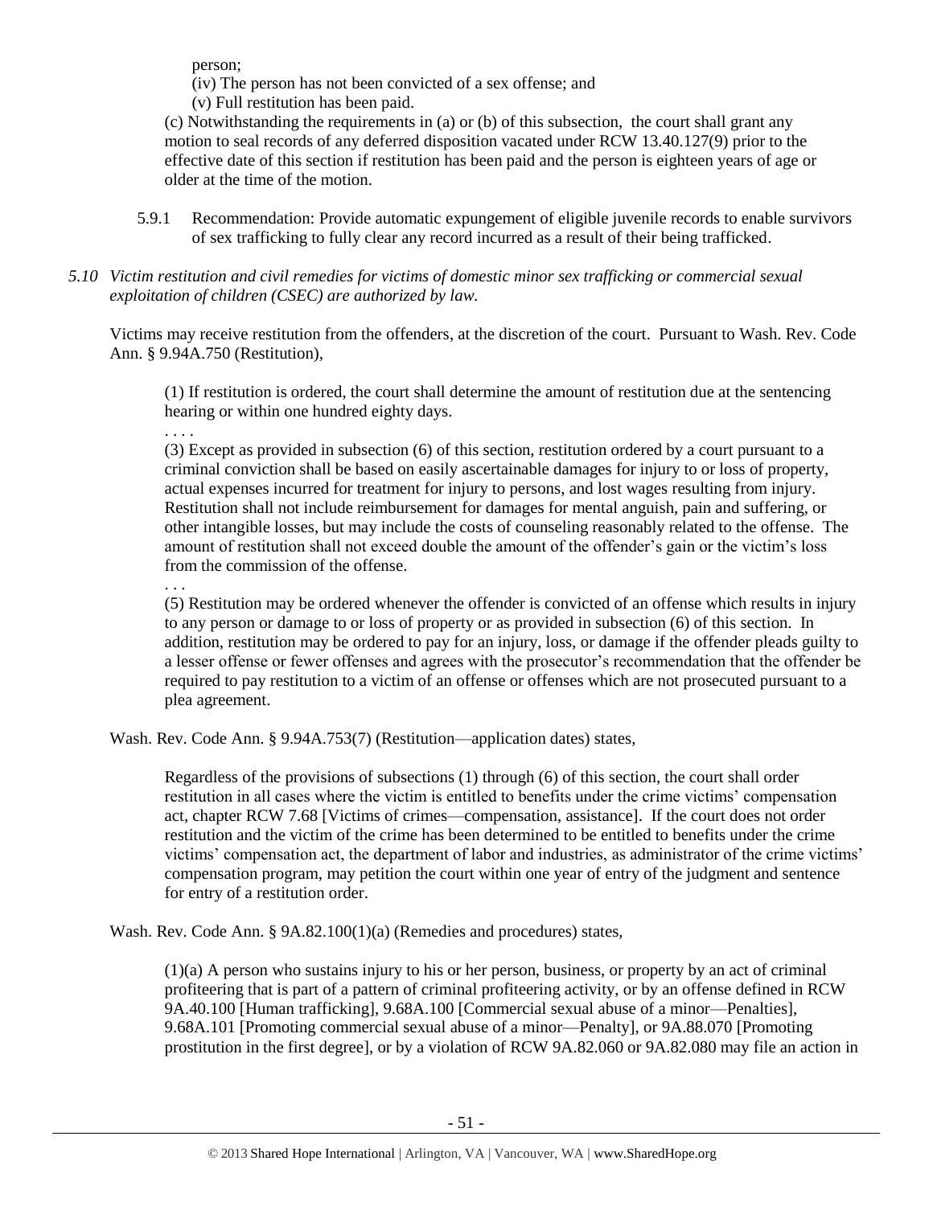person;

(iv) The person has not been convicted of a sex offense; and

(v) Full restitution has been paid.

(c) Notwithstanding the requirements in (a) or (b) of this subsection, the court shall grant any motion to seal records of any deferred disposition vacated under RCW 13.40.127(9) prior to the effective date of this section if restitution has been paid and the person is eighteen years of age or older at the time of the motion.

5.9.1 Recommendation: Provide automatic expungement of eligible juvenile records to enable survivors of sex trafficking to fully clear any record incurred as a result of their being trafficked.

*5.10 Victim restitution and civil remedies for victims of domestic minor sex trafficking or commercial sexual exploitation of children (CSEC) are authorized by law.*

Victims may receive restitution from the offenders, at the discretion of the court. Pursuant to Wash. Rev. Code Ann. § 9.94A.750 (Restitution),

> (1) If restitution is ordered, the court shall determine the amount of restitution due at the sentencing hearing or within one hundred eighty days.
>
> . . . .
>
> (3) Except as provided in subsection (6) of this section, restitution ordered by a court pursuant to a criminal conviction shall be based on easily ascertainable damages for injury to or loss of property, actual expenses incurred for treatment for injury to persons, and lost wages resulting from injury. Restitution shall not include reimbursement for damages for mental anguish, pain and suffering, or other intangible losses, but may include the costs of counseling reasonably related to the offense. The amount of restitution shall not exceed double the amount of the offender's gain or the victim's loss from the commission of the offense.
>
> . . .
>
> (5) Restitution may be ordered whenever the offender is convicted of an offense which results in injury to any person or damage to or loss of property or as provided in subsection (6) of this section. In addition, restitution may be ordered to pay for an injury, loss, or damage if the offender pleads guilty to a lesser offense or fewer offenses and agrees with the prosecutor's recommendation that the offender be required to pay restitution to a victim of an offense or offenses which are not prosecuted pursuant to a plea agreement.

Wash. Rev. Code Ann. § 9.94A.753(7) (Restitution—application dates) states,

> Regardless of the provisions of subsections (1) through (6) of this section, the court shall order restitution in all cases where the victim is entitled to benefits under the crime victims' compensation act, chapter RCW 7.68 [Victims of crimes—compensation, assistance]. If the court does not order restitution and the victim of the crime has been determined to be entitled to benefits under the crime victims' compensation act, the department of labor and industries, as administrator of the crime victims' compensation program, may petition the court within one year of entry of the judgment and sentence for entry of a restitution order.

Wash. Rev. Code Ann. § 9A.82.100(1)(a) (Remedies and procedures) states,

> (1)(a) A person who sustains injury to his or her person, business, or property by an act of criminal profiteering that is part of a pattern of criminal profiteering activity, or by an offense defined in RCW 9A.40.100 [Human trafficking], 9.68A.100 [Commercial sexual abuse of a minor—Penalties], 9.68A.101 [Promoting commercial sexual abuse of a minor—Penalty], or 9A.88.070 [Promoting prostitution in the first degree], or by a violation of RCW 9A.82.060 or 9A.82.080 may file an action in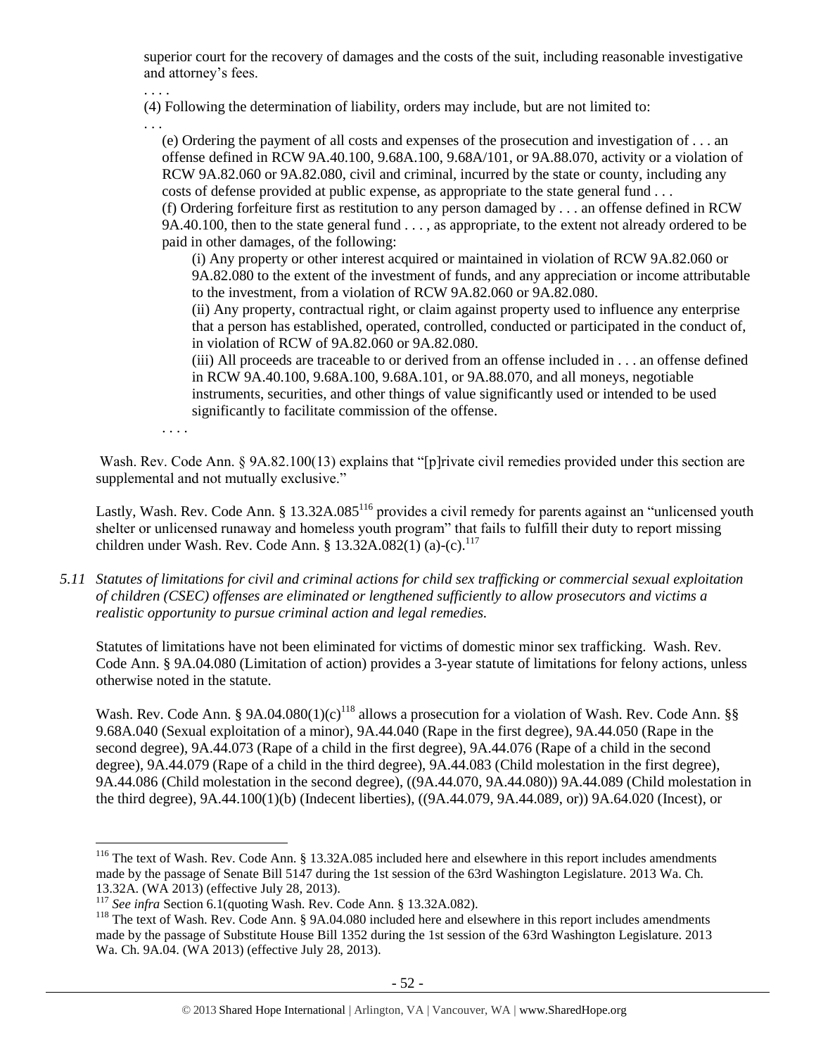superior court for the recovery of damages and the costs of the suit, including reasonable investigative and attorney's fees.

. . . .

(4) Following the determination of liability, orders may include, but are not limited to:

. . .

(e) Ordering the payment of all costs and expenses of the prosecution and investigation of . . . an offense defined in RCW 9A.40.100, 9.68A.100, 9.68A/101, or 9A.88.070, activity or a violation of RCW 9A.82.060 or 9A.82.080, civil and criminal, incurred by the state or county, including any costs of defense provided at public expense, as appropriate to the state general fund . . .

(f) Ordering forfeiture first as restitution to any person damaged by . . . an offense defined in RCW 9A.40.100, then to the state general fund . . . , as appropriate, to the extent not already ordered to be paid in other damages, of the following:

(i) Any property or other interest acquired or maintained in violation of RCW 9A.82.060 or 9A.82.080 to the extent of the investment of funds, and any appreciation or income attributable to the investment, from a violation of RCW 9A.82.060 or 9A.82.080.

(ii) Any property, contractual right, or claim against property used to influence any enterprise that a person has established, operated, controlled, conducted or participated in the conduct of, in violation of RCW of 9A.82.060 or 9A.82.080.

(iii) All proceeds are traceable to or derived from an offense included in . . . an offense defined in RCW 9A.40.100, 9.68A.100, 9.68A.101, or 9A.88.070, and all moneys, negotiable instruments, securities, and other things of value significantly used or intended to be used significantly to facilitate commission of the offense.

. . . .

Wash. Rev. Code Ann. § 9A.82.100(13) explains that "[p]rivate civil remedies provided under this section are supplemental and not mutually exclusive."

Lastly, Wash. Rev. Code Ann. § 13.32A.085[116] provides a civil remedy for parents against an "unlicensed youth shelter or unlicensed runaway and homeless youth program" that fails to fulfill their duty to report missing children under Wash. Rev. Code Ann. § 13.32A.082(1) (a)-(c).[117]

*5.11 Statutes of limitations for civil and criminal actions for child sex trafficking or commercial sexual exploitation of children (CSEC) offenses are eliminated or lengthened sufficiently to allow prosecutors and victims a realistic opportunity to pursue criminal action and legal remedies.*

Statutes of limitations have not been eliminated for victims of domestic minor sex trafficking. Wash. Rev. Code Ann. § 9A.04.080 (Limitation of action) provides a 3-year statute of limitations for felony actions, unless otherwise noted in the statute.

Wash. Rev. Code Ann. § 9A.04.080(1)(c)[118] allows a prosecution for a violation of Wash. Rev. Code Ann. §§ 9.68A.040 (Sexual exploitation of a minor), 9A.44.040 (Rape in the first degree), 9A.44.050 (Rape in the second degree), 9A.44.073 (Rape of a child in the first degree), 9A.44.076 (Rape of a child in the second degree), 9A.44.079 (Rape of a child in the third degree), 9A.44.083 (Child molestation in the first degree), 9A.44.086 (Child molestation in the second degree), ((9A.44.070, 9A.44.080)) 9A.44.089 (Child molestation in the third degree), 9A.44.100(1)(b) (Indecent liberties), ((9A.44.079, 9A.44.089, or)) 9A.64.020 (Incest), or

---

[116] The text of Wash. Rev. Code Ann. § 13.32A.085 included here and elsewhere in this report includes amendments made by the passage of Senate Bill 5147 during the 1st session of the 63rd Washington Legislature. 2013 Wa. Ch. 13.32A. (WA 2013) (effective July 28, 2013).

[117] *See infra* Section 6.1(quoting Wash. Rev. Code Ann. § 13.32A.082).

[118] The text of Wash. Rev. Code Ann. § 9A.04.080 included here and elsewhere in this report includes amendments made by the passage of Substitute House Bill 1352 during the 1st session of the 63rd Washington Legislature. 2013 Wa. Ch. 9A.04. (WA 2013) (effective July 28, 2013).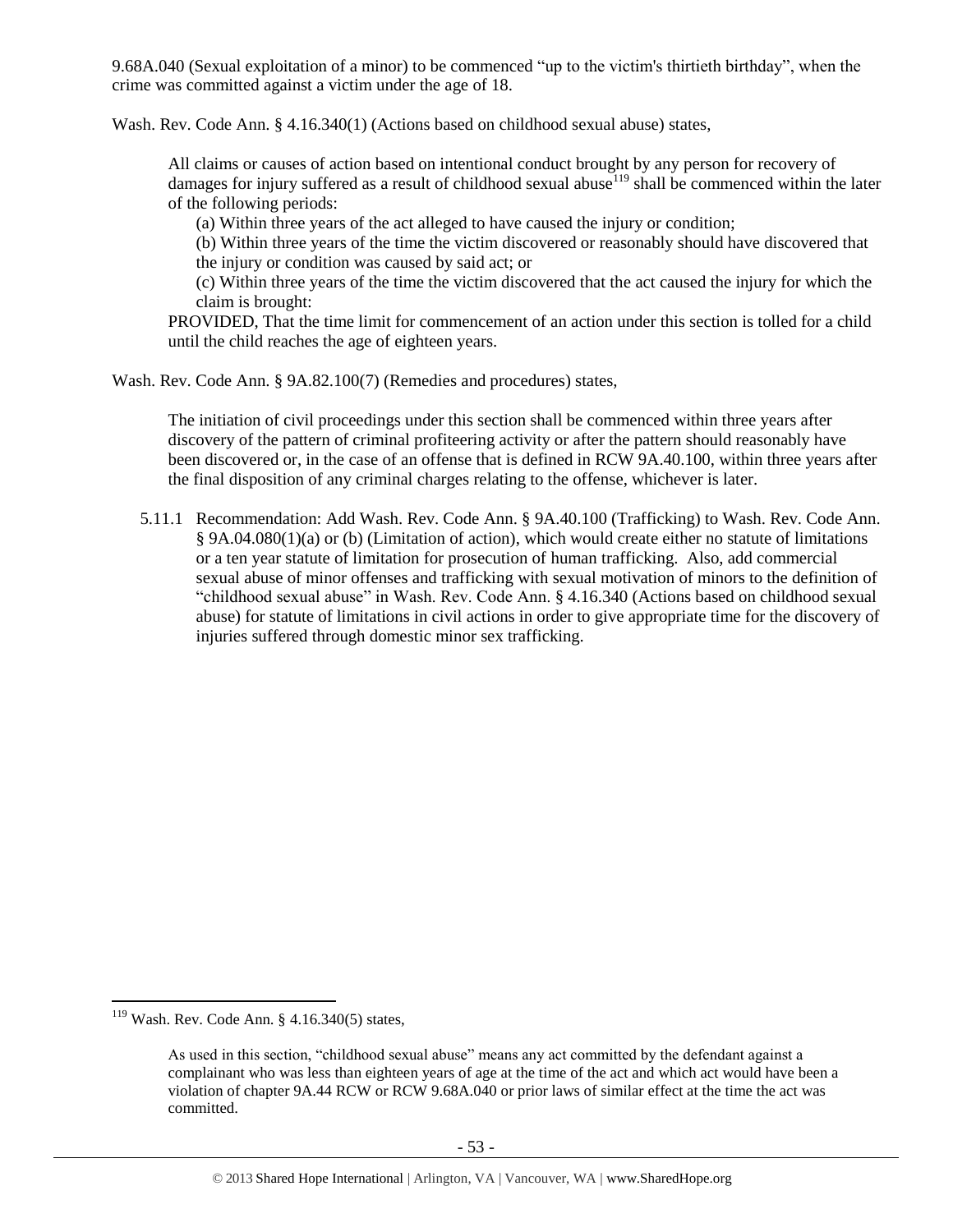9.68A.040 (Sexual exploitation of a minor) to be commenced "up to the victim's thirtieth birthday", when the crime was committed against a victim under the age of 18.

Wash. Rev. Code Ann. § 4.16.340(1) (Actions based on childhood sexual abuse) states,

> All claims or causes of action based on intentional conduct brought by any person for recovery of damages for injury suffered as a result of childhood sexual abuse[119] shall be commenced within the later of the following periods:
>
> (a) Within three years of the act alleged to have caused the injury or condition;
>
> (b) Within three years of the time the victim discovered or reasonably should have discovered that the injury or condition was caused by said act; or
>
> (c) Within three years of the time the victim discovered that the act caused the injury for which the claim is brought:
>
> PROVIDED, That the time limit for commencement of an action under this section is tolled for a child until the child reaches the age of eighteen years.

Wash. Rev. Code Ann. § 9A.82.100(7) (Remedies and procedures) states,

> The initiation of civil proceedings under this section shall be commenced within three years after discovery of the pattern of criminal profiteering activity or after the pattern should reasonably have been discovered or, in the case of an offense that is defined in RCW 9A.40.100, within three years after the final disposition of any criminal charges relating to the offense, whichever is later.

5.11.1 Recommendation: Add Wash. Rev. Code Ann. § 9A.40.100 (Trafficking) to Wash. Rev. Code Ann. § 9A.04.080(1)(a) or (b) (Limitation of action), which would create either no statute of limitations or a ten year statute of limitation for prosecution of human trafficking. Also, add commercial sexual abuse of minor offenses and trafficking with sexual motivation of minors to the definition of "childhood sexual abuse" in Wash. Rev. Code Ann. § 4.16.340 (Actions based on childhood sexual abuse) for statute of limitations in civil actions in order to give appropriate time for the discovery of injuries suffered through domestic minor sex trafficking.

---

[119] Wash. Rev. Code Ann. § 4.16.340(5) states,

> As used in this section, "childhood sexual abuse" means any act committed by the defendant against a complainant who was less than eighteen years of age at the time of the act and which act would have been a violation of chapter 9A.44 RCW or RCW 9.68A.040 or prior laws of similar effect at the time the act was committed.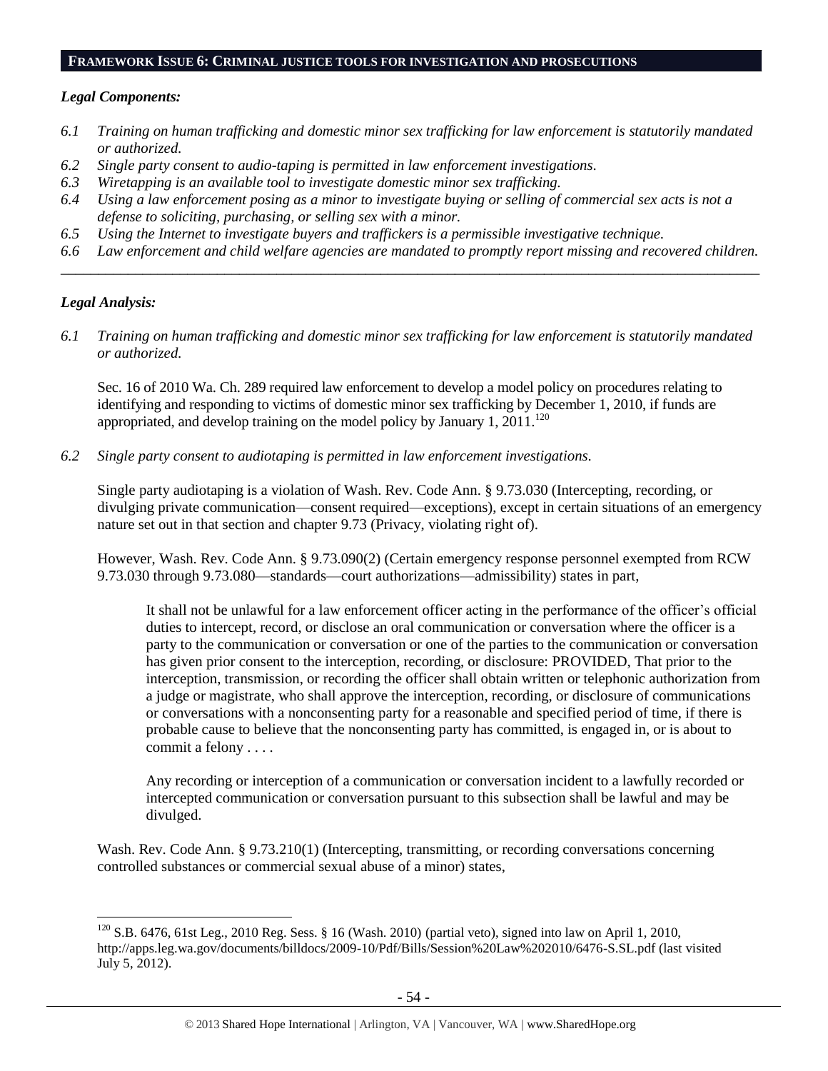## FRAMEWORK ISSUE 6: CRIMINAL JUSTICE TOOLS FOR INVESTIGATION AND PROSECUTIONS

### *Legal Components:*

*6.1 Training on human trafficking and domestic minor sex trafficking for law enforcement is statutorily mandated or authorized.*

*6.2 Single party consent to audio-taping is permitted in law enforcement investigations.*

*6.3 Wiretapping is an available tool to investigate domestic minor sex trafficking.*

*6.4 Using a law enforcement posing as a minor to investigate buying or selling of commercial sex acts is not a defense to soliciting, purchasing, or selling sex with a minor.*

*6.5 Using the Internet to investigate buyers and traffickers is a permissible investigative technique.*

*6.6 Law enforcement and child welfare agencies are mandated to promptly report missing and recovered children.*

---

### *Legal Analysis:*

*6.1 Training on human trafficking and domestic minor sex trafficking for law enforcement is statutorily mandated or authorized.*

Sec. 16 of 2010 Wa. Ch. 289 required law enforcement to develop a model policy on procedures relating to identifying and responding to victims of domestic minor sex trafficking by December 1, 2010, if funds are appropriated, and develop training on the model policy by January 1, 2011.[120]

*6.2 Single party consent to audiotaping is permitted in law enforcement investigations.*

Single party audiotaping is a violation of Wash. Rev. Code Ann. § 9.73.030 (Intercepting, recording, or divulging private communication—consent required—exceptions), except in certain situations of an emergency nature set out in that section and chapter 9.73 (Privacy, violating right of).

However, Wash. Rev. Code Ann. § 9.73.090(2) (Certain emergency response personnel exempted from RCW 9.73.030 through 9.73.080—standards—court authorizations—admissibility) states in part,

> It shall not be unlawful for a law enforcement officer acting in the performance of the officer's official duties to intercept, record, or disclose an oral communication or conversation where the officer is a party to the communication or conversation or one of the parties to the communication or conversation has given prior consent to the interception, recording, or disclosure: PROVIDED, That prior to the interception, transmission, or recording the officer shall obtain written or telephonic authorization from a judge or magistrate, who shall approve the interception, recording, or disclosure of communications or conversations with a nonconsenting party for a reasonable and specified period of time, if there is probable cause to believe that the nonconsenting party has committed, is engaged in, or is about to commit a felony . . . .
>
> Any recording or interception of a communication or conversation incident to a lawfully recorded or intercepted communication or conversation pursuant to this subsection shall be lawful and may be divulged.

Wash. Rev. Code Ann. § 9.73.210(1) (Intercepting, transmitting, or recording conversations concerning controlled substances or commercial sexual abuse of a minor) states,

---

[120] S.B. 6476, 61st Leg., 2010 Reg. Sess. § 16 (Wash. 2010) (partial veto), signed into law on April 1, 2010, http://apps.leg.wa.gov/documents/billdocs/2009-10/Pdf/Bills/Session%20Law%202010/6476-S.SL.pdf (last visited July 5, 2012).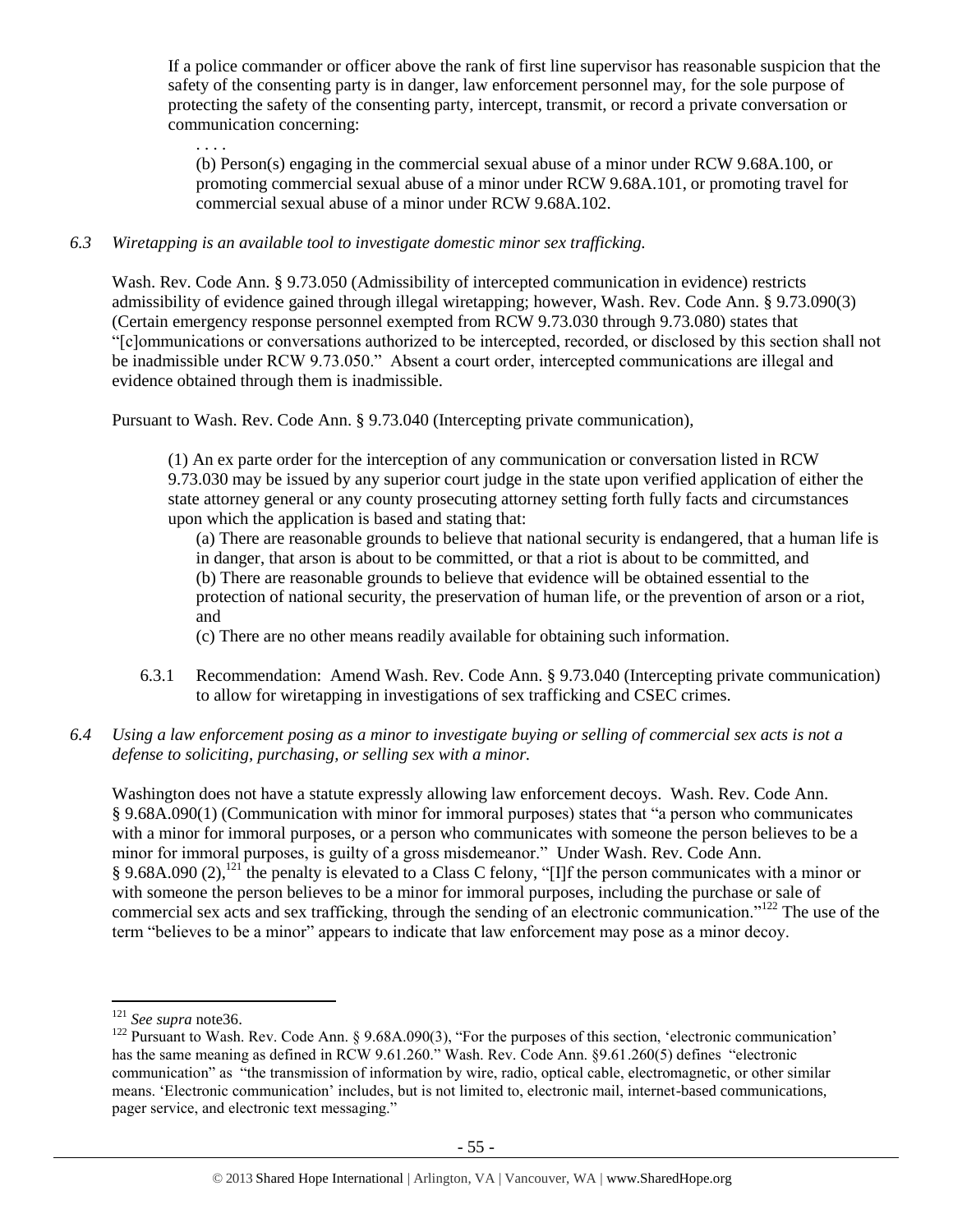> If a police commander or officer above the rank of first line supervisor has reasonable suspicion that the safety of the consenting party is in danger, law enforcement personnel may, for the sole purpose of protecting the safety of the consenting party, intercept, transmit, or record a private conversation or communication concerning:
>
> . . . .
>
> (b) Person(s) engaging in the commercial sexual abuse of a minor under RCW 9.68A.100, or promoting commercial sexual abuse of a minor under RCW 9.68A.101, or promoting travel for commercial sexual abuse of a minor under RCW 9.68A.102.

*6.3 Wiretapping is an available tool to investigate domestic minor sex trafficking.*

Wash. Rev. Code Ann. § 9.73.050 (Admissibility of intercepted communication in evidence) restricts admissibility of evidence gained through illegal wiretapping; however, Wash. Rev. Code Ann. § 9.73.090(3) (Certain emergency response personnel exempted from RCW 9.73.030 through 9.73.080) states that "[c]ommunications or conversations authorized to be intercepted, recorded, or disclosed by this section shall not be inadmissible under RCW 9.73.050." Absent a court order, intercepted communications are illegal and evidence obtained through them is inadmissible.

Pursuant to Wash. Rev. Code Ann. § 9.73.040 (Intercepting private communication),

> (1) An ex parte order for the interception of any communication or conversation listed in RCW 9.73.030 may be issued by any superior court judge in the state upon verified application of either the state attorney general or any county prosecuting attorney setting forth fully facts and circumstances upon which the application is based and stating that:
>
> (a) There are reasonable grounds to believe that national security is endangered, that a human life is in danger, that arson is about to be committed, or that a riot is about to be committed, and
> (b) There are reasonable grounds to believe that evidence will be obtained essential to the protection of national security, the preservation of human life, or the prevention of arson or a riot, and
> (c) There are no other means readily available for obtaining such information.

6.3.1 Recommendation: Amend Wash. Rev. Code Ann. § 9.73.040 (Intercepting private communication) to allow for wiretapping in investigations of sex trafficking and CSEC crimes.

*6.4 Using a law enforcement posing as a minor to investigate buying or selling of commercial sex acts is not a defense to soliciting, purchasing, or selling sex with a minor.*

Washington does not have a statute expressly allowing law enforcement decoys. Wash. Rev. Code Ann. § 9.68A.090(1) (Communication with minor for immoral purposes) states that "a person who communicates with a minor for immoral purposes, or a person who communicates with someone the person believes to be a minor for immoral purposes, is guilty of a gross misdemeanor." Under Wash. Rev. Code Ann. § 9.68A.090 (2),[121] the penalty is elevated to a Class C felony, "[I]f the person communicates with a minor or with someone the person believes to be a minor for immoral purposes, including the purchase or sale of commercial sex acts and sex trafficking, through the sending of an electronic communication."[122] The use of the term "believes to be a minor" appears to indicate that law enforcement may pose as a minor decoy.

---

[121] *See supra* note36.

[122] Pursuant to Wash. Rev. Code Ann. § 9.68A.090(3), "For the purposes of this section, 'electronic communication' has the same meaning as defined in RCW 9.61.260." Wash. Rev. Code Ann. §9.61.260(5) defines "electronic communication" as "the transmission of information by wire, radio, optical cable, electromagnetic, or other similar means. 'Electronic communication' includes, but is not limited to, electronic mail, internet-based communications, pager service, and electronic text messaging."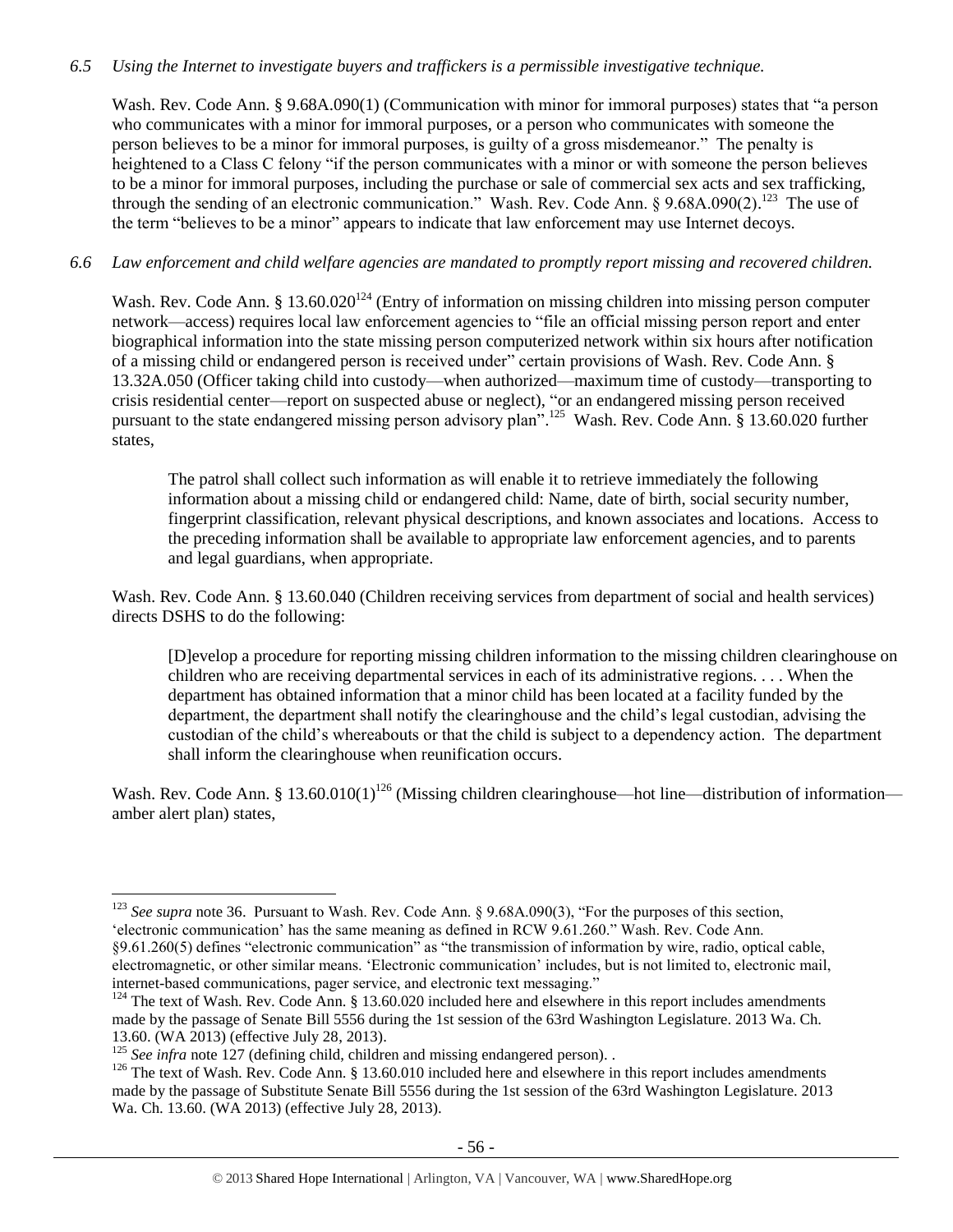*6.5 Using the Internet to investigate buyers and traffickers is a permissible investigative technique.*

Wash. Rev. Code Ann. § 9.68A.090(1) (Communication with minor for immoral purposes) states that "a person who communicates with a minor for immoral purposes, or a person who communicates with someone the person believes to be a minor for immoral purposes, is guilty of a gross misdemeanor." The penalty is heightened to a Class C felony "if the person communicates with a minor or with someone the person believes to be a minor for immoral purposes, including the purchase or sale of commercial sex acts and sex trafficking, through the sending of an electronic communication." Wash. Rev. Code Ann. § 9.68A.090(2).[123] The use of the term "believes to be a minor" appears to indicate that law enforcement may use Internet decoys.

*6.6 Law enforcement and child welfare agencies are mandated to promptly report missing and recovered children.*

Wash. Rev. Code Ann. § 13.60.020[124] (Entry of information on missing children into missing person computer network—access) requires local law enforcement agencies to "file an official missing person report and enter biographical information into the state missing person computerized network within six hours after notification of a missing child or endangered person is received under" certain provisions of Wash. Rev. Code Ann. § 13.32A.050 (Officer taking child into custody—when authorized—maximum time of custody—transporting to crisis residential center—report on suspected abuse or neglect), "or an endangered missing person received pursuant to the state endangered missing person advisory plan".[125] Wash. Rev. Code Ann. § 13.60.020 further states,

> The patrol shall collect such information as will enable it to retrieve immediately the following information about a missing child or endangered child: Name, date of birth, social security number, fingerprint classification, relevant physical descriptions, and known associates and locations. Access to the preceding information shall be available to appropriate law enforcement agencies, and to parents and legal guardians, when appropriate.

Wash. Rev. Code Ann. § 13.60.040 (Children receiving services from department of social and health services) directs DSHS to do the following:

> [D]evelop a procedure for reporting missing children information to the missing children clearinghouse on children who are receiving departmental services in each of its administrative regions. . . . When the department has obtained information that a minor child has been located at a facility funded by the department, the department shall notify the clearinghouse and the child's legal custodian, advising the custodian of the child's whereabouts or that the child is subject to a dependency action. The department shall inform the clearinghouse when reunification occurs.

Wash. Rev. Code Ann. § 13.60.010(1)[126] (Missing children clearinghouse—hot line—distribution of information—amber alert plan) states,

---

[123] *See supra* note 36. Pursuant to Wash. Rev. Code Ann. § 9.68A.090(3), "For the purposes of this section, 'electronic communication' has the same meaning as defined in RCW 9.61.260." Wash. Rev. Code Ann. §9.61.260(5) defines "electronic communication" as "the transmission of information by wire, radio, optical cable, electromagnetic, or other similar means. 'Electronic communication' includes, but is not limited to, electronic mail, internet-based communications, pager service, and electronic text messaging."

[124] The text of Wash. Rev. Code Ann. § 13.60.020 included here and elsewhere in this report includes amendments made by the passage of Senate Bill 5556 during the 1st session of the 63rd Washington Legislature. 2013 Wa. Ch. 13.60. (WA 2013) (effective July 28, 2013).

[125] *See infra* note 127 (defining child, children and missing endangered person). .

[126] The text of Wash. Rev. Code Ann. § 13.60.010 included here and elsewhere in this report includes amendments made by the passage of Substitute Senate Bill 5556 during the 1st session of the 63rd Washington Legislature. 2013 Wa. Ch. 13.60. (WA 2013) (effective July 28, 2013).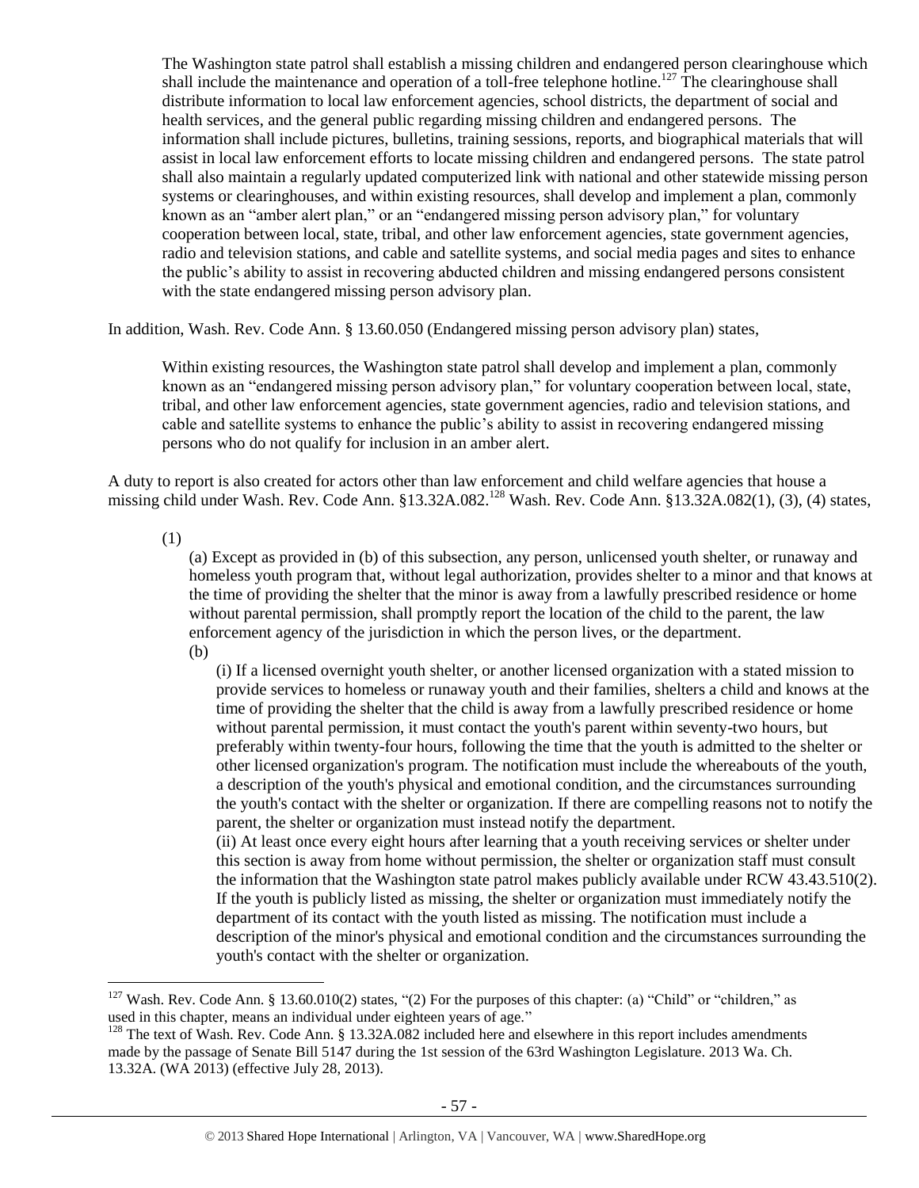> The Washington state patrol shall establish a missing children and endangered person clearinghouse which shall include the maintenance and operation of a toll-free telephone hotline.[127] The clearinghouse shall distribute information to local law enforcement agencies, school districts, the department of social and health services, and the general public regarding missing children and endangered persons. The information shall include pictures, bulletins, training sessions, reports, and biographical materials that will assist in local law enforcement efforts to locate missing children and endangered persons. The state patrol shall also maintain a regularly updated computerized link with national and other statewide missing person systems or clearinghouses, and within existing resources, shall develop and implement a plan, commonly known as an "amber alert plan," or an "endangered missing person advisory plan," for voluntary cooperation between local, state, tribal, and other law enforcement agencies, state government agencies, radio and television stations, and cable and satellite systems, and social media pages and sites to enhance the public's ability to assist in recovering abducted children and missing endangered persons consistent with the state endangered missing person advisory plan.

In addition, Wash. Rev. Code Ann. § 13.60.050 (Endangered missing person advisory plan) states,

> Within existing resources, the Washington state patrol shall develop and implement a plan, commonly known as an "endangered missing person advisory plan," for voluntary cooperation between local, state, tribal, and other law enforcement agencies, state government agencies, radio and television stations, and cable and satellite systems to enhance the public's ability to assist in recovering endangered missing persons who do not qualify for inclusion in an amber alert.

A duty to report is also created for actors other than law enforcement and child welfare agencies that house a missing child under Wash. Rev. Code Ann. §13.32A.082.[128] Wash. Rev. Code Ann. §13.32A.082(1), (3), (4) states,

> (1)
>
> (a) Except as provided in (b) of this subsection, any person, unlicensed youth shelter, or runaway and homeless youth program that, without legal authorization, provides shelter to a minor and that knows at the time of providing the shelter that the minor is away from a lawfully prescribed residence or home without parental permission, shall promptly report the location of the child to the parent, the law enforcement agency of the jurisdiction in which the person lives, or the department.
>
> (b)
>
> (i) If a licensed overnight youth shelter, or another licensed organization with a stated mission to provide services to homeless or runaway youth and their families, shelters a child and knows at the time of providing the shelter that the child is away from a lawfully prescribed residence or home without parental permission, it must contact the youth's parent within seventy-two hours, but preferably within twenty-four hours, following the time that the youth is admitted to the shelter or other licensed organization's program. The notification must include the whereabouts of the youth, a description of the youth's physical and emotional condition, and the circumstances surrounding the youth's contact with the shelter or organization. If there are compelling reasons not to notify the parent, the shelter or organization must instead notify the department.
>
> (ii) At least once every eight hours after learning that a youth receiving services or shelter under this section is away from home without permission, the shelter or organization staff must consult the information that the Washington state patrol makes publicly available under RCW 43.43.510(2). If the youth is publicly listed as missing, the shelter or organization must immediately notify the department of its contact with the youth listed as missing. The notification must include a description of the minor's physical and emotional condition and the circumstances surrounding the youth's contact with the shelter or organization.

---

[127] Wash. Rev. Code Ann. § 13.60.010(2) states, "(2) For the purposes of this chapter: (a) "Child" or "children," as used in this chapter, means an individual under eighteen years of age."

[128] The text of Wash. Rev. Code Ann. § 13.32A.082 included here and elsewhere in this report includes amendments made by the passage of Senate Bill 5147 during the 1st session of the 63rd Washington Legislature. 2013 Wa. Ch. 13.32A. (WA 2013) (effective July 28, 2013).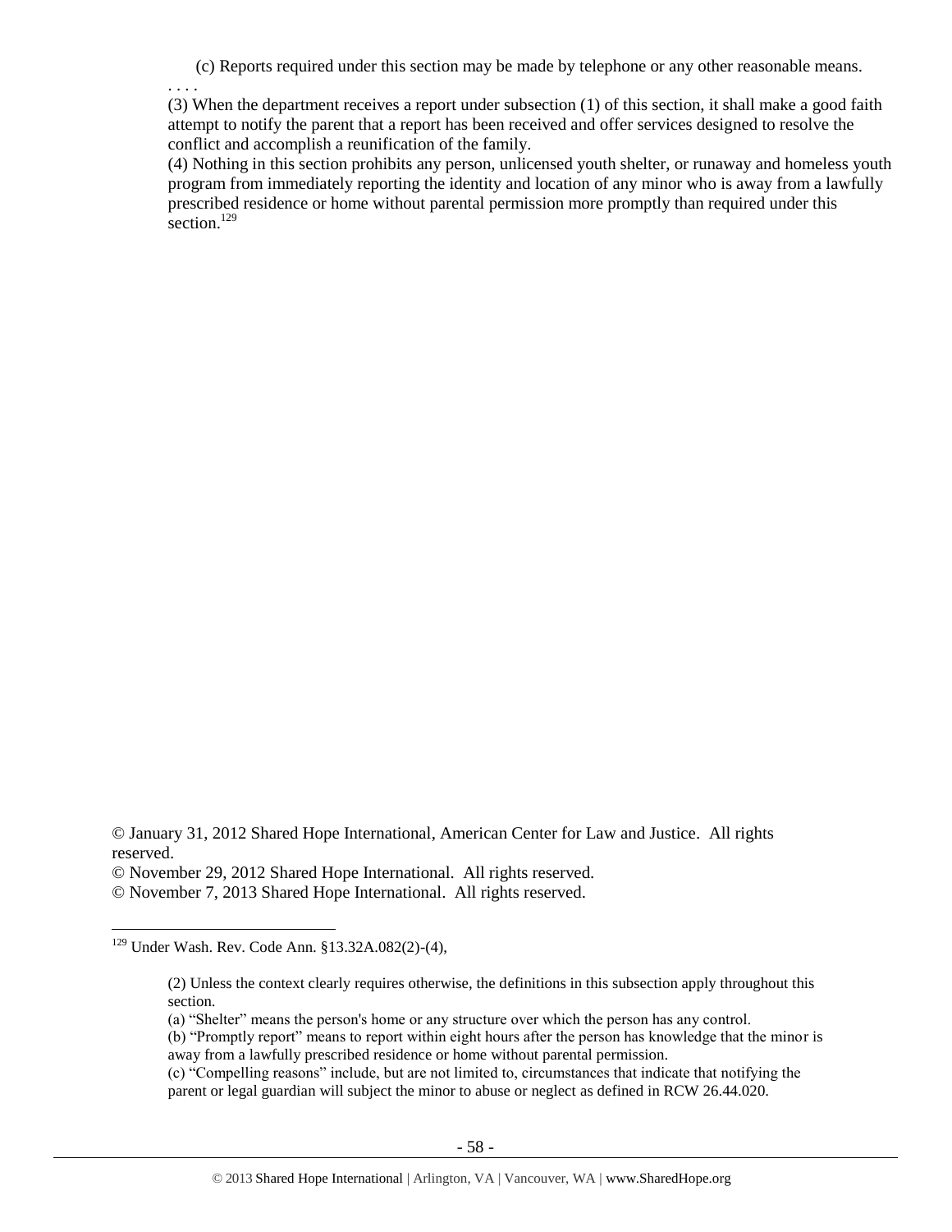(c) Reports required under this section may be made by telephone or any other reasonable means.

. . . .

(3) When the department receives a report under subsection (1) of this section, it shall make a good faith attempt to notify the parent that a report has been received and offer services designed to resolve the conflict and accomplish a reunification of the family.

(4) Nothing in this section prohibits any person, unlicensed youth shelter, or runaway and homeless youth program from immediately reporting the identity and location of any minor who is away from a lawfully prescribed residence or home without parental permission more promptly than required under this section.[129]

© January 31, 2012 Shared Hope International, American Center for Law and Justice. All rights reserved.

© November 29, 2012 Shared Hope International. All rights reserved.

© November 7, 2013 Shared Hope International. All rights reserved.

---

[129] Under Wash. Rev. Code Ann. §13.32A.082(2)-(4),

> (2) Unless the context clearly requires otherwise, the definitions in this subsection apply throughout this section.
>
> (a) "Shelter" means the person's home or any structure over which the person has any control.
>
> (b) "Promptly report" means to report within eight hours after the person has knowledge that the minor is away from a lawfully prescribed residence or home without parental permission.
>
> (c) "Compelling reasons" include, but are not limited to, circumstances that indicate that notifying the parent or legal guardian will subject the minor to abuse or neglect as defined in RCW 26.44.020.